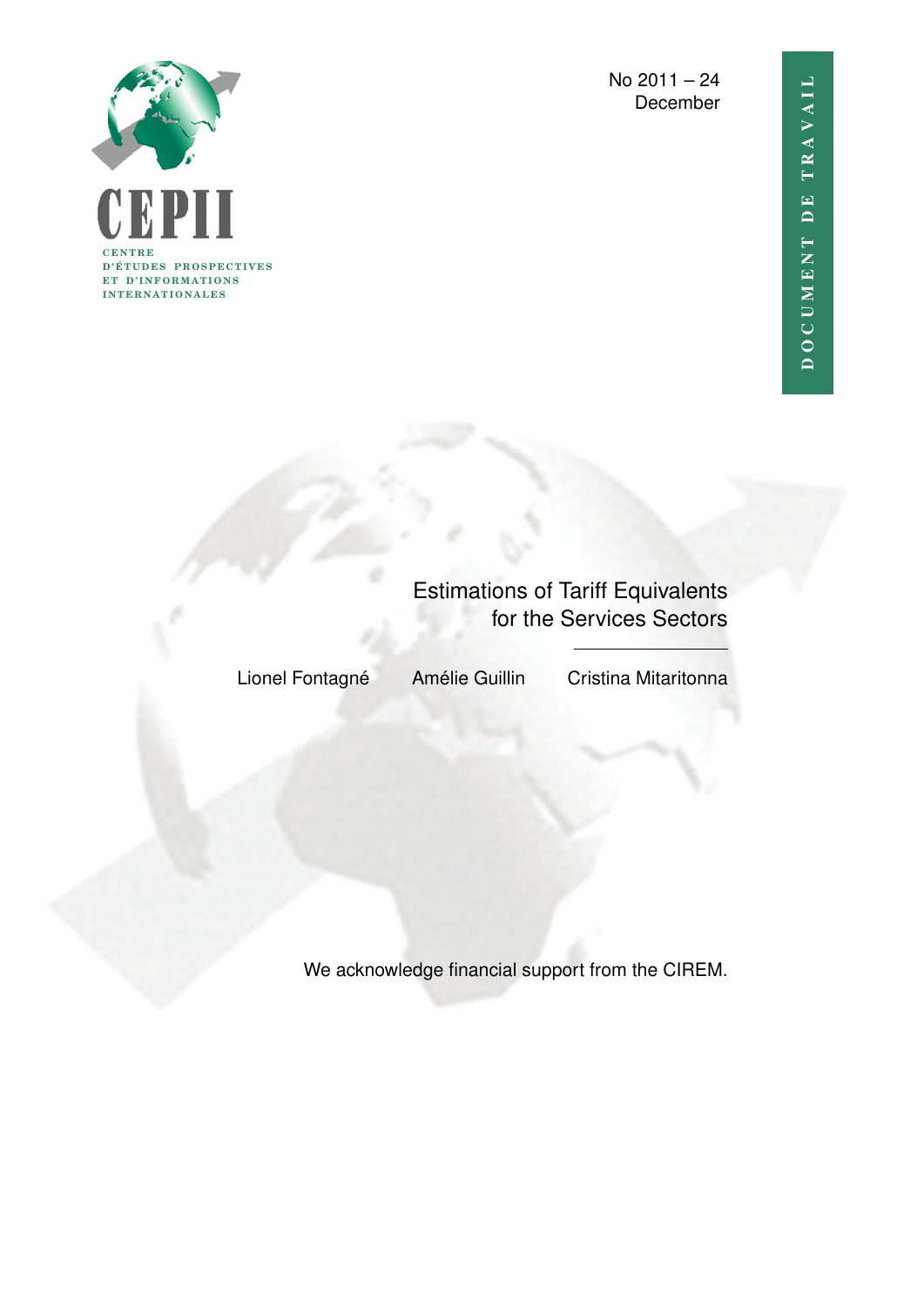CEPII

CENTRE D'ÉTUDES PROSPECTIVES ET D'INFORMATIONS INTERNATIONALES

No 2011 – 24
December

DOCUMENT DE TRAVAIL

# Estimations of Tariff Equivalents for the Services Sectors

Lionel Fontagné  Amélie Guillin  Cristina Mitaritonna

We acknowledge financial support from the CIREM.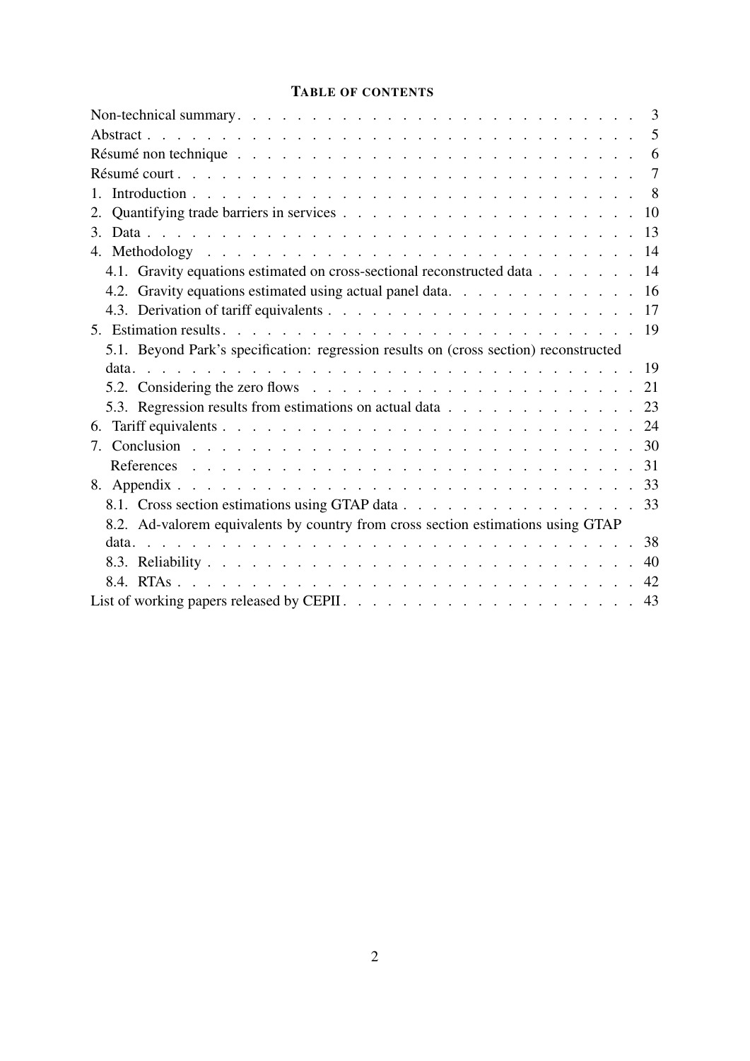## TABLE OF CONTENTS

| | |
|---|---|
| Non-technical summary | 3 |
| Abstract | 5 |
| Résumé non technique | 6 |
| Résumé court | 7 |
| 1. Introduction | 8 |
| 2. Quantifying trade barriers in services | 10 |
| 3. Data | 13 |
| 4. Methodology | 14 |
| 4.1. Gravity equations estimated on cross-sectional reconstructed data | 14 |
| 4.2. Gravity equations estimated using actual panel data. | 16 |
| 4.3. Derivation of tariff equivalents | 17 |
| 5. Estimation results | 19 |
| 5.1. Beyond Park's specification: regression results on (cross section) reconstructed data | 19 |
| 5.2. Considering the zero flows | 21 |
| 5.3. Regression results from estimations on actual data | 23 |
| 6. Tariff equivalents | 24 |
| 7. Conclusion | 30 |
| References | 31 |
| 8. Appendix | 33 |
| 8.1. Cross section estimations using GTAP data | 33 |
| 8.2. Ad-valorem equivalents by country from cross section estimations using GTAP data | 38 |
| 8.3. Reliability | 40 |
| 8.4. RTAs | 42 |
| List of working papers released by CEPII | 43 |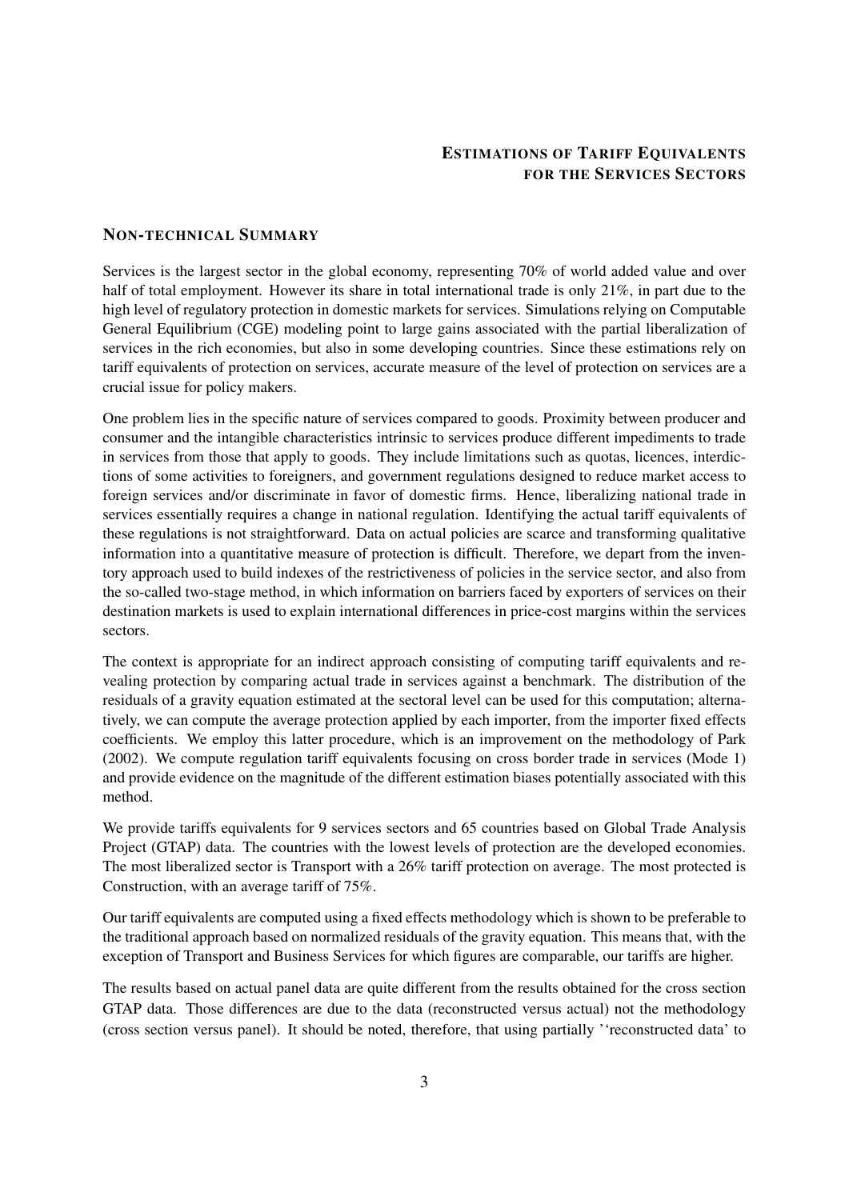# ESTIMATIONS OF TARIFF EQUIVALENTS FOR THE SERVICES SECTORS

## NON-TECHNICAL SUMMARY

Services is the largest sector in the global economy, representing 70% of world added value and over half of total employment. However its share in total international trade is only 21%, in part due to the high level of regulatory protection in domestic markets for services. Simulations relying on Computable General Equilibrium (CGE) modeling point to large gains associated with the partial liberalization of services in the rich economies, but also in some developing countries. Since these estimations rely on tariff equivalents of protection on services, accurate measure of the level of protection on services are a crucial issue for policy makers.

One problem lies in the specific nature of services compared to goods. Proximity between producer and consumer and the intangible characteristics intrinsic to services produce different impediments to trade in services from those that apply to goods. They include limitations such as quotas, licences, interdictions of some activities to foreigners, and government regulations designed to reduce market access to foreign services and/or discriminate in favor of domestic firms. Hence, liberalizing national trade in services essentially requires a change in national regulation. Identifying the actual tariff equivalents of these regulations is not straightforward. Data on actual policies are scarce and transforming qualitative information into a quantitative measure of protection is difficult. Therefore, we depart from the inventory approach used to build indexes of the restrictiveness of policies in the service sector, and also from the so-called two-stage method, in which information on barriers faced by exporters of services on their destination markets is used to explain international differences in price-cost margins within the services sectors.

The context is appropriate for an indirect approach consisting of computing tariff equivalents and revealing protection by comparing actual trade in services against a benchmark. The distribution of the residuals of a gravity equation estimated at the sectoral level can be used for this computation; alternatively, we can compute the average protection applied by each importer, from the importer fixed effects coefficients. We employ this latter procedure, which is an improvement on the methodology of Park (2002). We compute regulation tariff equivalents focusing on cross border trade in services (Mode 1) and provide evidence on the magnitude of the different estimation biases potentially associated with this method.

We provide tariffs equivalents for 9 services sectors and 65 countries based on Global Trade Analysis Project (GTAP) data. The countries with the lowest levels of protection are the developed economies. The most liberalized sector is Transport with a 26% tariff protection on average. The most protected is Construction, with an average tariff of 75%.

Our tariff equivalents are computed using a fixed effects methodology which is shown to be preferable to the traditional approach based on normalized residuals of the gravity equation. This means that, with the exception of Transport and Business Services for which figures are comparable, our tariffs are higher.

The results based on actual panel data are quite different from the results obtained for the cross section GTAP data. Those differences are due to the data (reconstructed versus actual) not the methodology (cross section versus panel). It should be noted, therefore, that using partially ''reconstructed data' to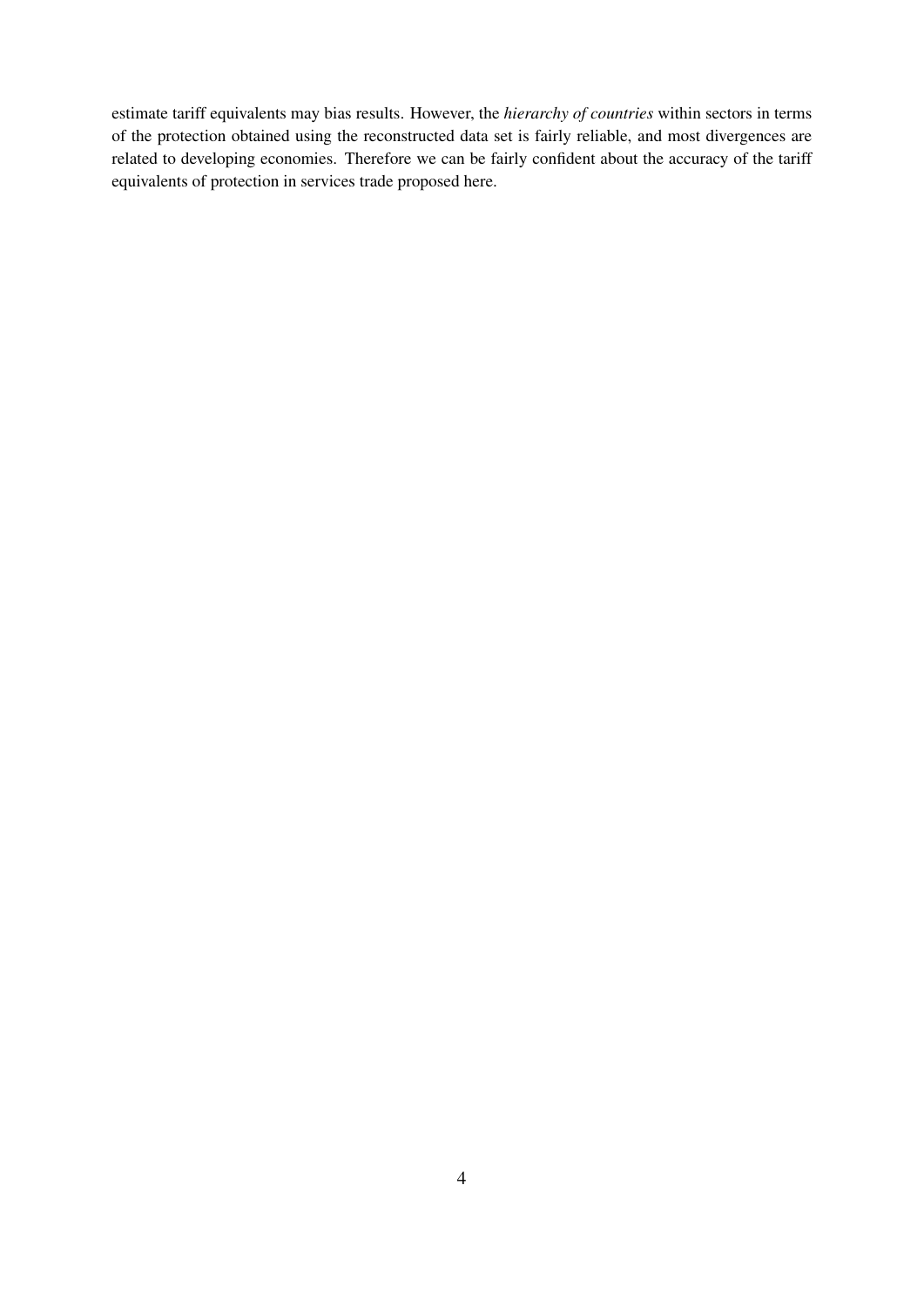estimate tariff equivalents may bias results. However, the *hierarchy of countries* within sectors in terms of the protection obtained using the reconstructed data set is fairly reliable, and most divergences are related to developing economies. Therefore we can be fairly confident about the accuracy of the tariff equivalents of protection in services trade proposed here.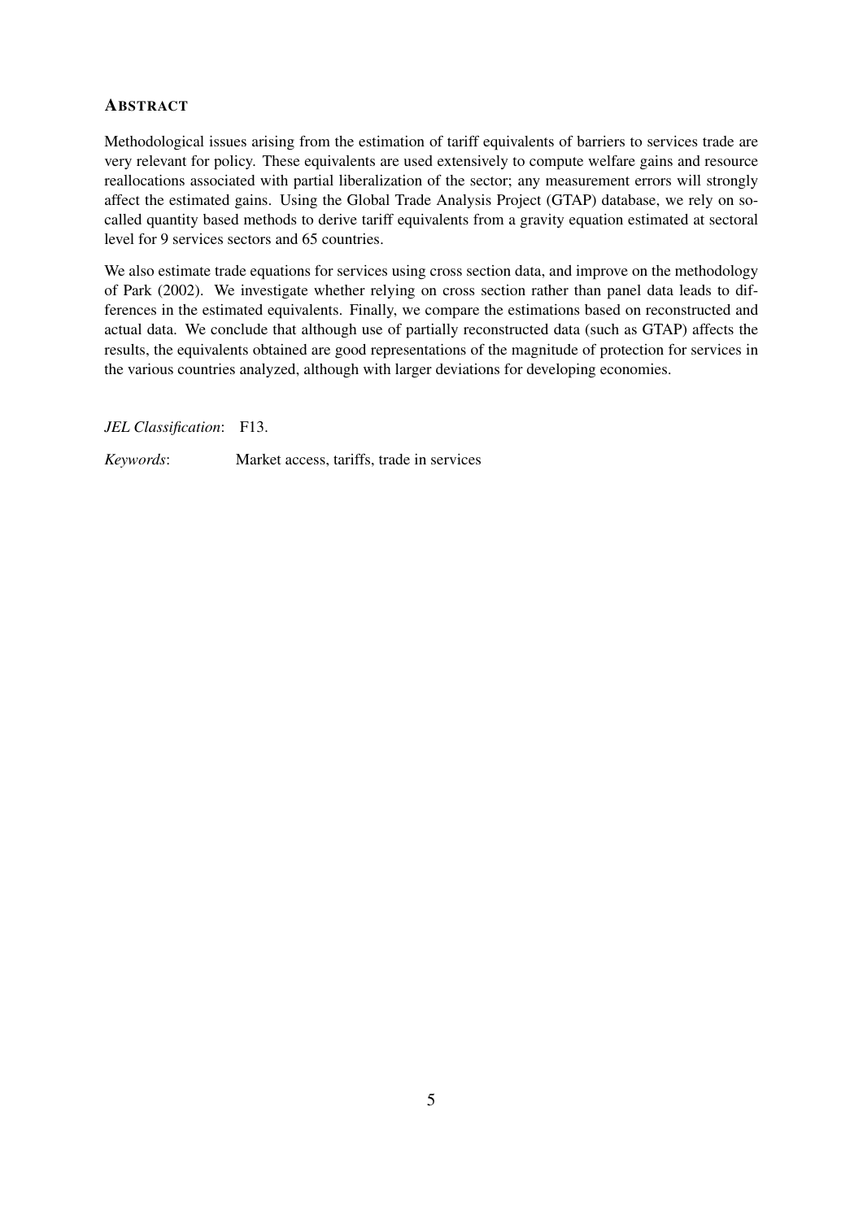## Abstract

Methodological issues arising from the estimation of tariff equivalents of barriers to services trade are very relevant for policy. These equivalents are used extensively to compute welfare gains and resource reallocations associated with partial liberalization of the sector; any measurement errors will strongly affect the estimated gains. Using the Global Trade Analysis Project (GTAP) database, we rely on so-called quantity based methods to derive tariff equivalents from a gravity equation estimated at sectoral level for 9 services sectors and 65 countries.

We also estimate trade equations for services using cross section data, and improve on the methodology of Park (2002). We investigate whether relying on cross section rather than panel data leads to differences in the estimated equivalents. Finally, we compare the estimations based on reconstructed and actual data. We conclude that although use of partially reconstructed data (such as GTAP) affects the results, the equivalents obtained are good representations of the magnitude of protection for services in the various countries analyzed, although with larger deviations for developing economies.

*JEL Classification*: F13.

*Keywords*: Market access, tariffs, trade in services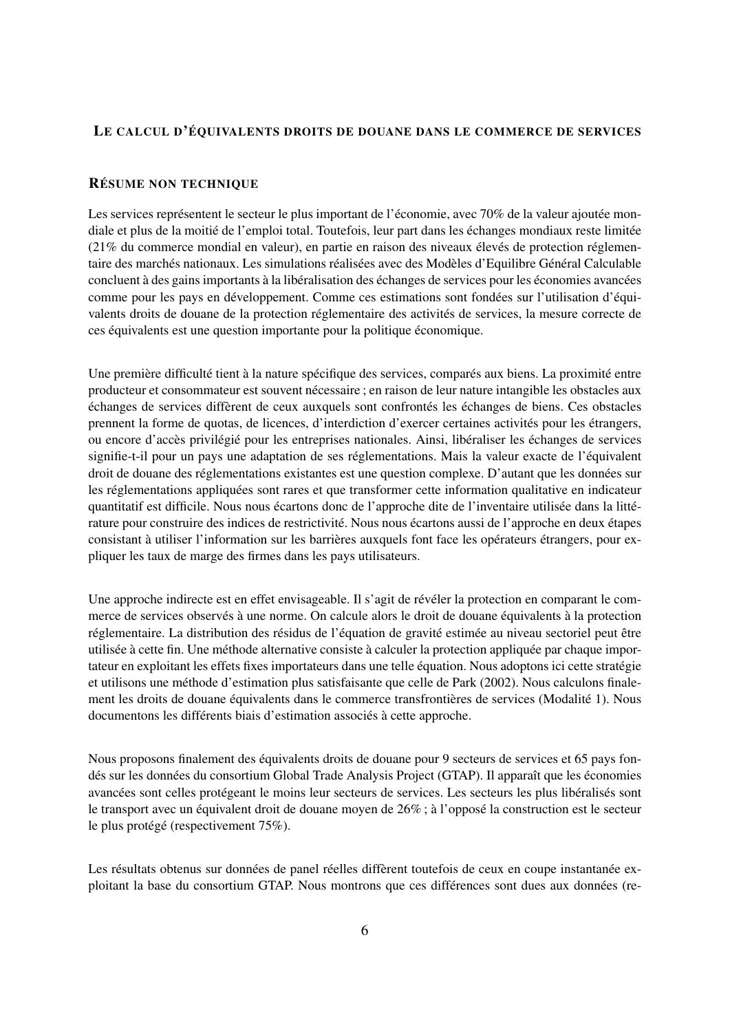## LE CALCUL D'ÉQUIVALENTS DROITS DE DOUANE DANS LE COMMERCE DE SERVICES

### RÉSUME NON TECHNIQUE

Les services représentent le secteur le plus important de l'économie, avec 70% de la valeur ajoutée mondiale et plus de la moitié de l'emploi total. Toutefois, leur part dans les échanges mondiaux reste limitée (21% du commerce mondial en valeur), en partie en raison des niveaux élevés de protection réglementaire des marchés nationaux. Les simulations réalisées avec des Modèles d'Equilibre Général Calculable concluent à des gains importants à la libéralisation des échanges de services pour les économies avancées comme pour les pays en développement. Comme ces estimations sont fondées sur l'utilisation d'équivalents droits de douane de la protection réglementaire des activités de services, la mesure correcte de ces équivalents est une question importante pour la politique économique.

Une première difficulté tient à la nature spécifique des services, comparés aux biens. La proximité entre producteur et consommateur est souvent nécessaire ; en raison de leur nature intangible les obstacles aux échanges de services diffèrent de ceux auxquels sont confrontés les échanges de biens. Ces obstacles prennent la forme de quotas, de licences, d'interdiction d'exercer certaines activités pour les étrangers, ou encore d'accès privilégié pour les entreprises nationales. Ainsi, libéraliser les échanges de services signifie-t-il pour un pays une adaptation de ses réglementations. Mais la valeur exacte de l'équivalent droit de douane des réglementations existantes est une question complexe. D'autant que les données sur les réglementations appliquées sont rares et que transformer cette information qualitative en indicateur quantitatif est difficile. Nous nous écartons donc de l'approche dite de l'inventaire utilisée dans la littérature pour construire des indices de restrictivité. Nous nous écartons aussi de l'approche en deux étapes consistant à utiliser l'information sur les barrières auxquels font face les opérateurs étrangers, pour expliquer les taux de marge des firmes dans les pays utilisateurs.

Une approche indirecte est en effet envisageable. Il s'agit de révéler la protection en comparant le commerce de services observés à une norme. On calcule alors le droit de douane équivalents à la protection réglementaire. La distribution des résidus de l'équation de gravité estimée au niveau sectoriel peut être utilisée à cette fin. Une méthode alternative consiste à calculer la protection appliquée par chaque importateur en exploitant les effets fixes importateurs dans une telle équation. Nous adoptons ici cette stratégie et utilisons une méthode d'estimation plus satisfaisante que celle de Park (2002). Nous calculons finalement les droits de douane équivalents dans le commerce transfrontières de services (Modalité 1). Nous documentons les différents biais d'estimation associés à cette approche.

Nous proposons finalement des équivalents droits de douane pour 9 secteurs de services et 65 pays fondés sur les données du consortium Global Trade Analysis Project (GTAP). Il apparaît que les économies avancées sont celles protégeant le moins leur secteurs de services. Les secteurs les plus libéralisés sont le transport avec un équivalent droit de douane moyen de 26% ; à l'opposé la construction est le secteur le plus protégé (respectivement 75%).

Les résultats obtenus sur données de panel réelles diffèrent toutefois de ceux en coupe instantanée exploitant la base du consortium GTAP. Nous montrons que ces différences sont dues aux données (re-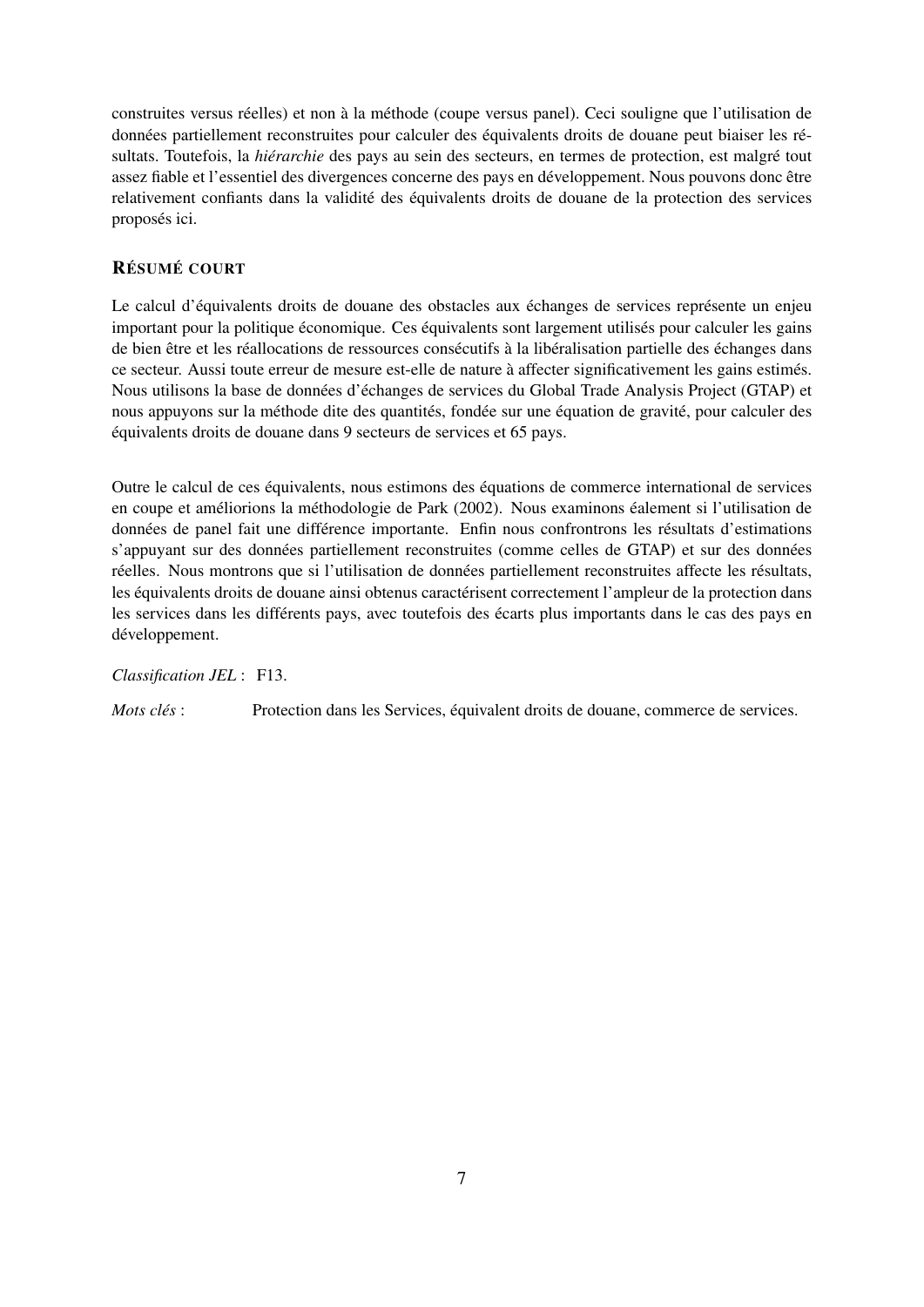construites versus réelles) et non à la méthode (coupe versus panel). Ceci souligne que l'utilisation de données partiellement reconstruites pour calculer des équivalents droits de douane peut biaiser les résultats. Toutefois, la *hiérarchie* des pays au sein des secteurs, en termes de protection, est malgré tout assez fiable et l'essentiel des divergences concerne des pays en développement. Nous pouvons donc être relativement confiants dans la validité des équivalents droits de douane de la protection des services proposés ici.

## RÉSUMÉ COURT

Le calcul d'équivalents droits de douane des obstacles aux échanges de services représente un enjeu important pour la politique économique. Ces équivalents sont largement utilisés pour calculer les gains de bien être et les réallocations de ressources consécutifs à la libéralisation partielle des échanges dans ce secteur. Aussi toute erreur de mesure est-elle de nature à affecter significativement les gains estimés. Nous utilisons la base de données d'échanges de services du Global Trade Analysis Project (GTAP) et nous appuyons sur la méthode dite des quantités, fondée sur une équation de gravité, pour calculer des équivalents droits de douane dans 9 secteurs de services et 65 pays.

Outre le calcul de ces équivalents, nous estimons des équations de commerce international de services en coupe et améliorions la méthodologie de Park (2002). Nous examinons éalement si l'utilisation de données de panel fait une différence importante. Enfin nous confrontrons les résultats d'estimations s'appuyant sur des données partiellement reconstruites (comme celles de GTAP) et sur des données réelles. Nous montrons que si l'utilisation de données partiellement reconstruites affecte les résultats, les équivalents droits de douane ainsi obtenus caractérisent correctement l'ampleur de la protection dans les services dans les différents pays, avec toutefois des écarts plus importants dans le cas des pays en développement.

*Classification JEL* : F13.

*Mots clés* : Protection dans les Services, équivalent droits de douane, commerce de services.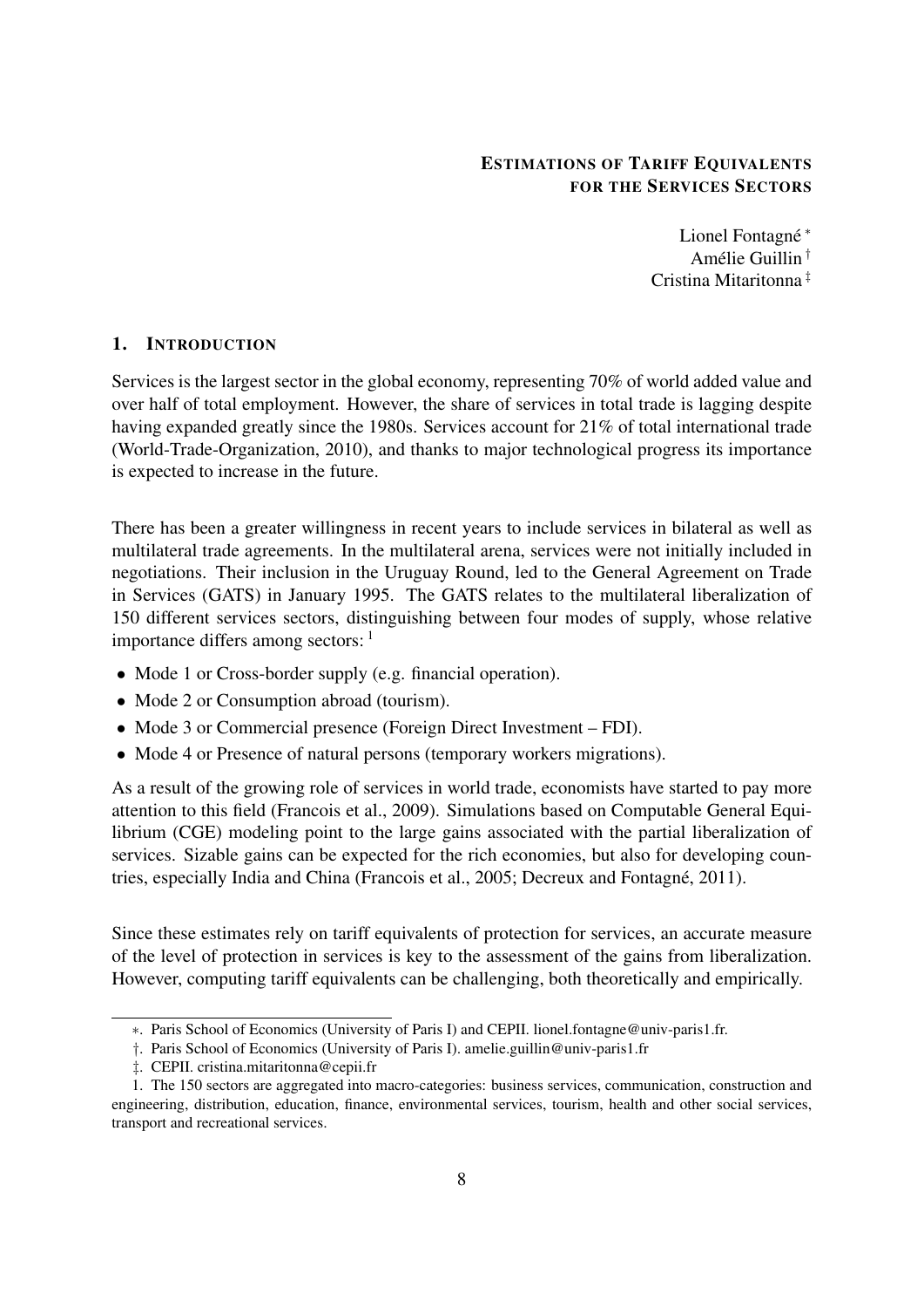# Estimations of Tariff Equivalents for the Services Sectors

Lionel Fontagné [*]
Amélie Guillin [†]
Cristina Mitaritonna [‡]

## 1. Introduction

Services is the largest sector in the global economy, representing 70% of world added value and over half of total employment. However, the share of services in total trade is lagging despite having expanded greatly since the 1980s. Services account for 21% of total international trade (World-Trade-Organization, 2010), and thanks to major technological progress its importance is expected to increase in the future.

There has been a greater willingness in recent years to include services in bilateral as well as multilateral trade agreements. In the multilateral arena, services were not initially included in negotiations. Their inclusion in the Uruguay Round, led to the General Agreement on Trade in Services (GATS) in January 1995. The GATS relates to the multilateral liberalization of 150 different services sectors, distinguishing between four modes of supply, whose relative importance differs among sectors: [1]

- Mode 1 or Cross-border supply (e.g. financial operation).
- Mode 2 or Consumption abroad (tourism).
- Mode 3 or Commercial presence (Foreign Direct Investment – FDI).
- Mode 4 or Presence of natural persons (temporary workers migrations).

As a result of the growing role of services in world trade, economists have started to pay more attention to this field (Francois et al., 2009). Simulations based on Computable General Equilibrium (CGE) modeling point to the large gains associated with the partial liberalization of services. Sizable gains can be expected for the rich economies, but also for developing countries, especially India and China (Francois et al., 2005; Decreux and Fontagné, 2011).

Since these estimates rely on tariff equivalents of protection for services, an accurate measure of the level of protection in services is key to the assessment of the gains from liberalization. However, computing tariff equivalents can be challenging, both theoretically and empirically.

---

∗. Paris School of Economics (University of Paris I) and CEPII. lionel.fontagne@univ-paris1.fr.

†. Paris School of Economics (University of Paris I). amelie.guillin@univ-paris1.fr

‡. CEPII. cristina.mitaritonna@cepii.fr

1. The 150 sectors are aggregated into macro-categories: business services, communication, construction and engineering, distribution, education, finance, environmental services, tourism, health and other social services, transport and recreational services.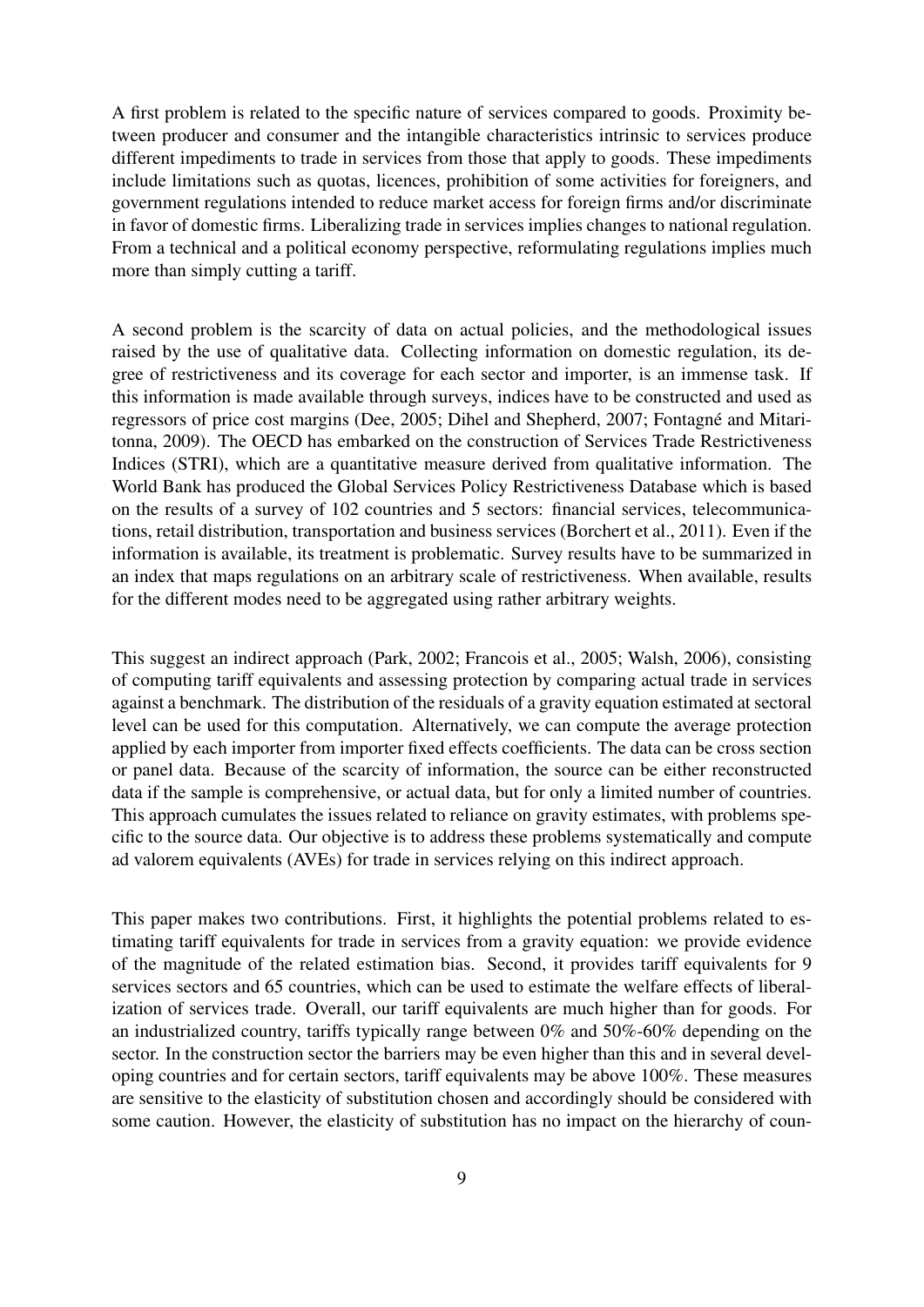A first problem is related to the specific nature of services compared to goods. Proximity between producer and consumer and the intangible characteristics intrinsic to services produce different impediments to trade in services from those that apply to goods. These impediments include limitations such as quotas, licences, prohibition of some activities for foreigners, and government regulations intended to reduce market access for foreign firms and/or discriminate in favor of domestic firms. Liberalizing trade in services implies changes to national regulation. From a technical and a political economy perspective, reformulating regulations implies much more than simply cutting a tariff.

A second problem is the scarcity of data on actual policies, and the methodological issues raised by the use of qualitative data. Collecting information on domestic regulation, its degree of restrictiveness and its coverage for each sector and importer, is an immense task. If this information is made available through surveys, indices have to be constructed and used as regressors of price cost margins (Dee, 2005; Dihel and Shepherd, 2007; Fontagné and Mitaritonna, 2009). The OECD has embarked on the construction of Services Trade Restrictiveness Indices (STRI), which are a quantitative measure derived from qualitative information. The World Bank has produced the Global Services Policy Restrictiveness Database which is based on the results of a survey of 102 countries and 5 sectors: financial services, telecommunications, retail distribution, transportation and business services (Borchert et al., 2011). Even if the information is available, its treatment is problematic. Survey results have to be summarized in an index that maps regulations on an arbitrary scale of restrictiveness. When available, results for the different modes need to be aggregated using rather arbitrary weights.

This suggest an indirect approach (Park, 2002; Francois et al., 2005; Walsh, 2006), consisting of computing tariff equivalents and assessing protection by comparing actual trade in services against a benchmark. The distribution of the residuals of a gravity equation estimated at sectoral level can be used for this computation. Alternatively, we can compute the average protection applied by each importer from importer fixed effects coefficients. The data can be cross section or panel data. Because of the scarcity of information, the source can be either reconstructed data if the sample is comprehensive, or actual data, but for only a limited number of countries. This approach cumulates the issues related to reliance on gravity estimates, with problems specific to the source data. Our objective is to address these problems systematically and compute ad valorem equivalents (AVEs) for trade in services relying on this indirect approach.

This paper makes two contributions. First, it highlights the potential problems related to estimating tariff equivalents for trade in services from a gravity equation: we provide evidence of the magnitude of the related estimation bias. Second, it provides tariff equivalents for 9 services sectors and 65 countries, which can be used to estimate the welfare effects of liberalization of services trade. Overall, our tariff equivalents are much higher than for goods. For an industrialized country, tariffs typically range between 0% and 50%-60% depending on the sector. In the construction sector the barriers may be even higher than this and in several developing countries and for certain sectors, tariff equivalents may be above 100%. These measures are sensitive to the elasticity of substitution chosen and accordingly should be considered with some caution. However, the elasticity of substitution has no impact on the hierarchy of coun-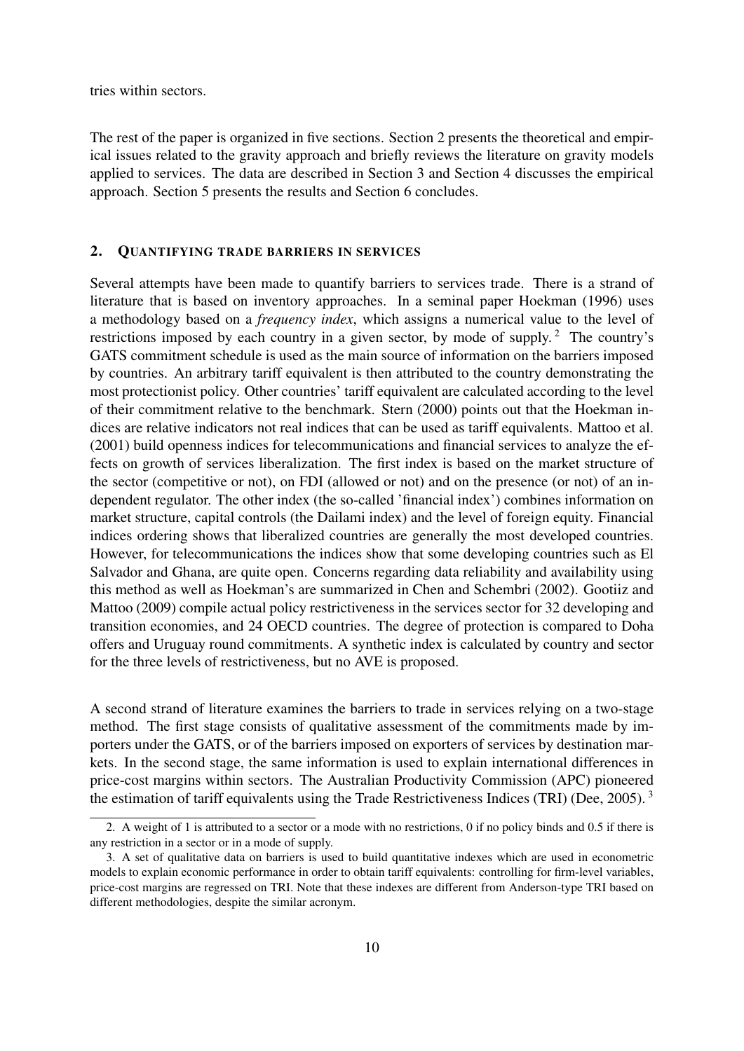tries within sectors.

The rest of the paper is organized in five sections. Section 2 presents the theoretical and empirical issues related to the gravity approach and briefly reviews the literature on gravity models applied to services. The data are described in Section 3 and Section 4 discusses the empirical approach. Section 5 presents the results and Section 6 concludes.

## 2. Quantifying trade barriers in services

Several attempts have been made to quantify barriers to services trade. There is a strand of literature that is based on inventory approaches. In a seminal paper Hoekman (1996) uses a methodology based on a *frequency index*, which assigns a numerical value to the level of restrictions imposed by each country in a given sector, by mode of supply. [2] The country's GATS commitment schedule is used as the main source of information on the barriers imposed by countries. An arbitrary tariff equivalent is then attributed to the country demonstrating the most protectionist policy. Other countries' tariff equivalent are calculated according to the level of their commitment relative to the benchmark. Stern (2000) points out that the Hoekman indices are relative indicators not real indices that can be used as tariff equivalents. Mattoo et al. (2001) build openness indices for telecommunications and financial services to analyze the effects on growth of services liberalization. The first index is based on the market structure of the sector (competitive or not), on FDI (allowed or not) and on the presence (or not) of an independent regulator. The other index (the so-called 'financial index') combines information on market structure, capital controls (the Dailami index) and the level of foreign equity. Financial indices ordering shows that liberalized countries are generally the most developed countries. However, for telecommunications the indices show that some developing countries such as El Salvador and Ghana, are quite open. Concerns regarding data reliability and availability using this method as well as Hoekman's are summarized in Chen and Schembri (2002). Gootiiz and Mattoo (2009) compile actual policy restrictiveness in the services sector for 32 developing and transition economies, and 24 OECD countries. The degree of protection is compared to Doha offers and Uruguay round commitments. A synthetic index is calculated by country and sector for the three levels of restrictiveness, but no AVE is proposed.

A second strand of literature examines the barriers to trade in services relying on a two-stage method. The first stage consists of qualitative assessment of the commitments made by importers under the GATS, or of the barriers imposed on exporters of services by destination markets. In the second stage, the same information is used to explain international differences in price-cost margins within sectors. The Australian Productivity Commission (APC) pioneered the estimation of tariff equivalents using the Trade Restrictiveness Indices (TRI) (Dee, 2005). [3]

2. A weight of 1 is attributed to a sector or a mode with no restrictions, 0 if no policy binds and 0.5 if there is any restriction in a sector or in a mode of supply.

3. A set of qualitative data on barriers is used to build quantitative indexes which are used in econometric models to explain economic performance in order to obtain tariff equivalents: controlling for firm-level variables, price-cost margins are regressed on TRI. Note that these indexes are different from Anderson-type TRI based on different methodologies, despite the similar acronym.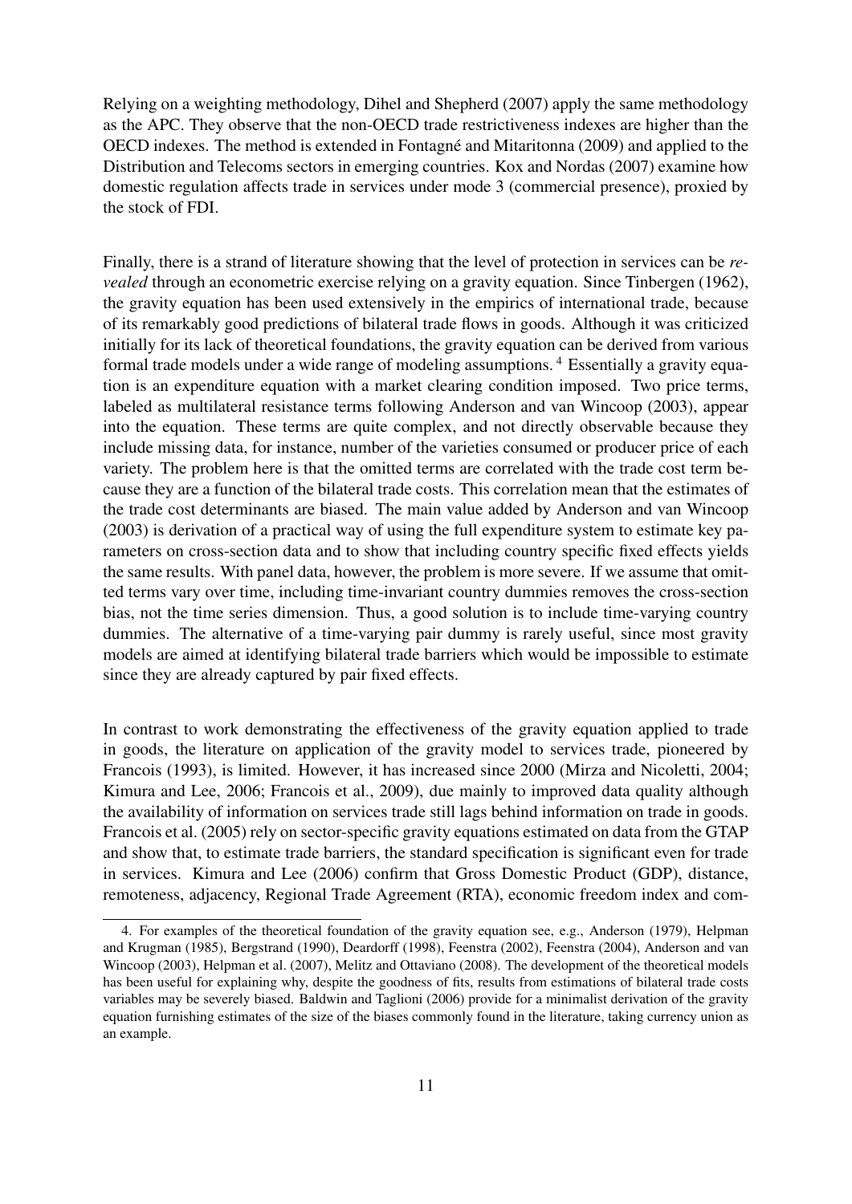Relying on a weighting methodology, Dihel and Shepherd (2007) apply the same methodology as the APC. They observe that the non-OECD trade restrictiveness indexes are higher than the OECD indexes. The method is extended in Fontagné and Mitaritonna (2009) and applied to the Distribution and Telecoms sectors in emerging countries. Kox and Nordas (2007) examine how domestic regulation affects trade in services under mode 3 (commercial presence), proxied by the stock of FDI.

Finally, there is a strand of literature showing that the level of protection in services can be *revealed* through an econometric exercise relying on a gravity equation. Since Tinbergen (1962), the gravity equation has been used extensively in the empirics of international trade, because of its remarkably good predictions of bilateral trade flows in goods. Although it was criticized initially for its lack of theoretical foundations, the gravity equation can be derived from various formal trade models under a wide range of modeling assumptions. [4] Essentially a gravity equation is an expenditure equation with a market clearing condition imposed. Two price terms, labeled as multilateral resistance terms following Anderson and van Wincoop (2003), appear into the equation. These terms are quite complex, and not directly observable because they include missing data, for instance, number of the varieties consumed or producer price of each variety. The problem here is that the omitted terms are correlated with the trade cost term because they are a function of the bilateral trade costs. This correlation mean that the estimates of the trade cost determinants are biased. The main value added by Anderson and van Wincoop (2003) is derivation of a practical way of using the full expenditure system to estimate key parameters on cross-section data and to show that including country specific fixed effects yields the same results. With panel data, however, the problem is more severe. If we assume that omitted terms vary over time, including time-invariant country dummies removes the cross-section bias, not the time series dimension. Thus, a good solution is to include time-varying country dummies. The alternative of a time-varying pair dummy is rarely useful, since most gravity models are aimed at identifying bilateral trade barriers which would be impossible to estimate since they are already captured by pair fixed effects.

In contrast to work demonstrating the effectiveness of the gravity equation applied to trade in goods, the literature on application of the gravity model to services trade, pioneered by Francois (1993), is limited. However, it has increased since 2000 (Mirza and Nicoletti, 2004; Kimura and Lee, 2006; Francois et al., 2009), due mainly to improved data quality although the availability of information on services trade still lags behind information on trade in goods. Francois et al. (2005) rely on sector-specific gravity equations estimated on data from the GTAP and show that, to estimate trade barriers, the standard specification is significant even for trade in services. Kimura and Lee (2006) confirm that Gross Domestic Product (GDP), distance, remoteness, adjacency, Regional Trade Agreement (RTA), economic freedom index and com-

4. For examples of the theoretical foundation of the gravity equation see, e.g., Anderson (1979), Helpman and Krugman (1985), Bergstrand (1990), Deardorff (1998), Feenstra (2002), Feenstra (2004), Anderson and van Wincoop (2003), Helpman et al. (2007), Melitz and Ottaviano (2008). The development of the theoretical models has been useful for explaining why, despite the goodness of fits, results from estimations of bilateral trade costs variables may be severely biased. Baldwin and Taglioni (2006) provide for a minimalist derivation of the gravity equation furnishing estimates of the size of the biases commonly found in the literature, taking currency union as an example.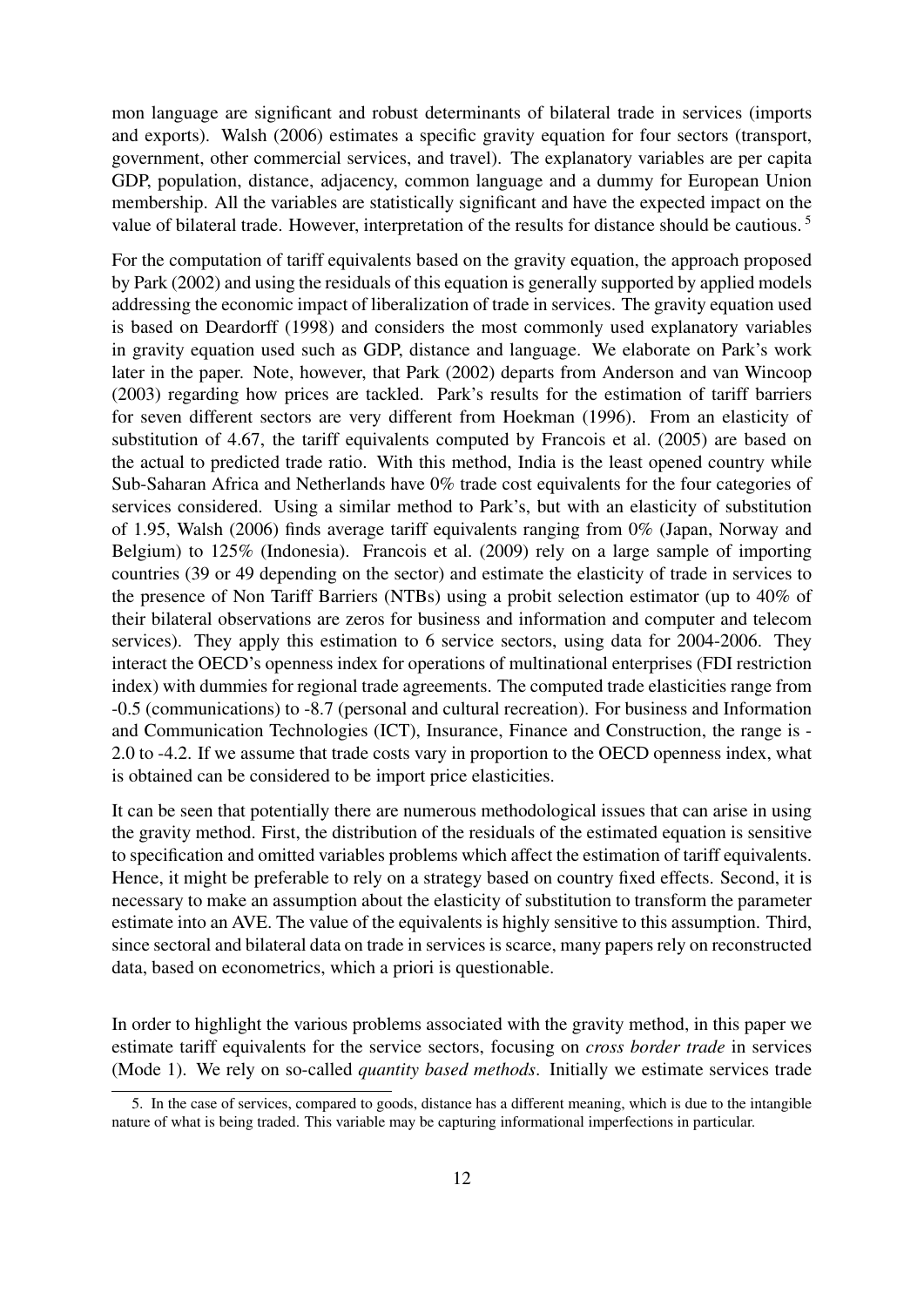mon language are significant and robust determinants of bilateral trade in services (imports and exports). Walsh (2006) estimates a specific gravity equation for four sectors (transport, government, other commercial services, and travel). The explanatory variables are per capita GDP, population, distance, adjacency, common language and a dummy for European Union membership. All the variables are statistically significant and have the expected impact on the value of bilateral trade. However, interpretation of the results for distance should be cautious. [5]

For the computation of tariff equivalents based on the gravity equation, the approach proposed by Park (2002) and using the residuals of this equation is generally supported by applied models addressing the economic impact of liberalization of trade in services. The gravity equation used is based on Deardorff (1998) and considers the most commonly used explanatory variables in gravity equation used such as GDP, distance and language. We elaborate on Park's work later in the paper. Note, however, that Park (2002) departs from Anderson and van Wincoop (2003) regarding how prices are tackled. Park's results for the estimation of tariff barriers for seven different sectors are very different from Hoekman (1996). From an elasticity of substitution of 4.67, the tariff equivalents computed by Francois et al. (2005) are based on the actual to predicted trade ratio. With this method, India is the least opened country while Sub-Saharan Africa and Netherlands have 0% trade cost equivalents for the four categories of services considered. Using a similar method to Park's, but with an elasticity of substitution of 1.95, Walsh (2006) finds average tariff equivalents ranging from 0% (Japan, Norway and Belgium) to 125% (Indonesia). Francois et al. (2009) rely on a large sample of importing countries (39 or 49 depending on the sector) and estimate the elasticity of trade in services to the presence of Non Tariff Barriers (NTBs) using a probit selection estimator (up to 40% of their bilateral observations are zeros for business and information and computer and telecom services). They apply this estimation to 6 service sectors, using data for 2004-2006. They interact the OECD's openness index for operations of multinational enterprises (FDI restriction index) with dummies for regional trade agreements. The computed trade elasticities range from -0.5 (communications) to -8.7 (personal and cultural recreation). For business and Information and Communication Technologies (ICT), Insurance, Finance and Construction, the range is -2.0 to -4.2. If we assume that trade costs vary in proportion to the OECD openness index, what is obtained can be considered to be import price elasticities.

It can be seen that potentially there are numerous methodological issues that can arise in using the gravity method. First, the distribution of the residuals of the estimated equation is sensitive to specification and omitted variables problems which affect the estimation of tariff equivalents. Hence, it might be preferable to rely on a strategy based on country fixed effects. Second, it is necessary to make an assumption about the elasticity of substitution to transform the parameter estimate into an AVE. The value of the equivalents is highly sensitive to this assumption. Third, since sectoral and bilateral data on trade in services is scarce, many papers rely on reconstructed data, based on econometrics, which a priori is questionable.

In order to highlight the various problems associated with the gravity method, in this paper we estimate tariff equivalents for the service sectors, focusing on *cross border trade* in services (Mode 1). We rely on so-called *quantity based methods*. Initially we estimate services trade

5. In the case of services, compared to goods, distance has a different meaning, which is due to the intangible nature of what is being traded. This variable may be capturing informational imperfections in particular.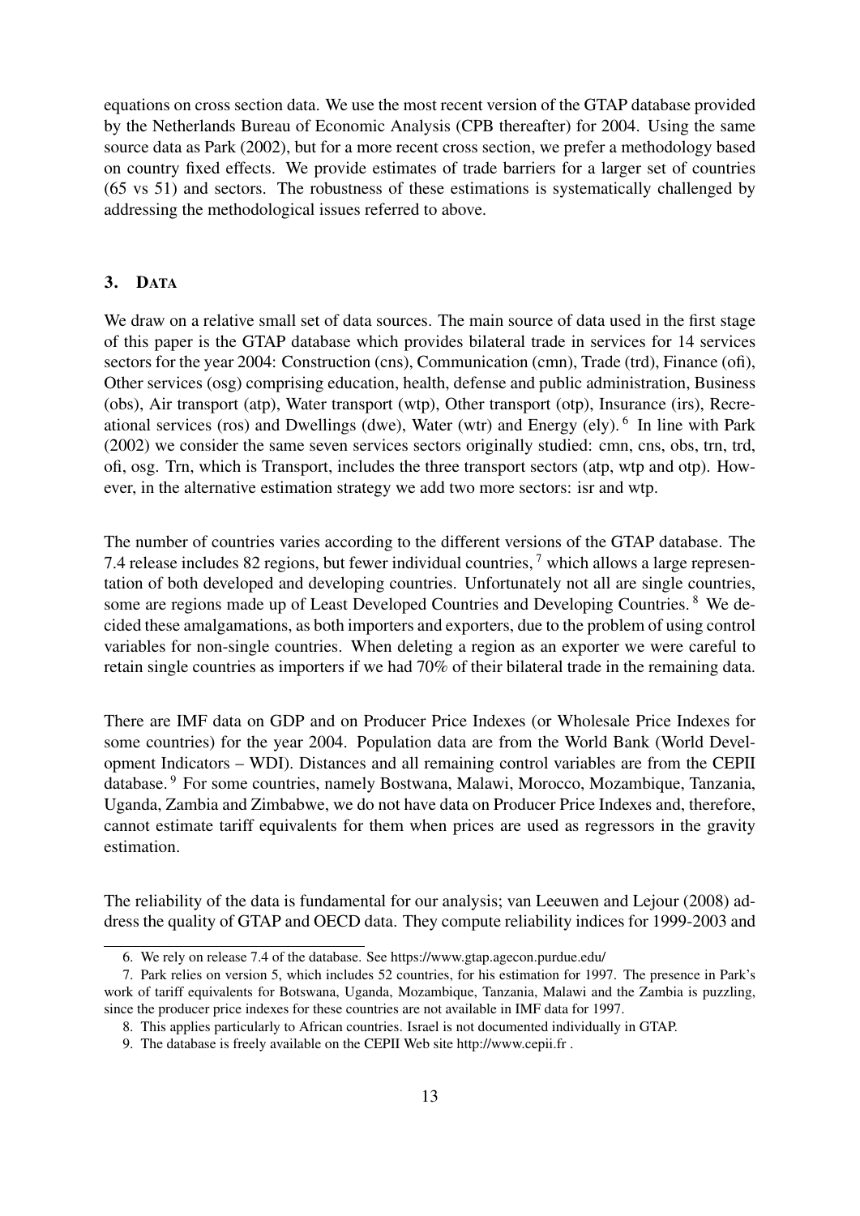equations on cross section data. We use the most recent version of the GTAP database provided by the Netherlands Bureau of Economic Analysis (CPB thereafter) for 2004. Using the same source data as Park (2002), but for a more recent cross section, we prefer a methodology based on country fixed effects. We provide estimates of trade barriers for a larger set of countries (65 vs 51) and sectors. The robustness of these estimations is systematically challenged by addressing the methodological issues referred to above.

## 3. DATA

We draw on a relative small set of data sources. The main source of data used in the first stage of this paper is the GTAP database which provides bilateral trade in services for 14 services sectors for the year 2004: Construction (cns), Communication (cmn), Trade (trd), Finance (ofi), Other services (osg) comprising education, health, defense and public administration, Business (obs), Air transport (atp), Water transport (wtp), Other transport (otp), Insurance (irs), Recreational services (ros) and Dwellings (dwe), Water (wtr) and Energy (ely). [6] In line with Park (2002) we consider the same seven services sectors originally studied: cmn, cns, obs, trn, trd, ofi, osg. Trn, which is Transport, includes the three transport sectors (atp, wtp and otp). However, in the alternative estimation strategy we add two more sectors: isr and wtp.

The number of countries varies according to the different versions of the GTAP database. The 7.4 release includes 82 regions, but fewer individual countries, [7] which allows a large representation of both developed and developing countries. Unfortunately not all are single countries, some are regions made up of Least Developed Countries and Developing Countries. [8] We decided these amalgamations, as both importers and exporters, due to the problem of using control variables for non-single countries. When deleting a region as an exporter we were careful to retain single countries as importers if we had 70% of their bilateral trade in the remaining data.

There are IMF data on GDP and on Producer Price Indexes (or Wholesale Price Indexes for some countries) for the year 2004. Population data are from the World Bank (World Development Indicators – WDI). Distances and all remaining control variables are from the CEPII database. [9] For some countries, namely Bostwana, Malawi, Morocco, Mozambique, Tanzania, Uganda, Zambia and Zimbabwe, we do not have data on Producer Price Indexes and, therefore, cannot estimate tariff equivalents for them when prices are used as regressors in the gravity estimation.

The reliability of the data is fundamental for our analysis; van Leeuwen and Lejour (2008) address the quality of GTAP and OECD data. They compute reliability indices for 1999-2003 and

6. We rely on release 7.4 of the database. See https://www.gtap.agecon.purdue.edu/

7. Park relies on version 5, which includes 52 countries, for his estimation for 1997. The presence in Park's work of tariff equivalents for Botswana, Uganda, Mozambique, Tanzania, Malawi and the Zambia is puzzling, since the producer price indexes for these countries are not available in IMF data for 1997.

8. This applies particularly to African countries. Israel is not documented individually in GTAP.

9. The database is freely available on the CEPII Web site http://www.cepii.fr .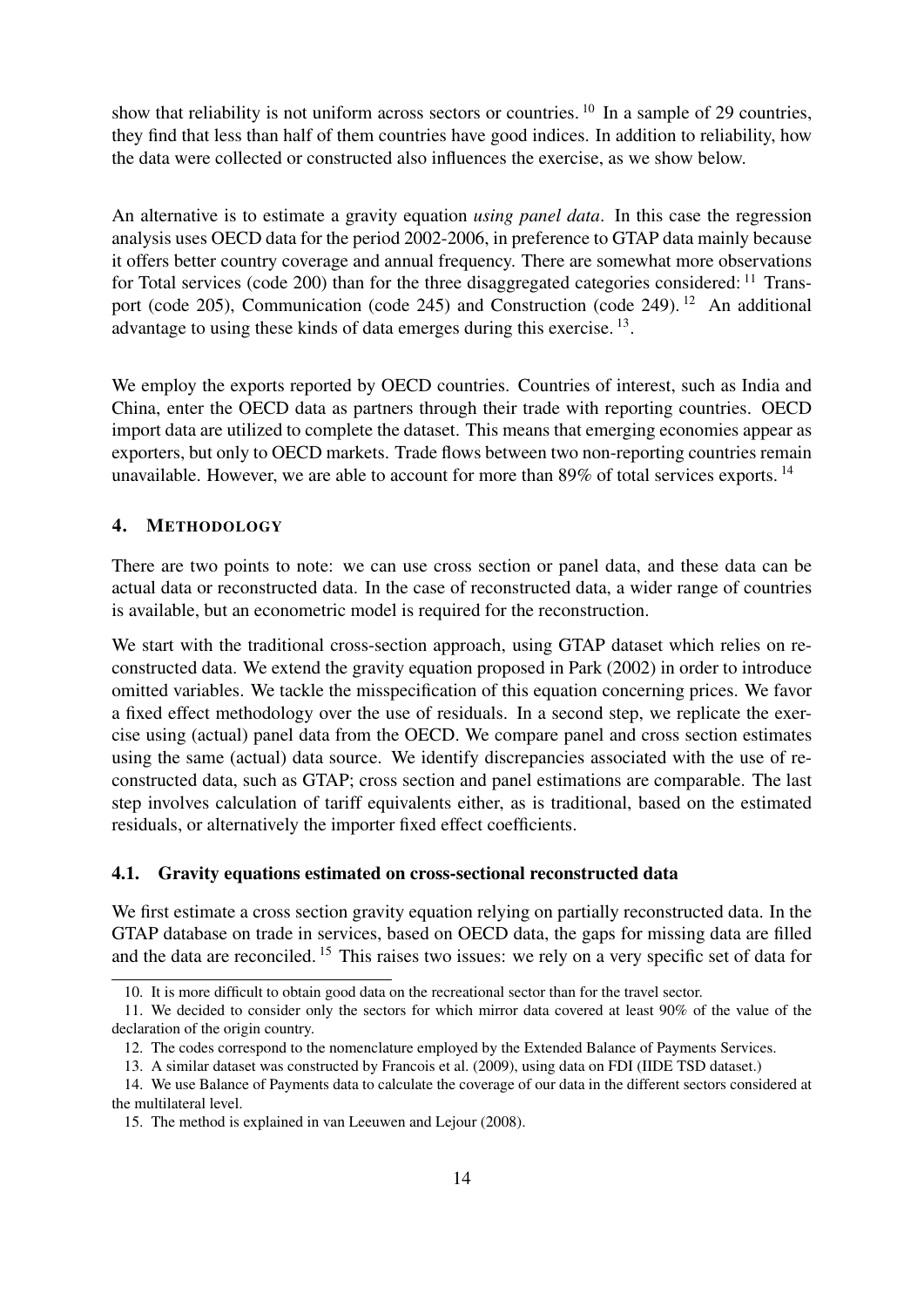show that reliability is not uniform across sectors or countries. [10] In a sample of 29 countries, they find that less than half of them countries have good indices. In addition to reliability, how the data were collected or constructed also influences the exercise, as we show below.

An alternative is to estimate a gravity equation *using panel data*. In this case the regression analysis uses OECD data for the period 2002-2006, in preference to GTAP data mainly because it offers better country coverage and annual frequency. There are somewhat more observations for Total services (code 200) than for the three disaggregated categories considered: [11] Transport (code 205), Communication (code 245) and Construction (code 249). [12] An additional advantage to using these kinds of data emerges during this exercise. [13].

We employ the exports reported by OECD countries. Countries of interest, such as India and China, enter the OECD data as partners through their trade with reporting countries. OECD import data are utilized to complete the dataset. This means that emerging economies appear as exporters, but only to OECD markets. Trade flows between two non-reporting countries remain unavailable. However, we are able to account for more than 89% of total services exports. [14]

## 4. Methodology

There are two points to note: we can use cross section or panel data, and these data can be actual data or reconstructed data. In the case of reconstructed data, a wider range of countries is available, but an econometric model is required for the reconstruction.

We start with the traditional cross-section approach, using GTAP dataset which relies on reconstructed data. We extend the gravity equation proposed in Park (2002) in order to introduce omitted variables. We tackle the misspecification of this equation concerning prices. We favor a fixed effect methodology over the use of residuals. In a second step, we replicate the exercise using (actual) panel data from the OECD. We compare panel and cross section estimates using the same (actual) data source. We identify discrepancies associated with the use of reconstructed data, such as GTAP; cross section and panel estimations are comparable. The last step involves calculation of tariff equivalents either, as is traditional, based on the estimated residuals, or alternatively the importer fixed effect coefficients.

### 4.1. Gravity equations estimated on cross-sectional reconstructed data

We first estimate a cross section gravity equation relying on partially reconstructed data. In the GTAP database on trade in services, based on OECD data, the gaps for missing data are filled and the data are reconciled. [15] This raises two issues: we rely on a very specific set of data for

---

10. It is more difficult to obtain good data on the recreational sector than for the travel sector.

11. We decided to consider only the sectors for which mirror data covered at least 90% of the value of the declaration of the origin country.

12. The codes correspond to the nomenclature employed by the Extended Balance of Payments Services.

13. A similar dataset was constructed by Francois et al. (2009), using data on FDI (IIDE TSD dataset.)

14. We use Balance of Payments data to calculate the coverage of our data in the different sectors considered at the multilateral level.

15. The method is explained in van Leeuwen and Lejour (2008).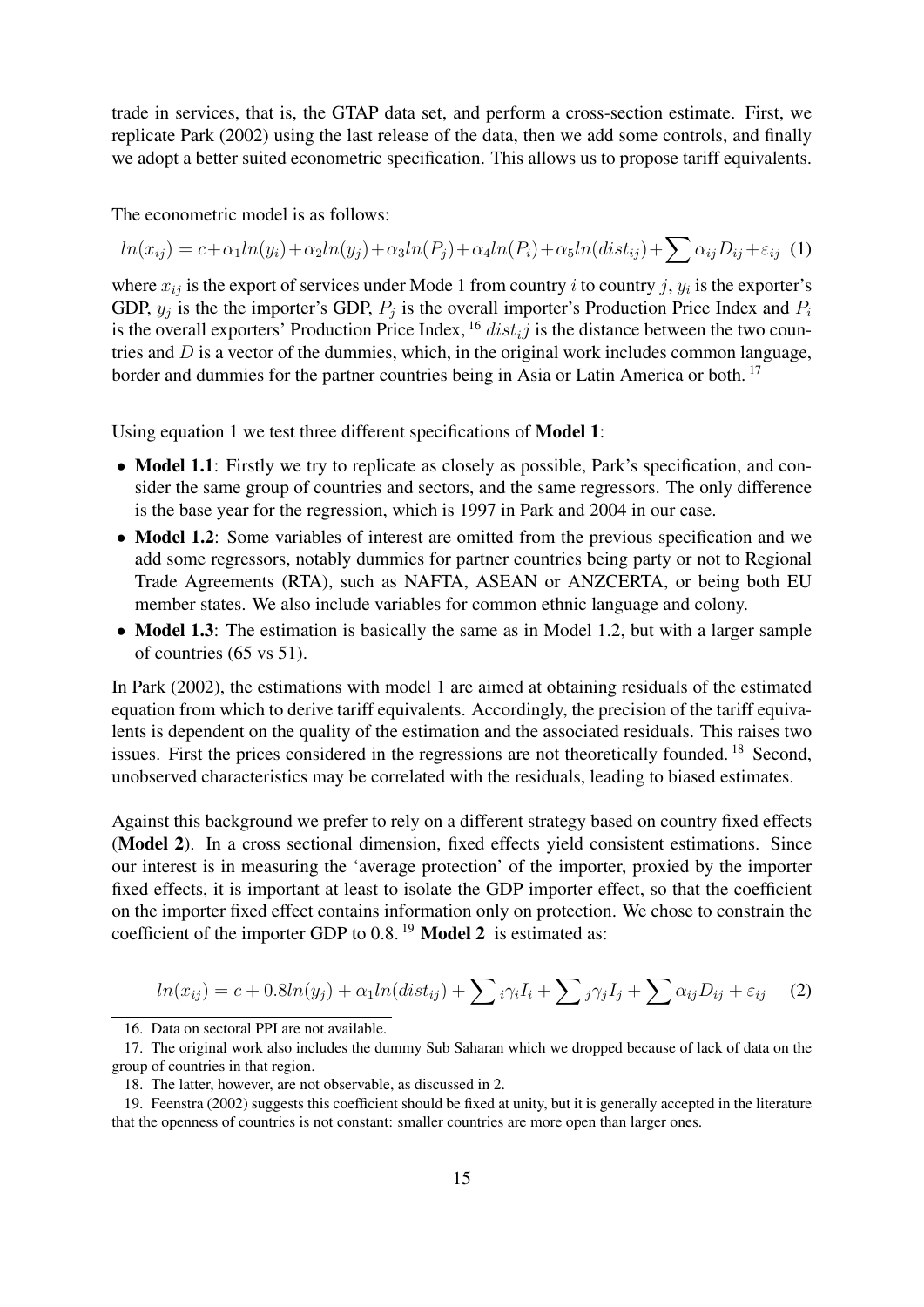trade in services, that is, the GTAP data set, and perform a cross-section estimate. First, we replicate Park (2002) using the last release of the data, then we add some controls, and finally we adopt a better suited econometric specification. This allows us to propose tariff equivalents.

The econometric model is as follows:

$$ln(x_{ij}) = c+\alpha_1 ln(y_i)+\alpha_2 ln(y_j)+\alpha_3 ln(P_j)+\alpha_4 ln(P_i)+\alpha_5 ln(dist_{ij})+\sum \alpha_{ij} D_{ij}+\varepsilon_{ij} \quad (1)$$

where $x_{ij}$ is the export of services under Mode 1 from country $i$ to country $j$, $y_i$ is the exporter's GDP, $y_j$ is the the importer's GDP, $P_j$ is the overall importer's Production Price Index and $P_i$ is the overall exporters' Production Price Index, [16] $dist_i j$ is the distance between the two countries and $D$ is a vector of the dummies, which, in the original work includes common language, border and dummies for the partner countries being in Asia or Latin America or both. [17]

Using equation 1 we test three different specifications of **Model 1**:

- **Model 1.1**: Firstly we try to replicate as closely as possible, Park's specification, and consider the same group of countries and sectors, and the same regressors. The only difference is the base year for the regression, which is 1997 in Park and 2004 in our case.
- **Model 1.2**: Some variables of interest are omitted from the previous specification and we add some regressors, notably dummies for partner countries being party or not to Regional Trade Agreements (RTA), such as NAFTA, ASEAN or ANZCERTA, or being both EU member states. We also include variables for common ethnic language and colony.
- **Model 1.3**: The estimation is basically the same as in Model 1.2, but with a larger sample of countries (65 vs 51).

In Park (2002), the estimations with model 1 are aimed at obtaining residuals of the estimated equation from which to derive tariff equivalents. Accordingly, the precision of the tariff equivalents is dependent on the quality of the estimation and the associated residuals. This raises two issues. First the prices considered in the regressions are not theoretically founded. [18] Second, unobserved characteristics may be correlated with the residuals, leading to biased estimates.

Against this background we prefer to rely on a different strategy based on country fixed effects (**Model 2**). In a cross sectional dimension, fixed effects yield consistent estimations. Since our interest is in measuring the 'average protection' of the importer, proxied by the importer fixed effects, it is important at least to isolate the GDP importer effect, so that the coefficient on the importer fixed effect contains information only on protection. We chose to constrain the coefficient of the importer GDP to 0.8. [19] **Model 2** is estimated as:

$$ln(x_{ij}) = c + 0.8 ln(y_j) + \alpha_1 ln(dist_{ij}) + \sum{}_i \gamma_i I_i + \sum{}_j \gamma_j I_j + \sum \alpha_{ij} D_{ij} + \varepsilon_{ij} \quad (2)$$

16. Data on sectoral PPI are not available.

17. The original work also includes the dummy Sub Saharan which we dropped because of lack of data on the group of countries in that region.

18. The latter, however, are not observable, as discussed in 2.

19. Feenstra (2002) suggests this coefficient should be fixed at unity, but it is generally accepted in the literature that the openness of countries is not constant: smaller countries are more open than larger ones.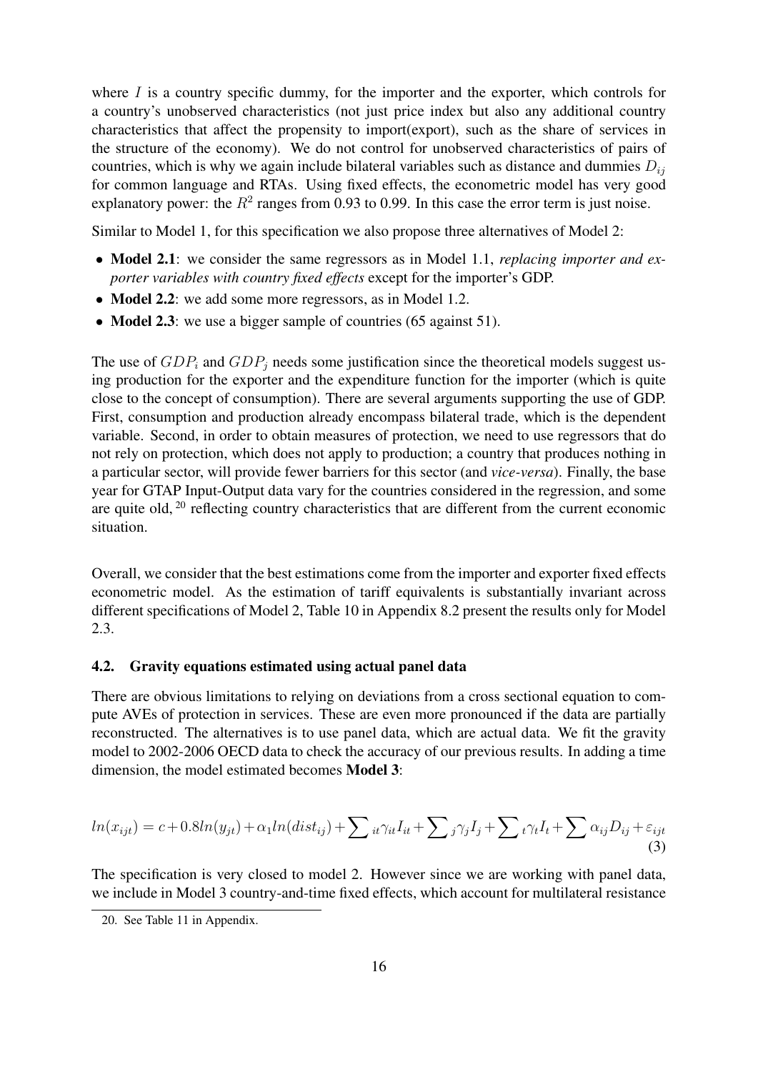where $I$ is a country specific dummy, for the importer and the exporter, which controls for a country's unobserved characteristics (not just price index but also any additional country characteristics that affect the propensity to import(export), such as the share of services in the structure of the economy). We do not control for unobserved characteristics of pairs of countries, which is why we again include bilateral variables such as distance and dummies $D_{ij}$ for common language and RTAs. Using fixed effects, the econometric model has very good explanatory power: the $R^2$ ranges from 0.93 to 0.99. In this case the error term is just noise.

Similar to Model 1, for this specification we also propose three alternatives of Model 2:

- **Model 2.1**: we consider the same regressors as in Model 1.1, *replacing importer and exporter variables with country fixed effects* except for the importer's GDP.
- **Model 2.2**: we add some more regressors, as in Model 1.2.
- **Model 2.3**: we use a bigger sample of countries (65 against 51).

The use of $GDP_i$ and $GDP_j$ needs some justification since the theoretical models suggest using production for the exporter and the expenditure function for the importer (which is quite close to the concept of consumption). There are several arguments supporting the use of GDP. First, consumption and production already encompass bilateral trade, which is the dependent variable. Second, in order to obtain measures of protection, we need to use regressors that do not rely on protection, which does not apply to production; a country that produces nothing in a particular sector, will provide fewer barriers for this sector (and *vice-versa*). Finally, the base year for GTAP Input-Output data vary for the countries considered in the regression, and some are quite old, [20] reflecting country characteristics that are different from the current economic situation.

Overall, we consider that the best estimations come from the importer and exporter fixed effects econometric model. As the estimation of tariff equivalents is substantially invariant across different specifications of Model 2, Table 10 in Appendix 8.2 present the results only for Model 2.3.

### 4.2. Gravity equations estimated using actual panel data

There are obvious limitations to relying on deviations from a cross sectional equation to compute AVEs of protection in services. These are even more pronounced if the data are partially reconstructed. The alternatives is to use panel data, which are actual data. We fit the gravity model to 2002-2006 OECD data to check the accuracy of our previous results. In adding a time dimension, the model estimated becomes **Model 3**:

$$ln(x_{ijt}) = c + 0.8ln(y_{jt}) + \alpha_1 ln(dist_{ij}) + \sum{}_{it}\gamma_{it}I_{it} + \sum{}_{j}\gamma_j I_j + \sum{}_{t}\gamma_t I_t + \sum \alpha_{ij}D_{ij} + \varepsilon_{ijt} \quad (3)$$

The specification is very closed to model 2. However since we are working with panel data, we include in Model 3 country-and-time fixed effects, which account for multilateral resistance

20. See Table 11 in Appendix.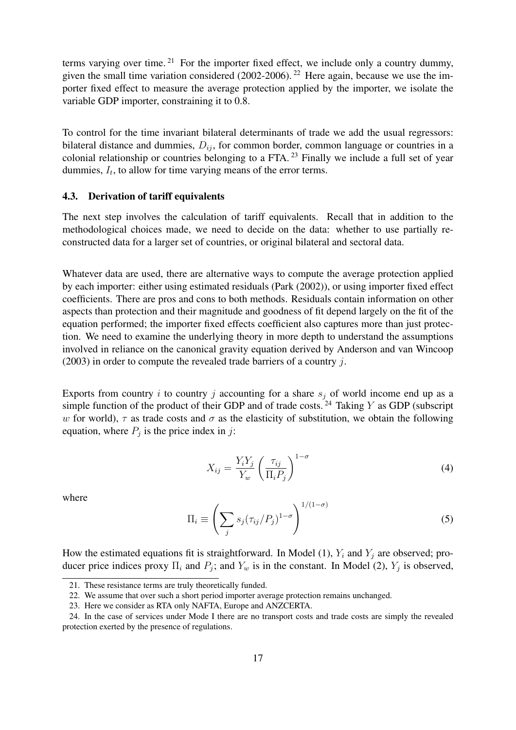terms varying over time.[21] For the importer fixed effect, we include only a country dummy, given the small time variation considered (2002-2006).[22] Here again, because we use the importer fixed effect to measure the average protection applied by the importer, we isolate the variable GDP importer, constraining it to 0.8.

To control for the time invariant bilateral determinants of trade we add the usual regressors: bilateral distance and dummies, $D_{ij}$, for common border, common language or countries in a colonial relationship or countries belonging to a FTA.[23] Finally we include a full set of year dummies, $I_t$, to allow for time varying means of the error terms.

### 4.3. Derivation of tariff equivalents

The next step involves the calculation of tariff equivalents. Recall that in addition to the methodological choices made, we need to decide on the data: whether to use partially reconstructed data for a larger set of countries, or original bilateral and sectoral data.

Whatever data are used, there are alternative ways to compute the average protection applied by each importer: either using estimated residuals (Park (2002)), or using importer fixed effect coefficients. There are pros and cons to both methods. Residuals contain information on other aspects than protection and their magnitude and goodness of fit depend largely on the fit of the equation performed; the importer fixed effects coefficient also captures more than just protection. We need to examine the underlying theory in more depth to understand the assumptions involved in reliance on the canonical gravity equation derived by Anderson and van Wincoop (2003) in order to compute the revealed trade barriers of a country $j$.

Exports from country $i$ to country $j$ accounting for a share $s_j$ of world income end up as a simple function of the product of their GDP and of trade costs.[24] Taking $Y$ as GDP (subscript $w$ for world), $\tau$ as trade costs and $\sigma$ as the elasticity of substitution, we obtain the following equation, where $P_j$ is the price index in $j$:

$$X_{ij} = \frac{Y_i Y_j}{Y_w} \left( \frac{\tau_{ij}}{\Pi_i P_j} \right)^{1-\sigma} \tag{4}$$

where

$$\Pi_i \equiv \left( \sum_j s_j (\tau_{ij}/P_j)^{1-\sigma} \right)^{1/(1-\sigma)} \tag{5}$$

How the estimated equations fit is straightforward. In Model (1), $Y_i$ and $Y_j$ are observed; producer price indices proxy $\Pi_i$ and $P_j$; and $Y_w$ is in the constant. In Model (2), $Y_j$ is observed,

---

21. These resistance terms are truly theoretically funded.

22. We assume that over such a short period importer average protection remains unchanged.

23. Here we consider as RTA only NAFTA, Europe and ANZCERTA.

24. In the case of services under Mode I there are no transport costs and trade costs are simply the revealed protection exerted by the presence of regulations.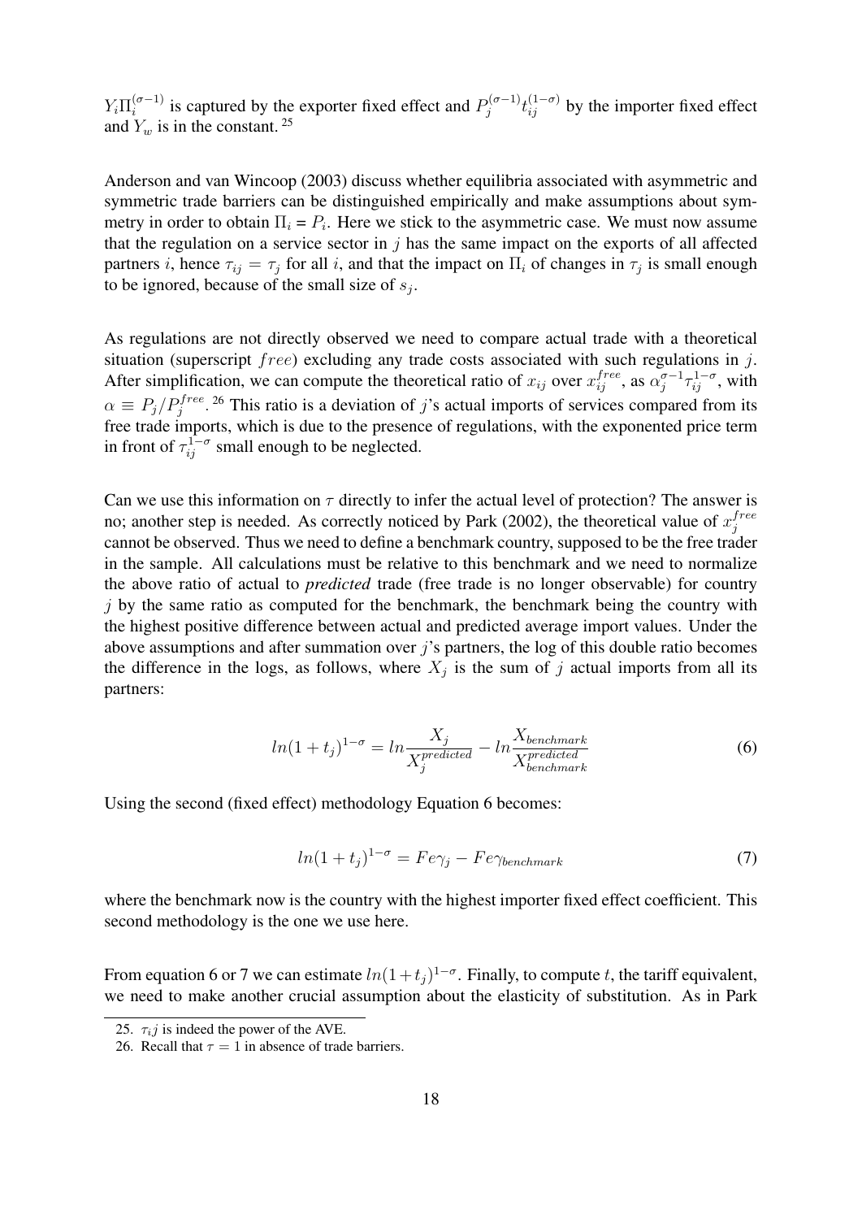$Y_i \Pi_i^{(\sigma-1)}$ is captured by the exporter fixed effect and $P_j^{(\sigma-1)} t_{ij}^{(1-\sigma)}$ by the importer fixed effect and $Y_w$ is in the constant. [25]

Anderson and van Wincoop (2003) discuss whether equilibria associated with asymmetric and symmetric trade barriers can be distinguished empirically and make assumptions about symmetry in order to obtain $\Pi_i = P_i$. Here we stick to the asymmetric case. We must now assume that the regulation on a service sector in $j$ has the same impact on the exports of all affected partners $i$, hence $\tau_{ij} = \tau_j$ for all $i$, and that the impact on $\Pi_i$ of changes in $\tau_j$ is small enough to be ignored, because of the small size of $s_j$.

As regulations are not directly observed we need to compare actual trade with a theoretical situation (superscript $free$) excluding any trade costs associated with such regulations in $j$. After simplification, we can compute the theoretical ratio of $x_{ij}$ over $x_{ij}^{free}$, as $\alpha_j^{\sigma-1} \tau_{ij}^{1-\sigma}$, with $\alpha \equiv P_j / P_j^{free}$. [26] This ratio is a deviation of $j$'s actual imports of services compared from its free trade imports, which is due to the presence of regulations, with the exponented price term in front of $\tau_{ij}^{1-\sigma}$ small enough to be neglected.

Can we use this information on $\tau$ directly to infer the actual level of protection? The answer is no; another step is needed. As correctly noticed by Park (2002), the theoretical value of $x_j^{free}$ cannot be observed. Thus we need to define a benchmark country, supposed to be the free trader in the sample. All calculations must be relative to this benchmark and we need to normalize the above ratio of actual to *predicted* trade (free trade is no longer observable) for country $j$ by the same ratio as computed for the benchmark, the benchmark being the country with the highest positive difference between actual and predicted average import values. Under the above assumptions and after summation over $j$'s partners, the log of this double ratio becomes the difference in the logs, as follows, where $X_j$ is the sum of $j$ actual imports from all its partners:

$$ln(1+t_j)^{1-\sigma} = ln\frac{X_j}{X_j^{predicted}} - ln\frac{X_{benchmark}}{X_{benchmark}^{predicted}} \tag{6}$$

Using the second (fixed effect) methodology Equation 6 becomes:

$$ln(1+t_j)^{1-\sigma} = Fe\gamma_j - Fe\gamma_{benchmark} \tag{7}$$

where the benchmark now is the country with the highest importer fixed effect coefficient. This second methodology is the one we use here.

From equation 6 or 7 we can estimate $ln(1+t_j)^{1-\sigma}$. Finally, to compute $t$, the tariff equivalent, we need to make another crucial assumption about the elasticity of substitution. As in Park

---

25. $\tau_i j$ is indeed the power of the AVE.

26. Recall that $\tau = 1$ in absence of trade barriers.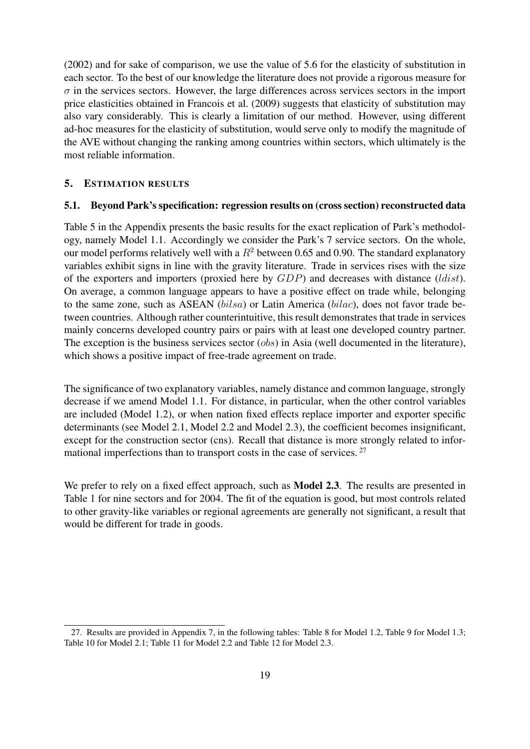(2002) and for sake of comparison, we use the value of 5.6 for the elasticity of substitution in each sector. To the best of our knowledge the literature does not provide a rigorous measure for $\sigma$ in the services sectors. However, the large differences across services sectors in the import price elasticities obtained in Francois et al. (2009) suggests that elasticity of substitution may also vary considerably. This is clearly a limitation of our method. However, using different ad-hoc measures for the elasticity of substitution, would serve only to modify the magnitude of the AVE without changing the ranking among countries within sectors, which ultimately is the most reliable information.

## 5. Estimation results

### 5.1. Beyond Park's specification: regression results on (cross section) reconstructed data

Table 5 in the Appendix presents the basic results for the exact replication of Park's methodology, namely Model 1.1. Accordingly we consider the Park's 7 service sectors. On the whole, our model performs relatively well with a $R^2$ between 0.65 and 0.90. The standard explanatory variables exhibit signs in line with the gravity literature. Trade in services rises with the size of the exporters and importers (proxied here by $GDP$) and decreases with distance ($ldist$). On average, a common language appears to have a positive effect on trade while, belonging to the same zone, such as ASEAN ($bilsa$) or Latin America ($bilac$), does not favor trade between countries. Although rather counterintuitive, this result demonstrates that trade in services mainly concerns developed country pairs or pairs with at least one developed country partner. The exception is the business services sector ($obs$) in Asia (well documented in the literature), which shows a positive impact of free-trade agreement on trade.

The significance of two explanatory variables, namely distance and common language, strongly decrease if we amend Model 1.1. For distance, in particular, when the other control variables are included (Model 1.2), or when nation fixed effects replace importer and exporter specific determinants (see Model 2.1, Model 2.2 and Model 2.3), the coefficient becomes insignificant, except for the construction sector (cns). Recall that distance is more strongly related to informational imperfections than to transport costs in the case of services. [27]

We prefer to rely on a fixed effect approach, such as **Model 2.3**. The results are presented in Table 1 for nine sectors and for 2004. The fit of the equation is good, but most controls related to other gravity-like variables or regional agreements are generally not significant, a result that would be different for trade in goods.

---

27. Results are provided in Appendix 7, in the following tables: Table 8 for Model 1.2, Table 9 for Model 1.3; Table 10 for Model 2.1; Table 11 for Model 2.2 and Table 12 for Model 2.3.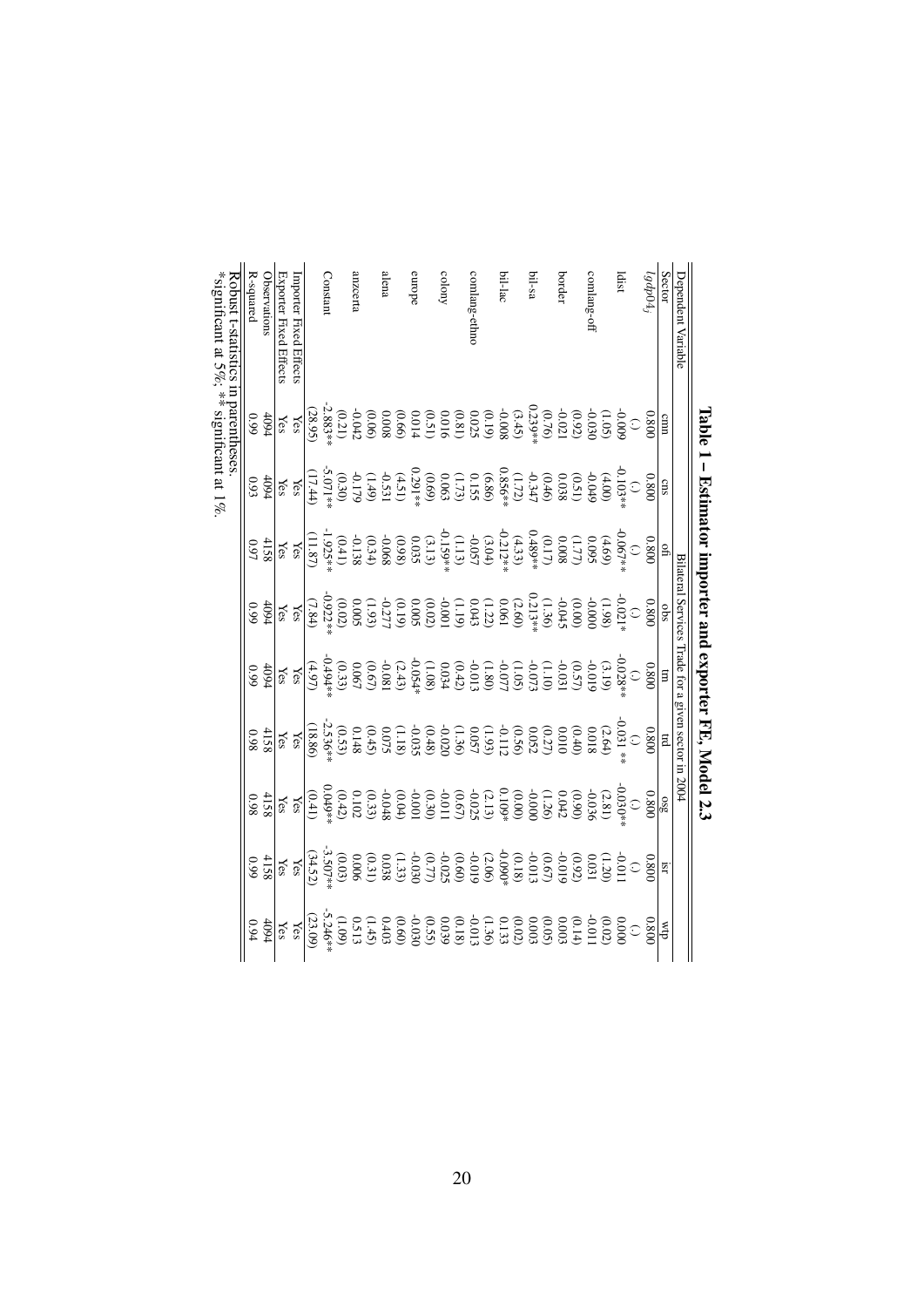## Table 1 – Estimator importer and exporter FE, Model 2.3

| Dependent Variable | Bilateral Services Trade for a given sector in 2004 | | | | | | | | |
|---|---|---|---|---|---|---|---|---|---|
| Sector | cmn | cns | ofi | obs | trn | trd | osg | isr | wlp |
| $lgdp04_j$ | 0.800 | 0.800 | 0.800 | 0.800 | 0.800 | 0.800 | 0.800 | 0.800 | 0.800 |
| | (.) | (.) | (.) | (.) | (.) | (.) | (.) | (.) | (.) |
| ldist | -0.009 | -0.103** | -0.067** | -0.021* | -0.028** | -0.031 ** | -0.030** | -0.011 | 0.000 |
| | (1.05) | (4.00) | (4.69) | (1.98) | (3.19) | (2.64) | (2.81) | (1.20) | (0.02) |
| comlang-off | -0.030 | -0.049 | 0.095 | -0.000 | -0.019 | 0.018 | -0.036 | 0.031 | -0.011 |
| | (0.92) | (0.51) | (1.77) | (0.00) | (0.57) | (0.40) | (0.90) | (0.92) | (0.14) |
| border | -0.021 | 0.038 | 0.008 | -0.045 | -0.031 | 0.010 | 0.042 | -0.019 | 0.003 |
| | (0.76) | (0.46) | (0.17) | (1.36) | (1.10) | (0.27) | (1.26) | (0.67) | (0.05) |
| bil-sa | 0.239** | -0.347 | 0.489** | 0.213** | -0.073 | 0.052 | -0.000 | -0.013 | 0.003 |
| | (3.45) | (1.72) | (4.33) | (2.60) | (1.05) | (0.56) | (0.00) | (0.18) | (0.02) |
| bil-lac | -0.008 | 0.856** | -0.212** | 0.061 | -0.077 | -0.112 | 0.109* | -0.090* | 0.133 |
| | (0.19) | (6.86) | (3.04) | (1.22) | (1.80) | (1.93) | (2.13) | (2.06) | (1.36) |
| comlang-ethno | 0.025 | 0.155 | -0.057 | 0.043 | -0.013 | 0.057 | -0.025 | -0.019 | -0.013 |
| | (0.81) | (1.73) | (1.13) | (1.19) | (0.42) | (1.36) | (0.67) | (0.60) | (0.18) |
| colony | 0.016 | 0.063 | -0.159** | -0.001 | 0.034 | -0.020 | -0.011 | -0.025 | 0.039 |
| | (0.51) | (0.69) | (3.13) | (0.02) | (1.08) | (0.48) | (0.30) | (0.77) | (0.55) |
| europe | 0.014 | 0.291** | 0.035 | 0.005 | -0.054* | -0.035 | -0.001 | -0.030 | -0.030 |
| | (0.66) | (4.51) | (0.98) | (0.19) | (2.43) | (1.18) | (0.04) | (1.33) | (0.60) |
| alena | 0.008 | -0.531 | -0.068 | -0.277 | -0.081 | 0.075 | -0.048 | 0.038 | 0.403 |
| | (0.06) | (1.49) | (0.34) | (1.93) | (0.67) | (0.45) | (0.33) | (0.31) | (1.45) |
| anzcerta | -0.042 | -0.179 | -0.138 | 0.005 | 0.067 | 0.148 | 0.102 | 0.006 | 0.513 |
| | (0.21) | (0.30) | (0.41) | (0.02) | (0.33) | (0.53) | (0.42) | (0.03) | (1.09) |
| Constant | -2.883** | -5.071** | -1.925** | -0.922** | -0.494** | -2.536** | 0.049** | -3.507** | -5.246** |
| | (28.95) | (17.44) | (11.87) | (7.84) | (4.97) | (18.86) | (0.41) | (34.52) | (23.09) |
| Importer Fixed Effects | Yes | Yes | Yes | Yes | Yes | Yes | Yes | Yes | Yes |
| Exporter Fixed Effects | Yes | Yes | Yes | Yes | Yes | Yes | Yes | Yes | Yes |
| Observations | 4094 | 4094 | 4158 | 4094 | 4094 | 4158 | 4158 | 4158 | 4094 |
| R-squared | 0.99 | 0.93 | 0.97 | 0.99 | 0.99 | 0.98 | 0.98 | 0.99 | 0.94 |

Robust t-statistics in parentheses.
*significant at 5%; ** significant at 1%.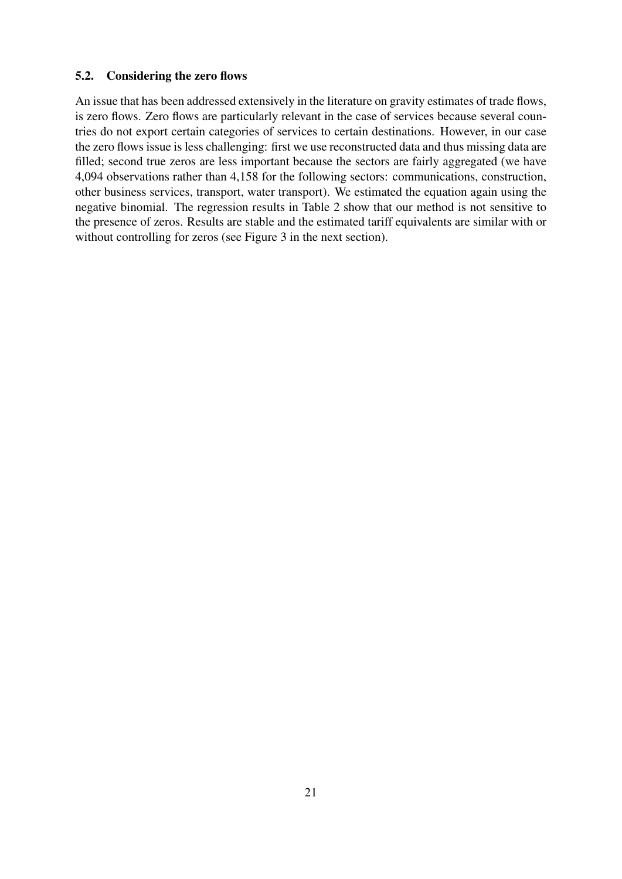### 5.2. Considering the zero flows

An issue that has been addressed extensively in the literature on gravity estimates of trade flows, is zero flows. Zero flows are particularly relevant in the case of services because several countries do not export certain categories of services to certain destinations. However, in our case the zero flows issue is less challenging: first we use reconstructed data and thus missing data are filled; second true zeros are less important because the sectors are fairly aggregated (we have 4,094 observations rather than 4,158 for the following sectors: communications, construction, other business services, transport, water transport). We estimated the equation again using the negative binomial. The regression results in Table 2 show that our method is not sensitive to the presence of zeros. Results are stable and the estimated tariff equivalents are similar with or without controlling for zeros (see Figure 3 in the next section).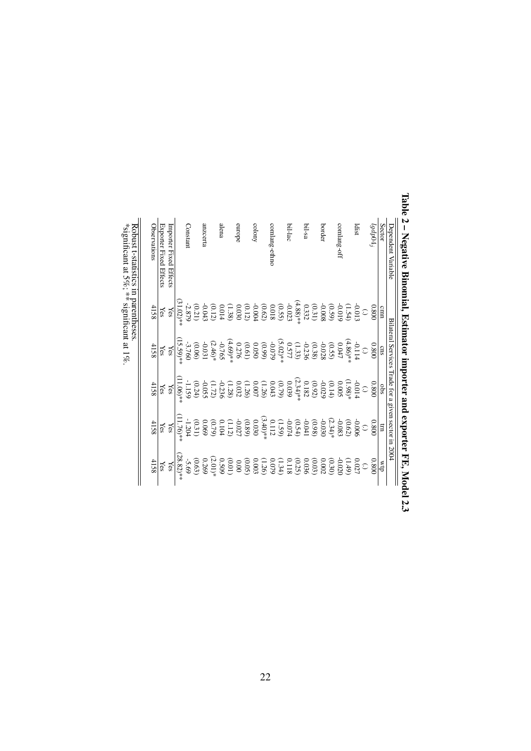**Table 2 – Negative Binomial, Estimator importer and exporter FE, Model 2.3**

| Dependent Variable | Bilateral Services Trade for a given sector in 2004 | | | | |
|---|---|---|---|---|---|
| Sector | cmn | cns | obs | trn | wlp |
| $lgdp04_j$ | 0.800 | 0.800 | 0.800 | 0.800 | 0.800 |
| | (.) | (.) | (.) | (.) | (.) |
| ldist | -0.013 | -0.114 | -0.014 | -0.006 | 0.027 |
| | (1.54) | (4.86)** | (1.98)* | (0.62) | (1.49) |
| comlang-off | -0.019 | 0.047 | 0.005 | -0.083 | -0.020 |
| | (0.59) | (0.55) | (0.14) | (2.34)* | (0.30) |
| border | -0.008 | -0.028 | -0.029 | -0.030 | 0.002 |
| | (0.31) | (0.38) | (0.92) | (0.98) | (0.03) |
| bil-sa | 0.332 | -0.236 | 0.182 | -0.041 | 0.036 |
| | (4.88)** | (1.33) | (2.34)** | (0.54) | (0.25) |
| bil-lac | -0.023 | 0.577 | 0.039 | -0.074 | 0.118 |
| | (0.55) | (5.02)** | (0.79) | (1.59) | (1.34) |
| comlang-ethno | 0.018 | -0.079 | 0.043 | 0.112 | 0.079 |
| | (0.62) | (0.99) | (1.26) | (3.40)** | (1.26) |
| colony | -0.004 | 0.050 | 0.007 | 0.030 | 0.003 |
| | (0.12) | (0.61) | (1.26) | (0.89) | (0.05) |
| europe | 0.030 | 0.276 | 0.032 | -0.027 | 0.00 |
| | (1.38) | (4.69)** | (1.28) | (1.12) | (0.01) |
| alena | 0.014 | -0.765 | -0.236 | 0.104 | 0.509 |
| | (0.12) | (2.46)* | (1.72) | (0.79) | (2.01)* |
| anzcerta | -0.043 | -0.031 | -0.055 | 0.069 | 0.269 |
| | (0.21) | (0.06) | (0.24) | (0.31) | (0.63) |
| Constant | -2.879 | -3.760 | -1.159 | -1.204 | -5.69 |
| | (31.02)** | (15.59)** | (11.06)** | (11.76)** | (28.82)** |
| Importer Fixed Effects | Yes | Yes | Yes | Yes | Yes |
| Exporter Fixed Effects | Yes | Yes | Yes | Yes | Yes |
| Observations | 4158 | 4158 | 4158 | 4158 | 4158 |

Robust t-statistics in parentheses.
*significant at 5%; ** significant at 1%.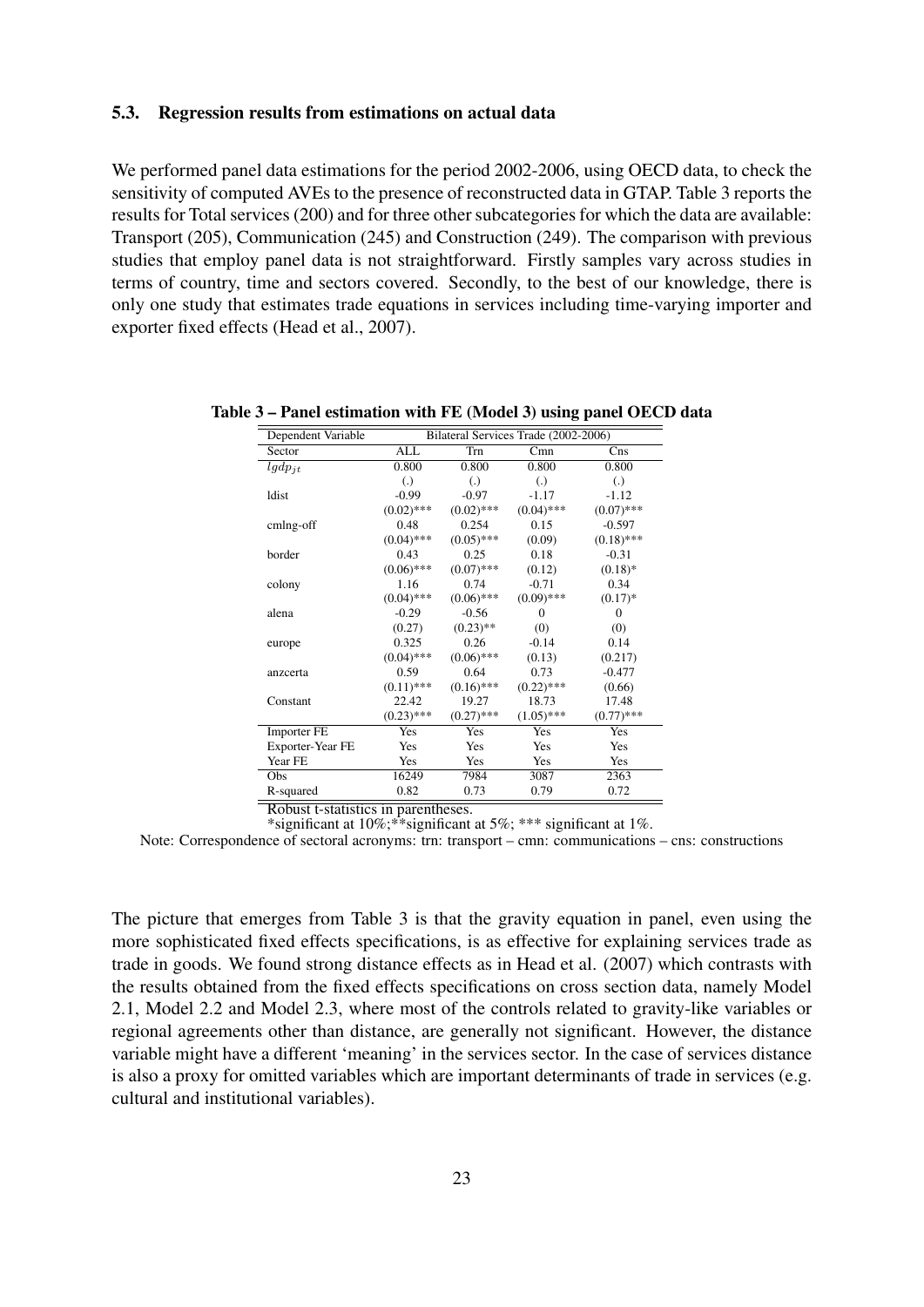### 5.3. Regression results from estimations on actual data

We performed panel data estimations for the period 2002-2006, using OECD data, to check the sensitivity of computed AVEs to the presence of reconstructed data in GTAP. Table 3 reports the results for Total services (200) and for three other subcategories for which the data are available: Transport (205), Communication (245) and Construction (249). The comparison with previous studies that employ panel data is not straightforward. Firstly samples vary across studies in terms of country, time and sectors covered. Secondly, to the best of our knowledge, there is only one study that estimates trade equations in services including time-varying importer and exporter fixed effects (Head et al., 2007).

**Table 3 – Panel estimation with FE (Model 3) using panel OECD data**

| Dependent Variable | Bilateral Services Trade (2002-2006) | | | |
|---|---|---|---|---|
| Sector | ALL | Trn | Cmn | Cns |
| $lgdp_{jt}$ | 0.800 | 0.800 | 0.800 | 0.800 |
| | (.) | (.) | (.) | (.) |
| ldist | -0.99 | -0.97 | -1.17 | -1.12 |
| | (0.02)*** | (0.02)*** | (0.04)*** | (0.07)*** |
| cmlng-off | 0.48 | 0.254 | 0.15 | -0.597 |
| | (0.04)*** | (0.05)*** | (0.09) | (0.18)*** |
| border | 0.43 | 0.25 | 0.18 | -0.31 |
| | (0.06)*** | (0.07)*** | (0.12) | (0.18)* |
| colony | 1.16 | 0.74 | -0.71 | 0.34 |
| | (0.04)*** | (0.06)*** | (0.09)*** | (0.17)* |
| alena | -0.29 | -0.56 | 0 | 0 |
| | (0.27) | (0.23)** | (0) | (0) |
| europe | 0.325 | 0.26 | -0.14 | 0.14 |
| | (0.04)*** | (0.06)*** | (0.13) | (0.217) |
| anzcerta | 0.59 | 0.64 | 0.73 | -0.477 |
| | (0.11)*** | (0.16)*** | (0.22)*** | (0.66) |
| Constant | 22.42 | 19.27 | 18.73 | 17.48 |
| | (0.23)*** | (0.27)*** | (1.05)*** | (0.77)*** |
| Importer FE | Yes | Yes | Yes | Yes |
| Exporter-Year FE | Yes | Yes | Yes | Yes |
| Year FE | Yes | Yes | Yes | Yes |
| Obs | 16249 | 7984 | 3087 | 2363 |
| R-squared | 0.82 | 0.73 | 0.79 | 0.72 |

Robust t-statistics in parentheses.
*significant at 10%;**significant at 5%; *** significant at 1%.

Note: Correspondence of sectoral acronyms: trn: transport – cmn: communications – cns: constructions

The picture that emerges from Table 3 is that the gravity equation in panel, even using the more sophisticated fixed effects specifications, is as effective for explaining services trade as trade in goods. We found strong distance effects as in Head et al. (2007) which contrasts with the results obtained from the fixed effects specifications on cross section data, namely Model 2.1, Model 2.2 and Model 2.3, where most of the controls related to gravity-like variables or regional agreements other than distance, are generally not significant. However, the distance variable might have a different 'meaning' in the services sector. In the case of services distance is also a proxy for omitted variables which are important determinants of trade in services (e.g. cultural and institutional variables).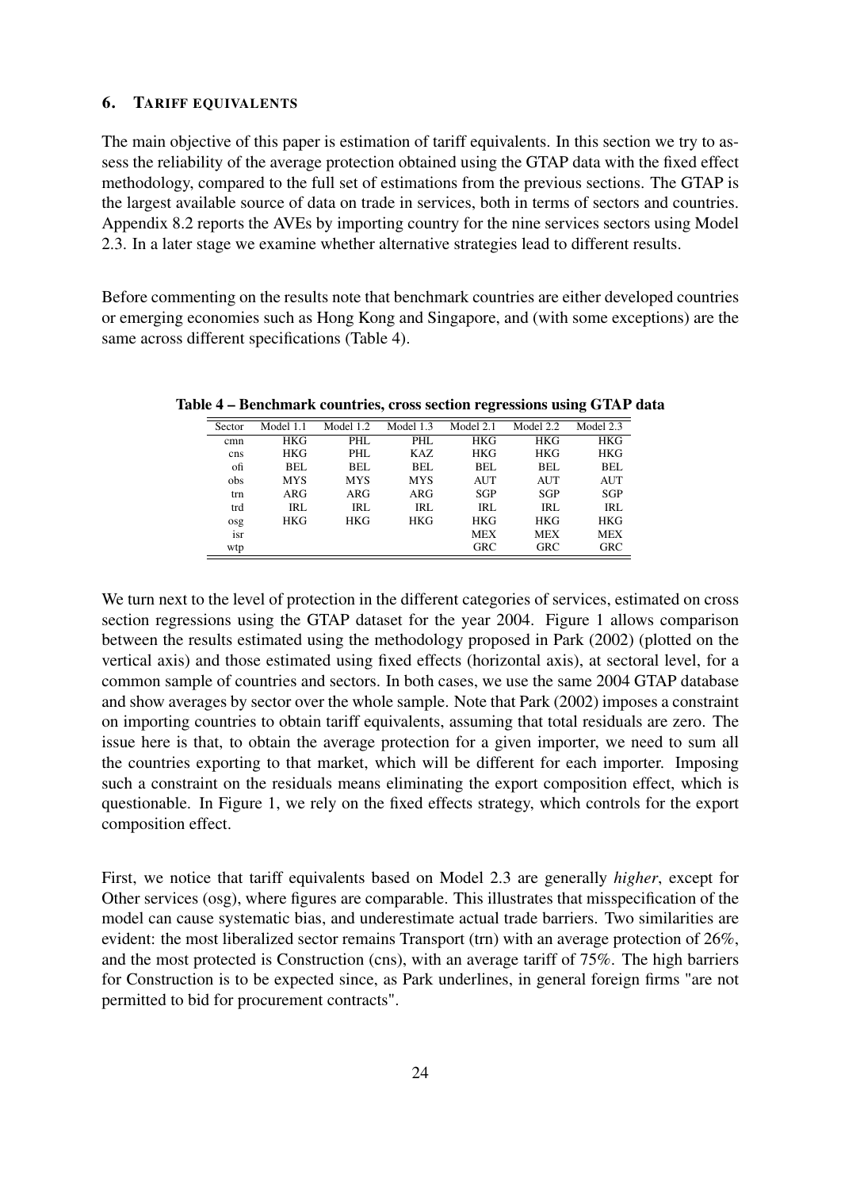## 6. Tariff equivalents

The main objective of this paper is estimation of tariff equivalents. In this section we try to assess the reliability of the average protection obtained using the GTAP data with the fixed effect methodology, compared to the full set of estimations from the previous sections. The GTAP is the largest available source of data on trade in services, both in terms of sectors and countries. Appendix 8.2 reports the AVEs by importing country for the nine services sectors using Model 2.3. In a later stage we examine whether alternative strategies lead to different results.

Before commenting on the results note that benchmark countries are either developed countries or emerging economies such as Hong Kong and Singapore, and (with some exceptions) are the same across different specifications (Table 4).

**Table 4 – Benchmark countries, cross section regressions using GTAP data**

| Sector | Model 1.1 | Model 1.2 | Model 1.3 | Model 2.1 | Model 2.2 | Model 2.3 |
|---|---|---|---|---|---|---|
| cmn | HKG | PHL | PHL | HKG | HKG | HKG |
| cns | HKG | PHL | KAZ | HKG | HKG | HKG |
| ofi | BEL | BEL | BEL | BEL | BEL | BEL |
| obs | MYS | MYS | MYS | AUT | AUT | AUT |
| trn | ARG | ARG | ARG | SGP | SGP | SGP |
| trd | IRL | IRL | IRL | IRL | IRL | IRL |
| osg | HKG | HKG | HKG | HKG | HKG | HKG |
| isr | | | | MEX | MEX | MEX |
| wtp | | | | GRC | GRC | GRC |

We turn next to the level of protection in the different categories of services, estimated on cross section regressions using the GTAP dataset for the year 2004. Figure 1 allows comparison between the results estimated using the methodology proposed in Park (2002) (plotted on the vertical axis) and those estimated using fixed effects (horizontal axis), at sectoral level, for a common sample of countries and sectors. In both cases, we use the same 2004 GTAP database and show averages by sector over the whole sample. Note that Park (2002) imposes a constraint on importing countries to obtain tariff equivalents, assuming that total residuals are zero. The issue here is that, to obtain the average protection for a given importer, we need to sum all the countries exporting to that market, which will be different for each importer. Imposing such a constraint on the residuals means eliminating the export composition effect, which is questionable. In Figure 1, we rely on the fixed effects strategy, which controls for the export composition effect.

First, we notice that tariff equivalents based on Model 2.3 are generally *higher*, except for Other services (osg), where figures are comparable. This illustrates that misspecification of the model can cause systematic bias, and underestimate actual trade barriers. Two similarities are evident: the most liberalized sector remains Transport (trn) with an average protection of 26%, and the most protected is Construction (cns), with an average tariff of 75%. The high barriers for Construction is to be expected since, as Park underlines, in general foreign firms "are not permitted to bid for procurement contracts".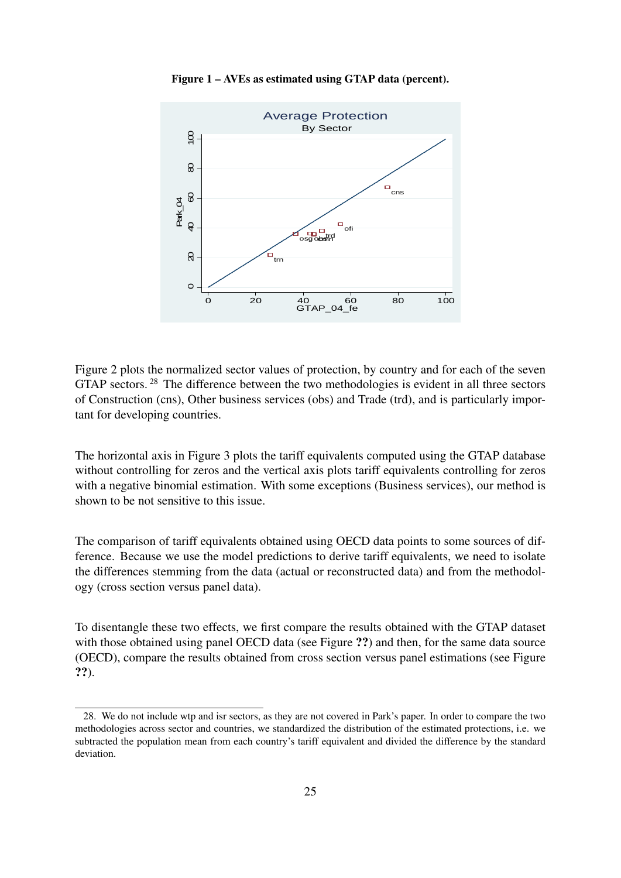**Figure 1 – AVEs as estimated using GTAP data (percent).**

Figure 2 plots the normalized sector values of protection, by country and for each of the seven GTAP sectors. [28] The difference between the two methodologies is evident in all three sectors of Construction (cns), Other business services (obs) and Trade (trd), and is particularly important for developing countries.

The horizontal axis in Figure 3 plots the tariff equivalents computed using the GTAP database without controlling for zeros and the vertical axis plots tariff equivalents controlling for zeros with a negative binomial estimation. With some exceptions (Business services), our method is shown to be not sensitive to this issue.

The comparison of tariff equivalents obtained using OECD data points to some sources of difference. Because we use the model predictions to derive tariff equivalents, we need to isolate the differences stemming from the data (actual or reconstructed data) and from the methodology (cross section versus panel data).

To disentangle these two effects, we first compare the results obtained with the GTAP dataset with those obtained using panel OECD data (see Figure **??**) and then, for the same data source (OECD), compare the results obtained from cross section versus panel estimations (see Figure **??**).

28. We do not include wtp and isr sectors, as they are not covered in Park's paper. In order to compare the two methodologies across sector and countries, we standardized the distribution of the estimated protections, i.e. we subtracted the population mean from each country's tariff equivalent and divided the difference by the standard deviation.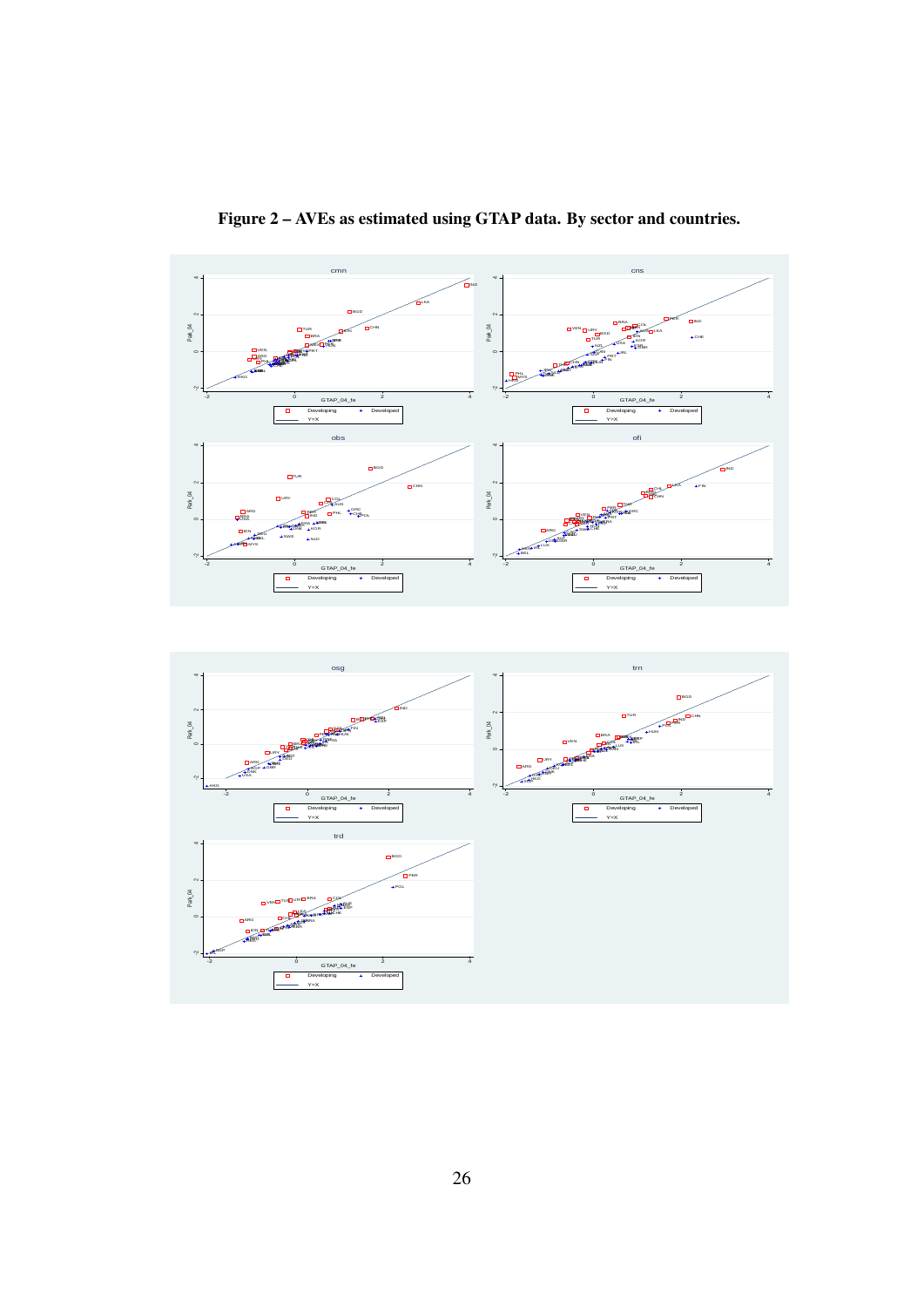**Figure 2 – AVEs as estimated using GTAP data. By sector and countries.**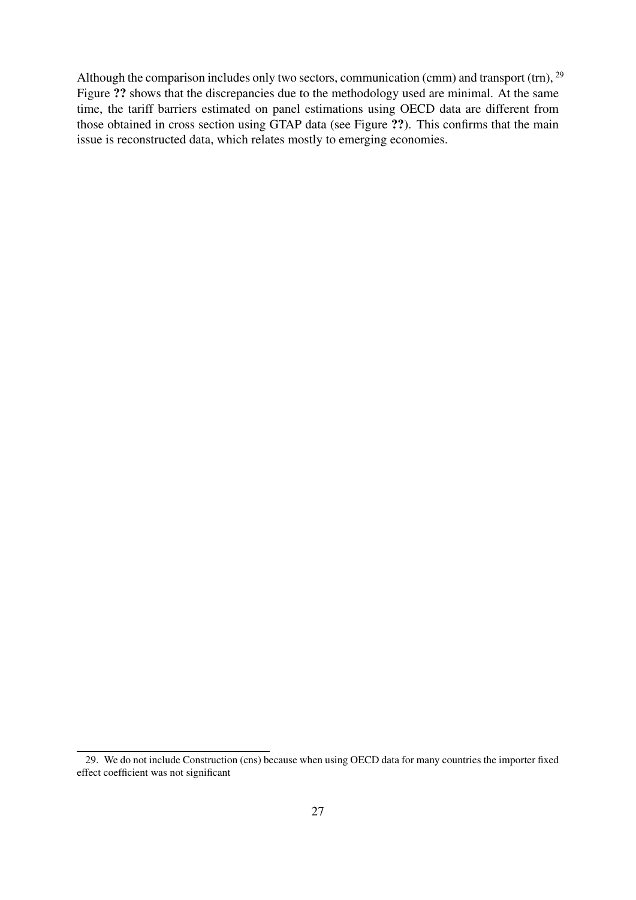Although the comparison includes only two sectors, communication (cmm) and transport (trn), [29] Figure **??** shows that the discrepancies due to the methodology used are minimal. At the same time, the tariff barriers estimated on panel estimations using OECD data are different from those obtained in cross section using GTAP data (see Figure **??**). This confirms that the main issue is reconstructed data, which relates mostly to emerging economies.

29. We do not include Construction (cns) because when using OECD data for many countries the importer fixed effect coefficient was not significant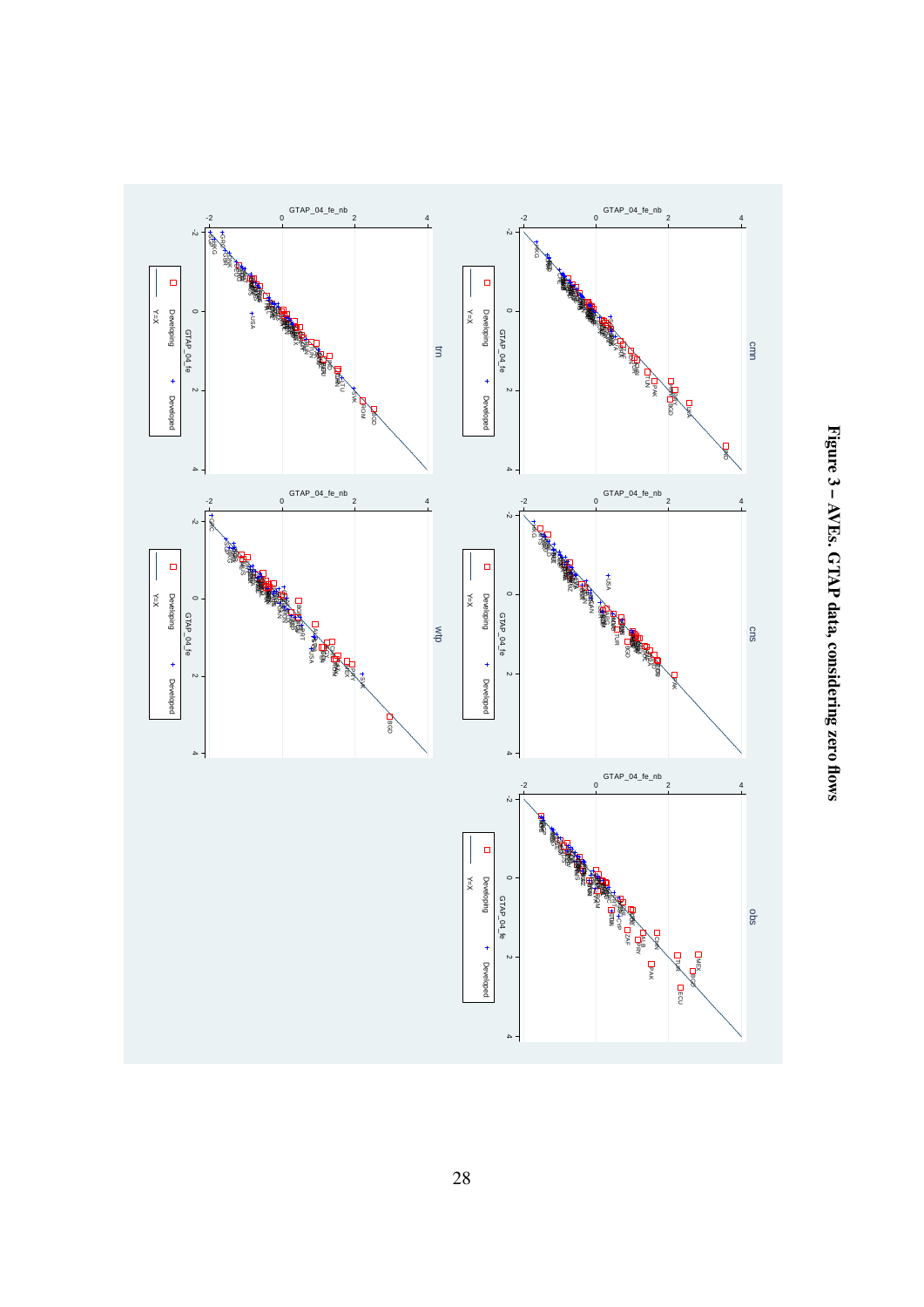**Figure 3 – AVEs. GTAP data, considering zero flows**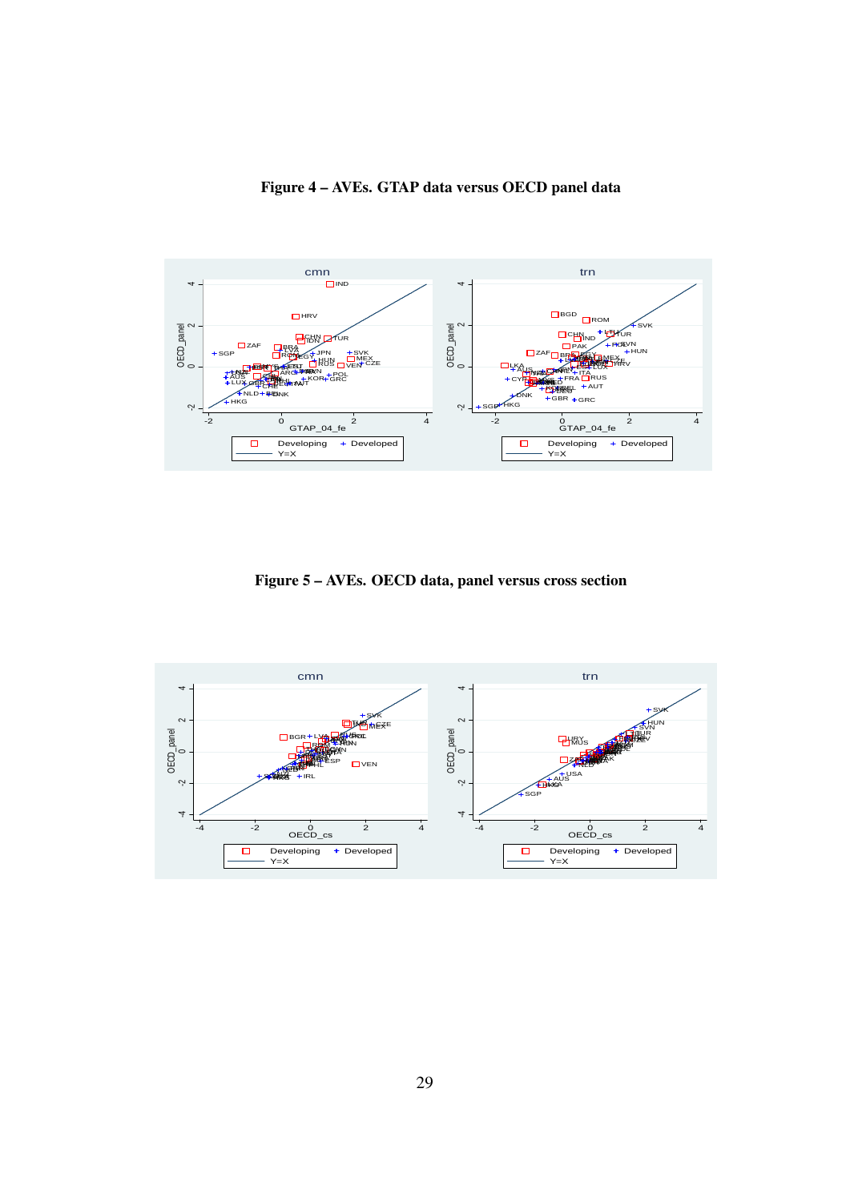**Figure 4 – AVEs. GTAP data versus OECD panel data**

**Figure 5 – AVEs. OECD data, panel versus cross section**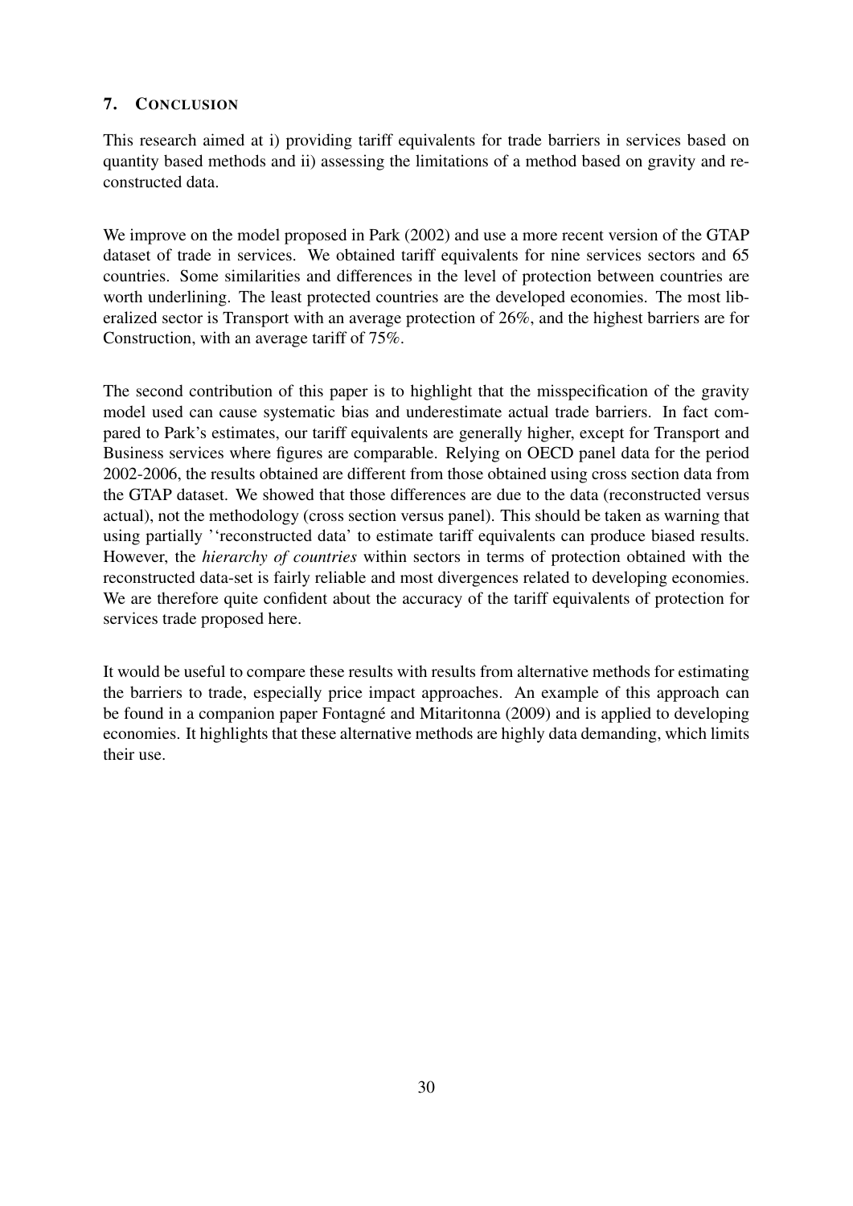## 7. CONCLUSION

This research aimed at i) providing tariff equivalents for trade barriers in services based on quantity based methods and ii) assessing the limitations of a method based on gravity and reconstructed data.

We improve on the model proposed in Park (2002) and use a more recent version of the GTAP dataset of trade in services. We obtained tariff equivalents for nine services sectors and 65 countries. Some similarities and differences in the level of protection between countries are worth underlining. The least protected countries are the developed economies. The most liberalized sector is Transport with an average protection of 26%, and the highest barriers are for Construction, with an average tariff of 75%.

The second contribution of this paper is to highlight that the misspecification of the gravity model used can cause systematic bias and underestimate actual trade barriers. In fact compared to Park's estimates, our tariff equivalents are generally higher, except for Transport and Business services where figures are comparable. Relying on OECD panel data for the period 2002-2006, the results obtained are different from those obtained using cross section data from the GTAP dataset. We showed that those differences are due to the data (reconstructed versus actual), not the methodology (cross section versus panel). This should be taken as warning that using partially ''reconstructed data' to estimate tariff equivalents can produce biased results. However, the *hierarchy of countries* within sectors in terms of protection obtained with the reconstructed data-set is fairly reliable and most divergences related to developing economies. We are therefore quite confident about the accuracy of the tariff equivalents of protection for services trade proposed here.

It would be useful to compare these results with results from alternative methods for estimating the barriers to trade, especially price impact approaches. An example of this approach can be found in a companion paper Fontagné and Mitaritonna (2009) and is applied to developing economies. It highlights that these alternative methods are highly data demanding, which limits their use.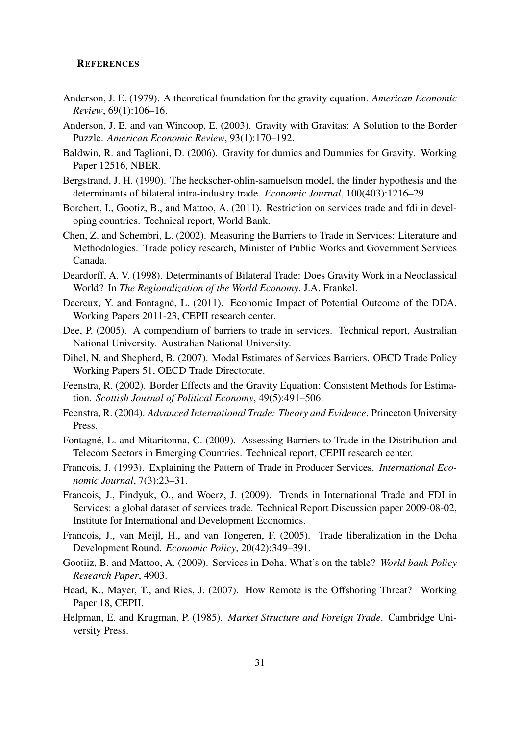**REFERENCES**

Anderson, J. E. (1979). A theoretical foundation for the gravity equation. *American Economic Review*, 69(1):106–16.

Anderson, J. E. and van Wincoop, E. (2003). Gravity with Gravitas: A Solution to the Border Puzzle. *American Economic Review*, 93(1):170–192.

Baldwin, R. and Taglioni, D. (2006). Gravity for dumies and Dummies for Gravity. Working Paper 12516, NBER.

Bergstrand, J. H. (1990). The heckscher-ohlin-samuelson model, the linder hypothesis and the determinants of bilateral intra-industry trade. *Economic Journal*, 100(403):1216–29.

Borchert, I., Gootiz, B., and Mattoo, A. (2011). Restriction on services trade and fdi in developing countries. Technical report, World Bank.

Chen, Z. and Schembri, L. (2002). Measuring the Barriers to Trade in Services: Literature and Methodologies. Trade policy research, Minister of Public Works and Government Services Canada.

Deardorff, A. V. (1998). Determinants of Bilateral Trade: Does Gravity Work in a Neoclassical World? In *The Regionalization of the World Economy*. J.A. Frankel.

Decreux, Y. and Fontagné, L. (2011). Economic Impact of Potential Outcome of the DDA. Working Papers 2011-23, CEPII research center.

Dee, P. (2005). A compendium of barriers to trade in services. Technical report, Australian National University. Australian National University.

Dihel, N. and Shepherd, B. (2007). Modal Estimates of Services Barriers. OECD Trade Policy Working Papers 51, OECD Trade Directorate.

Feenstra, R. (2002). Border Effects and the Gravity Equation: Consistent Methods for Estimation. *Scottish Journal of Political Economy*, 49(5):491–506.

Feenstra, R. (2004). *Advanced International Trade: Theory and Evidence*. Princeton University Press.

Fontagné, L. and Mitaritonna, C. (2009). Assessing Barriers to Trade in the Distribution and Telecom Sectors in Emerging Countries. Technical report, CEPII research center.

Francois, J. (1993). Explaining the Pattern of Trade in Producer Services. *International Economic Journal*, 7(3):23–31.

Francois, J., Pindyuk, O., and Woerz, J. (2009). Trends in International Trade and FDI in Services: a global dataset of services trade. Technical Report Discussion paper 2009-08-02, Institute for International and Development Economics.

Francois, J., van Meijl, H., and van Tongeren, F. (2005). Trade liberalization in the Doha Development Round. *Economic Policy*, 20(42):349–391.

Gootiiz, B. and Mattoo, A. (2009). Services in Doha. What's on the table? *World bank Policy Research Paper*, 4903.

Head, K., Mayer, T., and Ries, J. (2007). How Remote is the Offshoring Threat? Working Paper 18, CEPII.

Helpman, E. and Krugman, P. (1985). *Market Structure and Foreign Trade*. Cambridge University Press.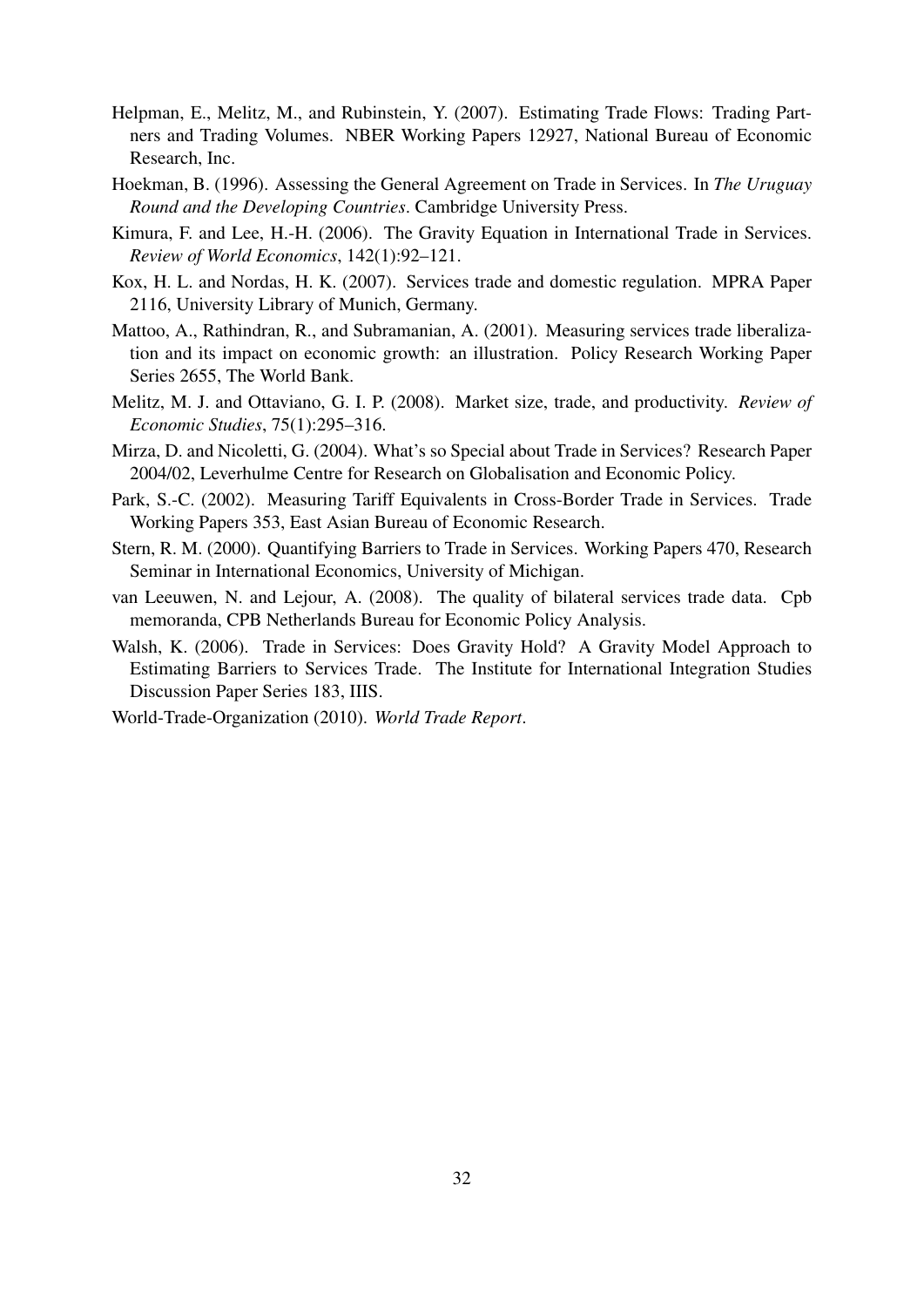Helpman, E., Melitz, M., and Rubinstein, Y. (2007). Estimating Trade Flows: Trading Partners and Trading Volumes. NBER Working Papers 12927, National Bureau of Economic Research, Inc.

Hoekman, B. (1996). Assessing the General Agreement on Trade in Services. In *The Uruguay Round and the Developing Countries*. Cambridge University Press.

Kimura, F. and Lee, H.-H. (2006). The Gravity Equation in International Trade in Services. *Review of World Economics*, 142(1):92–121.

Kox, H. L. and Nordas, H. K. (2007). Services trade and domestic regulation. MPRA Paper 2116, University Library of Munich, Germany.

Mattoo, A., Rathindran, R., and Subramanian, A. (2001). Measuring services trade liberalization and its impact on economic growth: an illustration. Policy Research Working Paper Series 2655, The World Bank.

Melitz, M. J. and Ottaviano, G. I. P. (2008). Market size, trade, and productivity. *Review of Economic Studies*, 75(1):295–316.

Mirza, D. and Nicoletti, G. (2004). What's so Special about Trade in Services? Research Paper 2004/02, Leverhulme Centre for Research on Globalisation and Economic Policy.

Park, S.-C. (2002). Measuring Tariff Equivalents in Cross-Border Trade in Services. Trade Working Papers 353, East Asian Bureau of Economic Research.

Stern, R. M. (2000). Quantifying Barriers to Trade in Services. Working Papers 470, Research Seminar in International Economics, University of Michigan.

van Leeuwen, N. and Lejour, A. (2008). The quality of bilateral services trade data. Cpb memoranda, CPB Netherlands Bureau for Economic Policy Analysis.

Walsh, K. (2006). Trade in Services: Does Gravity Hold? A Gravity Model Approach to Estimating Barriers to Services Trade. The Institute for International Integration Studies Discussion Paper Series 183, IIIS.

World-Trade-Organization (2010). *World Trade Report*.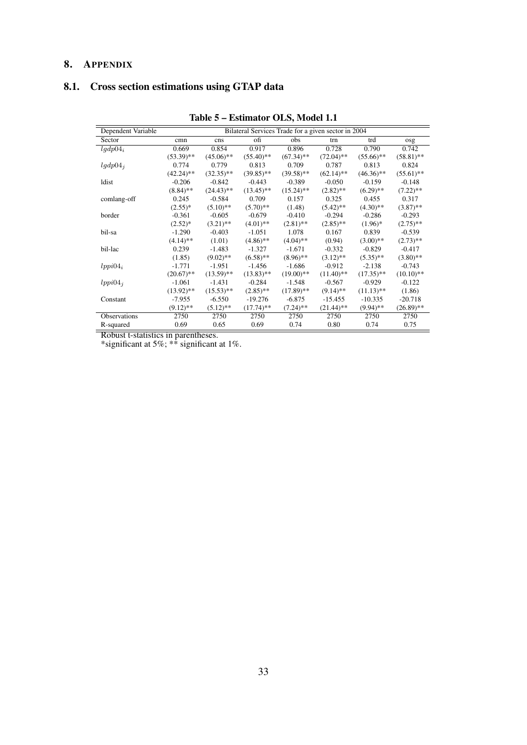## 8. APPENDIX

### 8.1. Cross section estimations using GTAP data

**Table 5 – Estimator OLS, Model 1.1**

| Dependent Variable | Bilateral Services Trade for a given sector in 2004 | | | | | | |
|---|---|---|---|---|---|---|---|
| Sector | cmn | cns | ofi | obs | trn | trd | osg |
| $lgdp04_i$ | 0.669 | 0.854 | 0.917 | 0.896 | 0.728 | 0.790 | 0.742 |
| | (53.39)** | (45.06)** | (55.40)** | (67.34)** | (72.04)** | (55.66)** | (58.81)** |
| $lgdp04_j$ | 0.774 | 0.779 | 0.813 | 0.709 | 0.787 | 0.813 | 0.824 |
| | (42.24)** | (32.35)** | (39.85)** | (39.58)** | (62.14)** | (46.36)** | (55.61)** |
| ldist | -0.206 | -0.842 | -0.443 | -0.389 | -0.050 | -0.159 | -0.148 |
| | (8.84)** | (24.43)** | (13.45)** | (15.24)** | (2.82)** | (6.29)** | (7.22)** |
| comlang-off | 0.245 | -0.584 | 0.709 | 0.157 | 0.325 | 0.455 | 0.317 |
| | (2.55)* | (5.10)** | (5.70)** | (1.48) | (5.42)** | (4.30)** | (3.87)** |
| border | -0.361 | -0.605 | -0.679 | -0.410 | -0.294 | -0.286 | -0.293 |
| | (2.52)* | (3.21)** | (4.01)** | (2.81)** | (2.85)** | (1.96)* | (2.75)** |
| bil-sa | -1.290 | -0.403 | -1.051 | 1.078 | 0.167 | 0.839 | -0.539 |
| | (4.14)** | (1.01) | (4.86)** | (4.04)** | (0.94) | (3.00)** | (2.73)** |
| bil-lac | 0.239 | -1.483 | -1.327 | -1.671 | -0.332 | -0.829 | -0.417 |
| | (1.85) | (9.02)** | (6.58)** | (8.96)** | (3.12)** | (5.35)** | (3.80)** |
| $lppi04_i$ | -1.771 | -1.951 | -1.456 | -1.686 | -0.912 | -2.138 | -0.743 |
| | (20.67)** | (13.59)** | (13.83)** | (19.00)** | (11.40)** | (17.35)** | (10.10)** |
| $lppi04_j$ | -1.061 | -1.431 | -0.284 | -1.548 | -0.567 | -0.929 | -0.122 |
| | (13.92)** | (15.53)** | (2.85)** | (17.89)** | (9.14)** | (11.13)** | (1.86) |
| Constant | -7.955 | -6.550 | -19.276 | -6.875 | -15.455 | -10.335 | -20.718 |
| | (9.12)** | (5.12)** | (17.74)** | (7.24)** | (21.44)** | (9.94)** | (26.89)** |
| Observations | 2750 | 2750 | 2750 | 2750 | 2750 | 2750 | 2750 |
| R-squared | 0.69 | 0.65 | 0.69 | 0.74 | 0.80 | 0.74 | 0.75 |

Robust t-statistics in parentheses.
*significant at 5%; ** significant at 1%.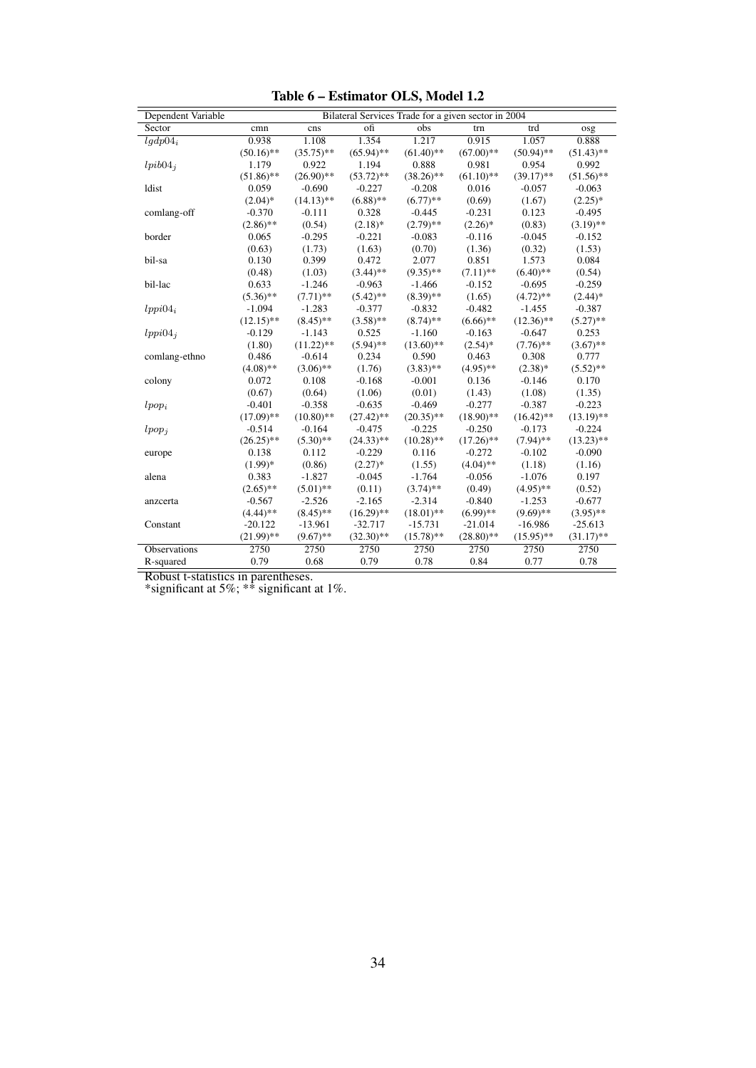**Table 6 – Estimator OLS, Model 1.2**

| Dependent Variable | Bilateral Services Trade for a given sector in 2004 | | | | | | |
|---|---|---|---|---|---|---|---|
| Sector | cmn | cns | ofi | obs | trn | trd | osg |
| $lgdp04_i$ | 0.938 | 1.108 | 1.354 | 1.217 | 0.915 | 1.057 | 0.888 |
| | (50.16)** | (35.75)** | (65.94)** | (61.40)** | (67.00)** | (50.94)** | (51.43)** |
| $lpib04_j$ | 1.179 | 0.922 | 1.194 | 0.888 | 0.981 | 0.954 | 0.992 |
| | (51.86)** | (26.90)** | (53.72)** | (38.26)** | (61.10)** | (39.17)** | (51.56)** |
| ldist | 0.059 | -0.690 | -0.227 | -0.208 | 0.016 | -0.057 | -0.063 |
| | (2.04)* | (14.13)** | (6.88)** | (6.77)** | (0.69) | (1.67) | (2.25)* |
| comlang-off | -0.370 | -0.111 | 0.328 | -0.445 | -0.231 | 0.123 | -0.495 |
| | (2.86)** | (0.54) | (2.18)* | (2.79)** | (2.26)* | (0.83) | (3.19)** |
| border | 0.065 | -0.295 | -0.221 | -0.083 | -0.116 | -0.045 | -0.152 |
| | (0.63) | (1.73) | (1.63) | (0.70) | (1.36) | (0.32) | (1.53) |
| bil-sa | 0.130 | 0.399 | 0.472 | 2.077 | 0.851 | 1.573 | 0.084 |
| | (0.48) | (1.03) | (3.44)** | (9.35)** | (7.11)** | (6.40)** | (0.54) |
| bil-lac | 0.633 | -1.246 | -0.963 | -1.466 | -0.152 | -0.695 | -0.259 |
| | (5.36)** | (7.71)** | (5.42)** | (8.39)** | (1.65) | (4.72)** | (2.44)* |
| $lppi04_i$ | -1.094 | -1.283 | -0.377 | -0.832 | -0.482 | -1.455 | -0.387 |
| | (12.15)** | (8.45)** | (3.58)** | (8.74)** | (6.66)** | (12.36)** | (5.27)** |
| $lppi04_j$ | -0.129 | -1.143 | 0.525 | -1.160 | -0.163 | -0.647 | 0.253 |
| | (1.80) | (11.22)** | (5.94)** | (13.60)** | (2.54)* | (7.76)** | (3.67)** |
| comlang-ethno | 0.486 | -0.614 | 0.234 | 0.590 | 0.463 | 0.308 | 0.777 |
| | (4.08)** | (3.06)** | (1.76) | (3.83)** | (4.95)** | (2.38)* | (5.52)** |
| colony | 0.072 | 0.108 | -0.168 | -0.001 | 0.136 | -0.146 | 0.170 |
| | (0.67) | (0.64) | (1.06) | (0.01) | (1.43) | (1.08) | (1.35) |
| $lpop_i$ | -0.401 | -0.358 | -0.635 | -0.469 | -0.277 | -0.387 | -0.223 |
| | (17.09)** | (10.80)** | (27.42)** | (20.35)** | (18.90)** | (16.42)** | (13.19)** |
| $lpop_j$ | -0.514 | -0.164 | -0.475 | -0.225 | -0.250 | -0.173 | -0.224 |
| | (26.25)** | (5.30)** | (24.33)** | (10.28)** | (17.26)** | (7.94)** | (13.23)** |
| europe | 0.138 | 0.112 | -0.229 | 0.116 | -0.272 | -0.102 | -0.090 |
| | (1.99)* | (0.86) | (2.27)* | (1.55) | (4.04)** | (1.18) | (1.16) |
| alena | 0.383 | -1.827 | -0.045 | -1.764 | -0.056 | -1.076 | 0.197 |
| | (2.65)** | (5.01)** | (0.11) | (3.74)** | (0.49) | (4.95)** | (0.52) |
| anzcerta | -0.567 | -2.526 | -2.165 | -2.314 | -0.840 | -1.253 | -0.677 |
| | (4.44)** | (8.45)** | (16.29)** | (18.01)** | (6.99)** | (9.69)** | (3.95)** |
| Constant | -20.122 | -13.961 | -32.717 | -15.731 | -21.014 | -16.986 | -25.613 |
| | (21.99)** | (9.67)** | (32.30)** | (15.78)** | (28.80)** | (15.95)** | (31.17)** |
| Observations | 2750 | 2750 | 2750 | 2750 | 2750 | 2750 | 2750 |
| R-squared | 0.79 | 0.68 | 0.79 | 0.78 | 0.84 | 0.77 | 0.78 |

Robust t-statistics in parentheses.
*significant at 5%; ** significant at 1%.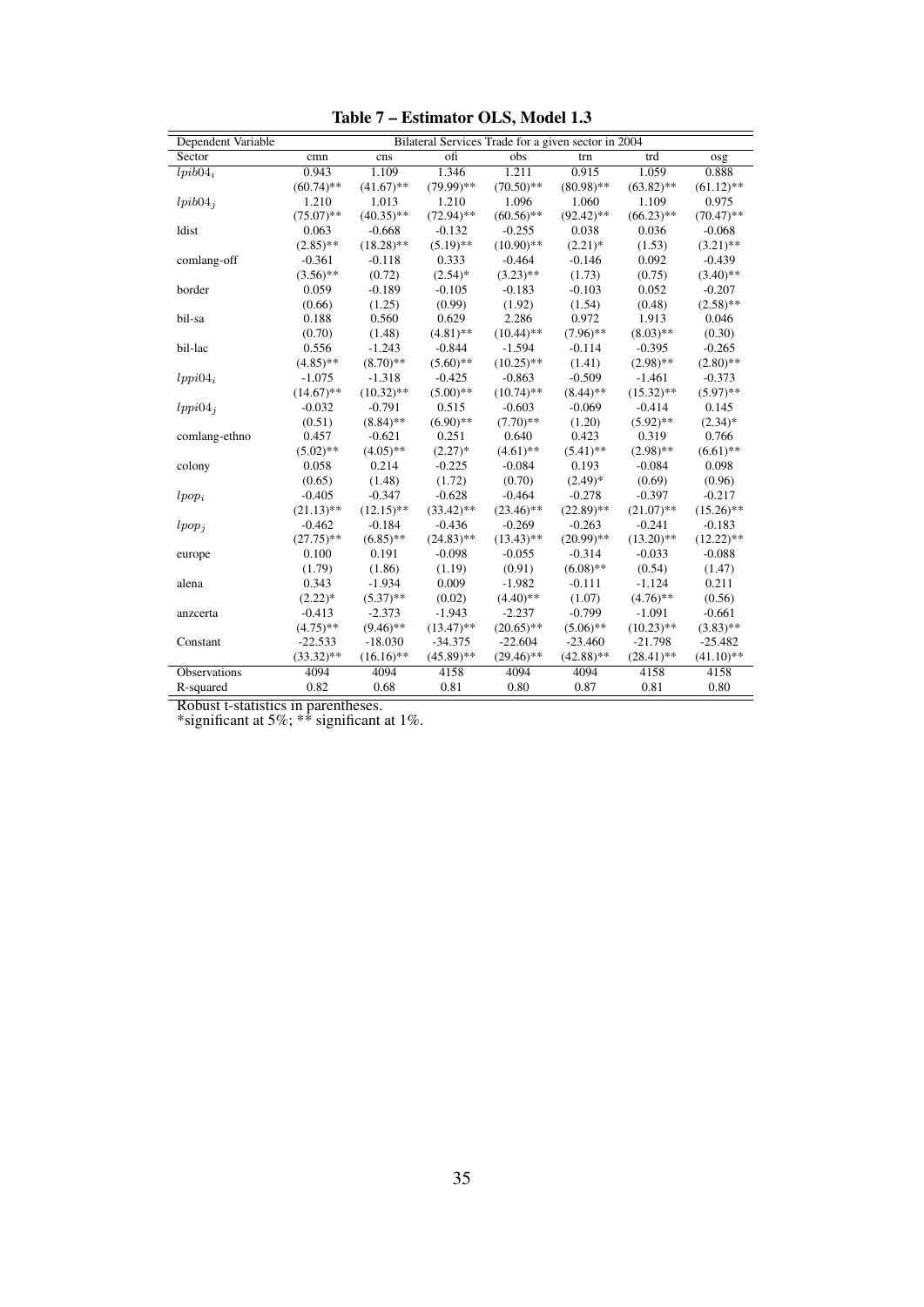**Table 7 – Estimator OLS, Model 1.3**

| Dependent Variable | Bilateral Services Trade for a given sector in 2004 | | | | | | |
|---|---|---|---|---|---|---|---|
| Sector | cmn | cns | ofi | obs | trn | trd | osg |
| $lpib04_i$ | 0.943 | 1.109 | 1.346 | 1.211 | 0.915 | 1.059 | 0.888 |
| | (60.74)** | (41.67)** | (79.99)** | (70.50)** | (80.98)** | (63.82)** | (61.12)** |
| $lpib04_j$ | 1.210 | 1.013 | 1.210 | 1.096 | 1.060 | 1.109 | 0.975 |
| | (75.07)** | (40.35)** | (72.94)** | (60.56)** | (92.42)** | (66.23)** | (70.47)** |
| ldist | 0.063 | -0.668 | -0.132 | -0.255 | 0.038 | 0.036 | -0.068 |
| | (2.85)** | (18.28)** | (5.19)** | (10.90)** | (2.21)* | (1.53) | (3.21)** |
| comlang-off | -0.361 | -0.118 | 0.333 | -0.464 | -0.146 | 0.092 | -0.439 |
| | (3.56)** | (0.72) | (2.54)* | (3.23)** | (1.73) | (0.75) | (3.40)** |
| border | 0.059 | -0.189 | -0.105 | -0.183 | -0.103 | 0.052 | -0.207 |
| | (0.66) | (1.25) | (0.99) | (1.92) | (1.54) | (0.48) | (2.58)** |
| bil-sa | 0.188 | 0.560 | 0.629 | 2.286 | 0.972 | 1.913 | 0.046 |
| | (0.70) | (1.48) | (4.81)** | (10.44)** | (7.96)** | (8.03)** | (0.30) |
| bil-lac | 0.556 | -1.243 | -0.844 | -1.594 | -0.114 | -0.395 | -0.265 |
| | (4.85)** | (8.70)** | (5.60)** | (10.25)** | (1.41) | (2.98)** | (2.80)** |
| $lppi04_i$ | -1.075 | -1.318 | -0.425 | -0.863 | -0.509 | -1.461 | -0.373 |
| | (14.67)** | (10.32)** | (5.00)** | (10.74)** | (8.44)** | (15.32)** | (5.97)** |
| $lppi04_j$ | -0.032 | -0.791 | 0.515 | -0.603 | -0.069 | -0.414 | 0.145 |
| | (0.51) | (8.84)** | (6.90)** | (7.70)** | (1.20) | (5.92)** | (2.34)* |
| comlang-ethno | 0.457 | -0.621 | 0.251 | 0.640 | 0.423 | 0.319 | 0.766 |
| | (5.02)** | (4.05)** | (2.27)* | (4.61)** | (5.41)** | (2.98)** | (6.61)** |
| colony | 0.058 | 0.214 | -0.225 | -0.084 | 0.193 | -0.084 | 0.098 |
| | (0.65) | (1.48) | (1.72) | (0.70) | (2.49)* | (0.69) | (0.96) |
| $lpop_i$ | -0.405 | -0.347 | -0.628 | -0.464 | -0.278 | -0.397 | -0.217 |
| | (21.13)** | (12.15)** | (33.42)** | (23.46)** | (22.89)** | (21.07)** | (15.26)** |
| $lpop_j$ | -0.462 | -0.184 | -0.436 | -0.269 | -0.263 | -0.241 | -0.183 |
| | (27.75)** | (6.85)** | (24.83)** | (13.43)** | (20.99)** | (13.20)** | (12.22)** |
| europe | 0.100 | 0.191 | -0.098 | -0.055 | -0.314 | -0.033 | -0.088 |
| | (1.79) | (1.86) | (1.19) | (0.91) | (6.08)** | (0.54) | (1.47) |
| alena | 0.343 | -1.934 | 0.009 | -1.982 | -0.111 | -1.124 | 0.211 |
| | (2.22)* | (5.37)** | (0.02) | (4.40)** | (1.07) | (4.76)** | (0.56) |
| anzcerta | -0.413 | -2.373 | -1.943 | -2.237 | -0.799 | -1.091 | -0.661 |
| | (4.75)** | (9.46)** | (13.47)** | (20.65)** | (5.06)** | (10.23)** | (3.83)** |
| Constant | -22.533 | -18.030 | -34.375 | -22.604 | -23.460 | -21.798 | -25.482 |
| | (33.32)** | (16.16)** | (45.89)** | (29.46)** | (42.88)** | (28.41)** | (41.10)** |
| Observations | 4094 | 4094 | 4158 | 4094 | 4094 | 4158 | 4158 |
| R-squared | 0.82 | 0.68 | 0.81 | 0.80 | 0.87 | 0.81 | 0.80 |

Robust t-statistics in parentheses.
*significant at 5%; ** significant at 1%.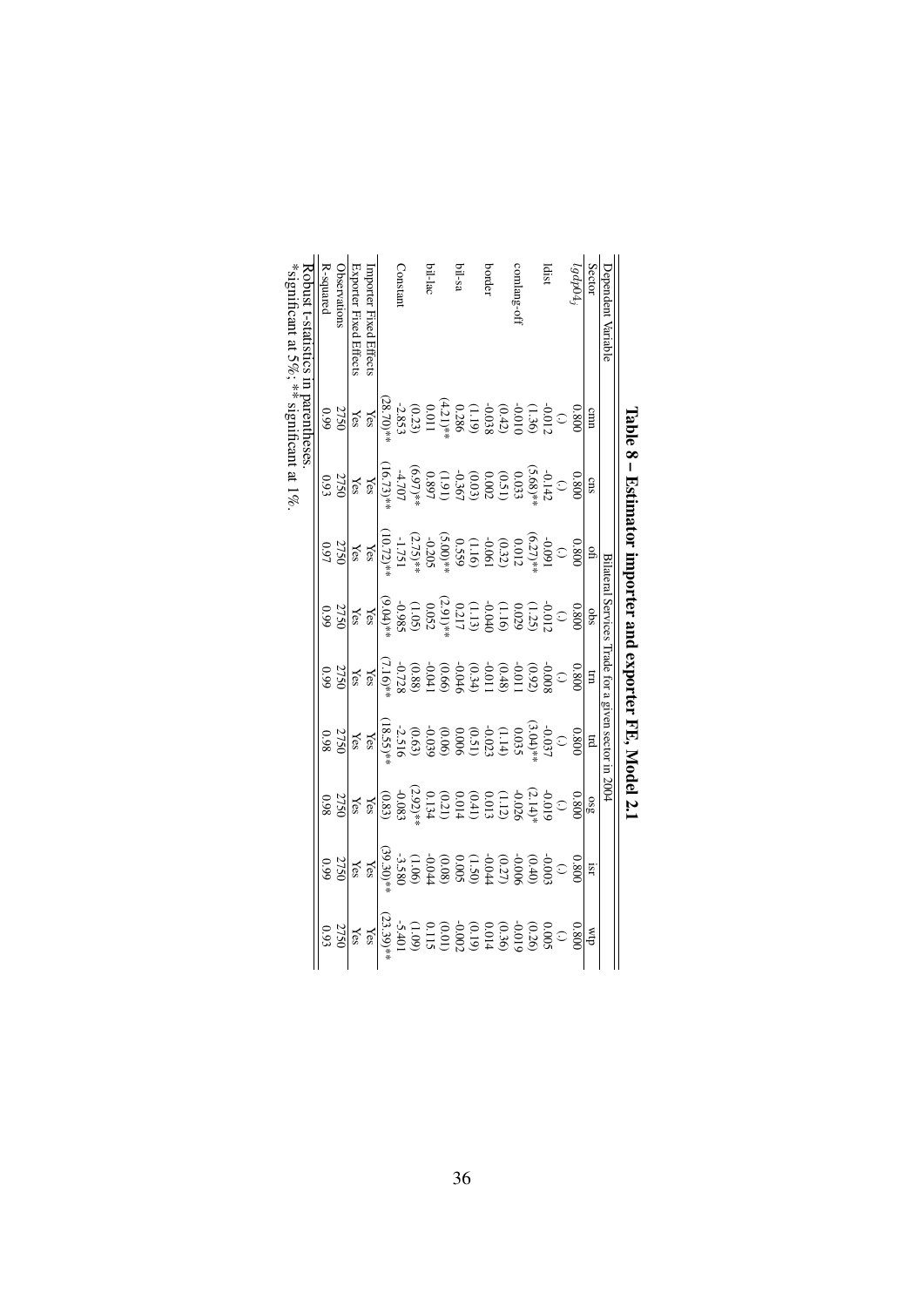**Table 8 – Estimator importer and exporter FE, Model 2.1**

| Dependent Variable | Bilateral Services Trade for a given sector in 2004 | | | | | | | | |
|---|---|---|---|---|---|---|---|---|---|
| Sector | cmn | cns | ofi | obs | trn | trd | osg | isr | wtp |
| $lgdp04_j$ | 0.800 | 0.800 | 0.800 | 0.800 | 0.800 | 0.800 | 0.800 | 0.800 | 0.800 |
| | (.) | (.) | (.) | (.) | (.) | (.) | (.) | (.) | (.) |
| ldist | -0.012 | -0.142 | -0.091 | -0.012 | -0.008 | -0.037 | -0.019 | -0.003 | 0.005 |
| | (1.36) | (5.68)** | (6.27)** | (1.25) | (0.92) | (3.04)** | (2.14)* | (0.40) | (0.26) |
| comlang-off | -0.010 | 0.033 | 0.012 | 0.029 | -0.011 | 0.035 | -0.026 | -0.006 | -0.019 |
| | (0.42) | (0.51) | (0.32) | (1.16) | (0.48) | (1.14) | (1.12) | (0.27) | (0.36) |
| border | -0.038 | 0.002 | -0.061 | -0.040 | -0.011 | -0.023 | 0.013 | -0.044 | 0.014 |
| | (1.19) | (0.03) | (1.16) | (1.13) | (0.34) | (0.51) | (0.41) | (1.50) | (0.19) |
| bil-sa | 0.286 | -0.367 | 0.559 | 0.217 | -0.046 | 0.006 | 0.014 | 0.005 | -0.002 |
| | (4.21)** | (1.91) | (5.00)** | (2.91)** | (0.66) | (0.06) | (0.21) | (0.08) | (0.01) |
| bil-lac | 0.011 | 0.897 | -0.205 | 0.052 | -0.041 | -0.039 | 0.134 | -0.044 | 0.115 |
| | (0.23) | (6.97)** | (2.75)** | (1.05) | (0.88) | (0.63) | (2.92)** | (1.06) | (1.09) |
| Constant | -2.853 | -4.707 | -1.751 | -0.985 | -0.728 | -2.516 | -0.083 | -3.580 | -5.401 |
| | (28.70)** | (16.73)** | (10.72)** | (9.04)** | (7.16)** | (18.55)** | (0.83) | (39.30)** | (23.39)** |
| Importer Fixed Effects | Yes | Yes | Yes | Yes | Yes | Yes | Yes | Yes | Yes |
| Exporter Fixed Effects | Yes | Yes | Yes | Yes | Yes | Yes | Yes | Yes | Yes |
| Observations | 2750 | 2750 | 2750 | 2750 | 2750 | 2750 | 2750 | 2750 | 2750 |
| R-squared | 0.99 | 0.93 | 0.97 | 0.99 | 0.99 | 0.98 | 0.98 | 0.99 | 0.93 |

Robust t-statistics in parentheses.
*significant at 5%; ** significant at 1%.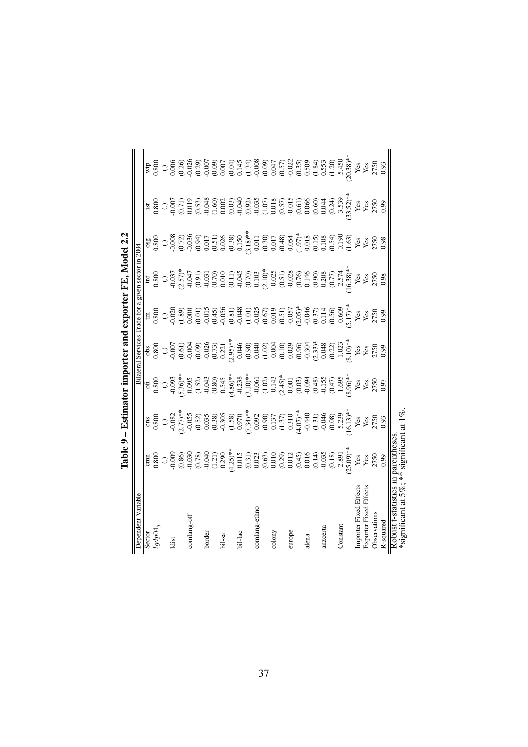# Table 9 – Estimator importer and exporter FE, Model 2.2

| Dependent Variable | Bilateral Services Trade for a given sector in 2004 | | | | | | | | |
|---|---|---|---|---|---|---|---|---|---|
| Sector | cmn | cns | ofi | obs | fin | trd | osg | isr | wtp |
| $lgdp04_j$ | 0.800 | 0.800 | 0.800 | 0.800 | 0.800 | 0.800 | 0.800 | 0.800 | 0.800 |
| | (.) | (.) | (.) | (.) | (.) | (.) | (.) | (.) | (.) |
| ldist | -0.009 | -0.082 | -0.093 | -0.007 | -0.020 | -0.037 | -0.008 | -0.007 | 0.006 |
| | (0.86) | (2.77)** | (5.36)** | (0.61) | (1.89) | (2.57)* | (0.72) | (0.71) | (0.26) |
| comlang-off | -0.030 | -0.055 | 0.095 | -0.004 | 0.000 | -0.047 | -0.036 | 0.019 | -0.026 |
| | (0.78) | (0.52) | (1.52) | (0.09) | (0.01) | (0.91) | (0.94) | (0.53) | (0.29) |
| border | -0.040 | 0.035 | -0.043 | -0.026 | -0.015 | -0.031 | 0.017 | -0.048 | -0.007 |
| | (1.21) | (0.38) | (0.80) | (0.73) | (0.45) | (0.70) | (0.51) | (1.60) | (0.09) |
| bil-sa | 0.290 | -0.305 | 0.545 | 0.221 | -0.056 | 0.010 | 0.026 | 0.002 | 0.007 |
| | (4.25)** | (1.58) | (4.86)** | (2.95)** | (0.81) | (0.11) | (0.38) | (0.03) | (0.04) |
| bil-lac | 0.015 | 0.970 | -0.238 | 0.046 | -0.048 | -0.045 | 0.150 | -0.040 | 0.145 |
| | (0.31) | (7.34)** | (3.10)** | (0.90) | (1.01) | (0.70) | (3.18)** | (0.92) | (1.34) |
| comlang-ethno | 0.023 | 0.092 | -0.061 | 0.040 | -0.025 | 0.103 | 0.011 | -0.035 | -0.008 |
| | (0.63) | (0.90) | (1.02) | (1.02) | (0.67) | (2.10)* | (0.30) | (1.07) | (0.09) |
| colony | 0.010 | 0.137 | -0.143 | -0.004 | 0.019 | -0.025 | 0.017 | 0.018 | 0.047 |
| | (0.29) | (1.37) | (2.45)* | (0.10) | (0.51) | (0.51) | (0.48) | (0.57) | (0.57) |
| europe | 0.012 | 0.310 | 0.001 | 0.029 | -0.057 | -0.028 | 0.054 | -0.015 | -0.022 |
| | (0.45) | (4.07)** | (0.03) | (0.96) | (2.05)* | (0.76) | (1.97)* | (0.61) | (0.35) |
| alena | 0.016 | -0.440 | -0.094 | -0.304 | -0.046 | 0.146 | 0.018 | 0.066 | 0.509 |
| | (0.14) | (1.31) | (0.48) | (2.33)* | (0.37) | (0.90) | (0.15) | (0.60) | (1.84) |
| anzcerta | -0.035 | -0.046 | -0.155 | 0.048 | 0.114 | 0.208 | 0.108 | 0.044 | 0.553 |
| | (0.18) | (0.08) | (0.47) | (0.22) | (0.56) | (0.77) | (0.54) | (0.24) | (1.20) |
| Constant | -2.891 | -5.239 | -1.695 | -1.023 | -0.609 | -2.574 | -0.190 | -3.539 | -5.450 |
| | (25.09)** | (16.13)** | (8.96)** | (8.10)** | (5.17)** | (16.38)** | (1.63) | (33.52)** | (20.38)** |
| Importer Fixed Effects | Yes | Yes | Yes | Yes | Yes | Yes | Yes | Yes | Yes |
| Exporter Fixed Effects | Yes | Yes | Yes | Yes | Yes | Yes | Yes | Yes | Yes |
| Observations | 2750 | 2750 | 2750 | 2750 | 2750 | 2750 | 2750 | 2750 | 2750 |
| R-squared | 0.99 | 0.93 | 0.97 | 0.99 | 0.99 | 0.98 | 0.98 | 0.99 | 0.93 |

Robust t-statistics in parentheses.
*significant at 5%; ** significant at 1%.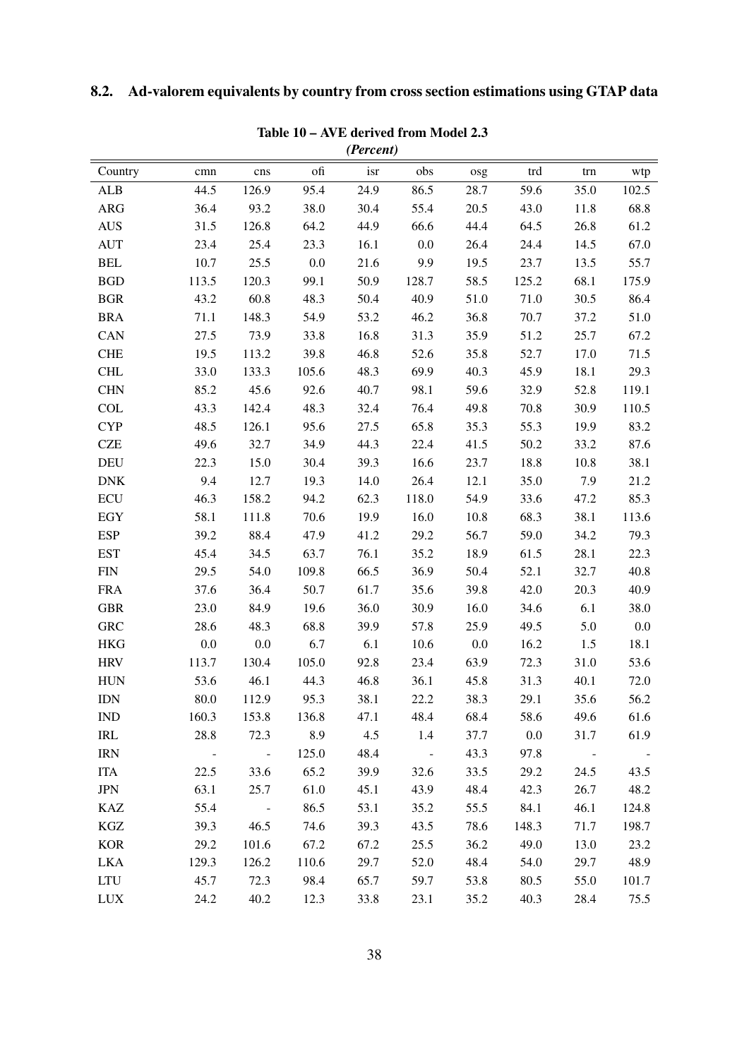## 8.2. Ad-valorem equivalents by country from cross section estimations using GTAP data

**Table 10 – AVE derived from Model 2.3**
*(Percent)*

| Country | cmn | cns | ofi | isr | obs | osg | trd | trn | wtp |
|---|---|---|---|---|---|---|---|---|---|
| ALB | 44.5 | 126.9 | 95.4 | 24.9 | 86.5 | 28.7 | 59.6 | 35.0 | 102.5 |
| ARG | 36.4 | 93.2 | 38.0 | 30.4 | 55.4 | 20.5 | 43.0 | 11.8 | 68.8 |
| AUS | 31.5 | 126.8 | 64.2 | 44.9 | 66.6 | 44.4 | 64.5 | 26.8 | 61.2 |
| AUT | 23.4 | 25.4 | 23.3 | 16.1 | 0.0 | 26.4 | 24.4 | 14.5 | 67.0 |
| BEL | 10.7 | 25.5 | 0.0 | 21.6 | 9.9 | 19.5 | 23.7 | 13.5 | 55.7 |
| BGD | 113.5 | 120.3 | 99.1 | 50.9 | 128.7 | 58.5 | 125.2 | 68.1 | 175.9 |
| BGR | 43.2 | 60.8 | 48.3 | 50.4 | 40.9 | 51.0 | 71.0 | 30.5 | 86.4 |
| BRA | 71.1 | 148.3 | 54.9 | 53.2 | 46.2 | 36.8 | 70.7 | 37.2 | 51.0 |
| CAN | 27.5 | 73.9 | 33.8 | 16.8 | 31.3 | 35.9 | 51.2 | 25.7 | 67.2 |
| CHE | 19.5 | 113.2 | 39.8 | 46.8 | 52.6 | 35.8 | 52.7 | 17.0 | 71.5 |
| CHL | 33.0 | 133.3 | 105.6 | 48.3 | 69.9 | 40.3 | 45.9 | 18.1 | 29.3 |
| CHN | 85.2 | 45.6 | 92.6 | 40.7 | 98.1 | 59.6 | 32.9 | 52.8 | 119.1 |
| COL | 43.3 | 142.4 | 48.3 | 32.4 | 76.4 | 49.8 | 70.8 | 30.9 | 110.5 |
| CYP | 48.5 | 126.1 | 95.6 | 27.5 | 65.8 | 35.3 | 55.3 | 19.9 | 83.2 |
| CZE | 49.6 | 32.7 | 34.9 | 44.3 | 22.4 | 41.5 | 50.2 | 33.2 | 87.6 |
| DEU | 22.3 | 15.0 | 30.4 | 39.3 | 16.6 | 23.7 | 18.8 | 10.8 | 38.1 |
| DNK | 9.4 | 12.7 | 19.3 | 14.0 | 26.4 | 12.1 | 35.0 | 7.9 | 21.2 |
| ECU | 46.3 | 158.2 | 94.2 | 62.3 | 118.0 | 54.9 | 33.6 | 47.2 | 85.3 |
| EGY | 58.1 | 111.8 | 70.6 | 19.9 | 16.0 | 10.8 | 68.3 | 38.1 | 113.6 |
| ESP | 39.2 | 88.4 | 47.9 | 41.2 | 29.2 | 56.7 | 59.0 | 34.2 | 79.3 |
| EST | 45.4 | 34.5 | 63.7 | 76.1 | 35.2 | 18.9 | 61.5 | 28.1 | 22.3 |
| FIN | 29.5 | 54.0 | 109.8 | 66.5 | 36.9 | 50.4 | 52.1 | 32.7 | 40.8 |
| FRA | 37.6 | 36.4 | 50.7 | 61.7 | 35.6 | 39.8 | 42.0 | 20.3 | 40.9 |
| GBR | 23.0 | 84.9 | 19.6 | 36.0 | 30.9 | 16.0 | 34.6 | 6.1 | 38.0 |
| GRC | 28.6 | 48.3 | 68.8 | 39.9 | 57.8 | 25.9 | 49.5 | 5.0 | 0.0 |
| HKG | 0.0 | 0.0 | 6.7 | 6.1 | 10.6 | 0.0 | 16.2 | 1.5 | 18.1 |
| HRV | 113.7 | 130.4 | 105.0 | 92.8 | 23.4 | 63.9 | 72.3 | 31.0 | 53.6 |
| HUN | 53.6 | 46.1 | 44.3 | 46.8 | 36.1 | 45.8 | 31.3 | 40.1 | 72.0 |
| IDN | 80.0 | 112.9 | 95.3 | 38.1 | 22.2 | 38.3 | 29.1 | 35.6 | 56.2 |
| IND | 160.3 | 153.8 | 136.8 | 47.1 | 48.4 | 68.4 | 58.6 | 49.6 | 61.6 |
| IRL | 28.8 | 72.3 | 8.9 | 4.5 | 1.4 | 37.7 | 0.0 | 31.7 | 61.9 |
| IRN | - | - | 125.0 | 48.4 | - | 43.3 | 97.8 | - | - |
| ITA | 22.5 | 33.6 | 65.2 | 39.9 | 32.6 | 33.5 | 29.2 | 24.5 | 43.5 |
| JPN | 63.1 | 25.7 | 61.0 | 45.1 | 43.9 | 48.4 | 42.3 | 26.7 | 48.2 |
| KAZ | 55.4 | - | 86.5 | 53.1 | 35.2 | 55.5 | 84.1 | 46.1 | 124.8 |
| KGZ | 39.3 | 46.5 | 74.6 | 39.3 | 43.5 | 78.6 | 148.3 | 71.7 | 198.7 |
| KOR | 29.2 | 101.6 | 67.2 | 67.2 | 25.5 | 36.2 | 49.0 | 13.0 | 23.2 |
| LKA | 129.3 | 126.2 | 110.6 | 29.7 | 52.0 | 48.4 | 54.0 | 29.7 | 48.9 |
| LTU | 45.7 | 72.3 | 98.4 | 65.7 | 59.7 | 53.8 | 80.5 | 55.0 | 101.7 |
| LUX | 24.2 | 40.2 | 12.3 | 33.8 | 23.1 | 35.2 | 40.3 | 28.4 | 75.5 |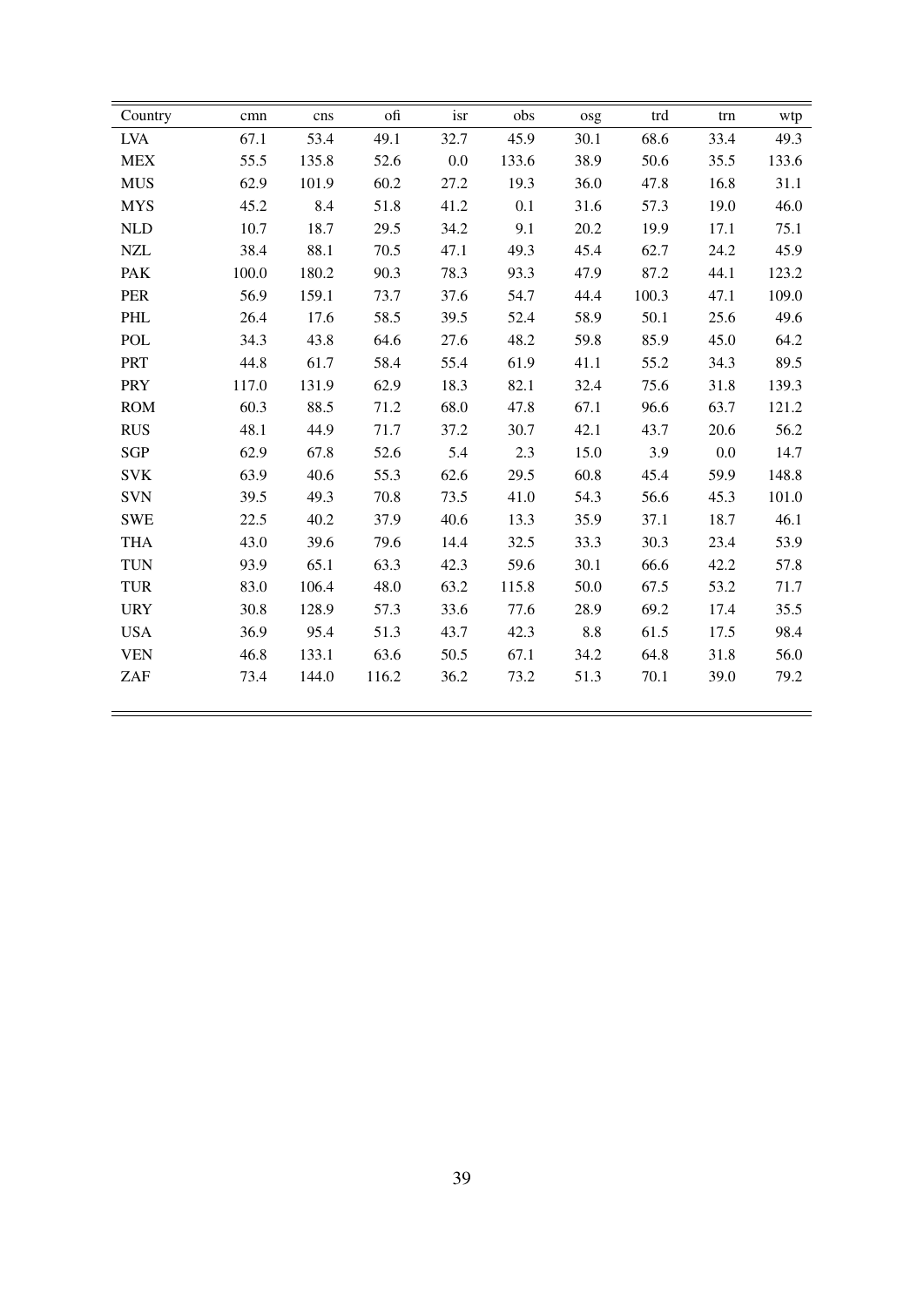| Country | cmn | cns | ofi | isr | obs | osg | trd | trn | wtp |
|---|---|---|---|---|---|---|---|---|---|
| LVA | 67.1 | 53.4 | 49.1 | 32.7 | 45.9 | 30.1 | 68.6 | 33.4 | 49.3 |
| MEX | 55.5 | 135.8 | 52.6 | 0.0 | 133.6 | 38.9 | 50.6 | 35.5 | 133.6 |
| MUS | 62.9 | 101.9 | 60.2 | 27.2 | 19.3 | 36.0 | 47.8 | 16.8 | 31.1 |
| MYS | 45.2 | 8.4 | 51.8 | 41.2 | 0.1 | 31.6 | 57.3 | 19.0 | 46.0 |
| NLD | 10.7 | 18.7 | 29.5 | 34.2 | 9.1 | 20.2 | 19.9 | 17.1 | 75.1 |
| NZL | 38.4 | 88.1 | 70.5 | 47.1 | 49.3 | 45.4 | 62.7 | 24.2 | 45.9 |
| PAK | 100.0 | 180.2 | 90.3 | 78.3 | 93.3 | 47.9 | 87.2 | 44.1 | 123.2 |
| PER | 56.9 | 159.1 | 73.7 | 37.6 | 54.7 | 44.4 | 100.3 | 47.1 | 109.0 |
| PHL | 26.4 | 17.6 | 58.5 | 39.5 | 52.4 | 58.9 | 50.1 | 25.6 | 49.6 |
| POL | 34.3 | 43.8 | 64.6 | 27.6 | 48.2 | 59.8 | 85.9 | 45.0 | 64.2 |
| PRT | 44.8 | 61.7 | 58.4 | 55.4 | 61.9 | 41.1 | 55.2 | 34.3 | 89.5 |
| PRY | 117.0 | 131.9 | 62.9 | 18.3 | 82.1 | 32.4 | 75.6 | 31.8 | 139.3 |
| ROM | 60.3 | 88.5 | 71.2 | 68.0 | 47.8 | 67.1 | 96.6 | 63.7 | 121.2 |
| RUS | 48.1 | 44.9 | 71.7 | 37.2 | 30.7 | 42.1 | 43.7 | 20.6 | 56.2 |
| SGP | 62.9 | 67.8 | 52.6 | 5.4 | 2.3 | 15.0 | 3.9 | 0.0 | 14.7 |
| SVK | 63.9 | 40.6 | 55.3 | 62.6 | 29.5 | 60.8 | 45.4 | 59.9 | 148.8 |
| SVN | 39.5 | 49.3 | 70.8 | 73.5 | 41.0 | 54.3 | 56.6 | 45.3 | 101.0 |
| SWE | 22.5 | 40.2 | 37.9 | 40.6 | 13.3 | 35.9 | 37.1 | 18.7 | 46.1 |
| THA | 43.0 | 39.6 | 79.6 | 14.4 | 32.5 | 33.3 | 30.3 | 23.4 | 53.9 |
| TUN | 93.9 | 65.1 | 63.3 | 42.3 | 59.6 | 30.1 | 66.6 | 42.2 | 57.8 |
| TUR | 83.0 | 106.4 | 48.0 | 63.2 | 115.8 | 50.0 | 67.5 | 53.2 | 71.7 |
| URY | 30.8 | 128.9 | 57.3 | 33.6 | 77.6 | 28.9 | 69.2 | 17.4 | 35.5 |
| USA | 36.9 | 95.4 | 51.3 | 43.7 | 42.3 | 8.8 | 61.5 | 17.5 | 98.4 |
| VEN | 46.8 | 133.1 | 63.6 | 50.5 | 67.1 | 34.2 | 64.8 | 31.8 | 56.0 |
| ZAF | 73.4 | 144.0 | 116.2 | 36.2 | 73.2 | 51.3 | 70.1 | 39.0 | 79.2 |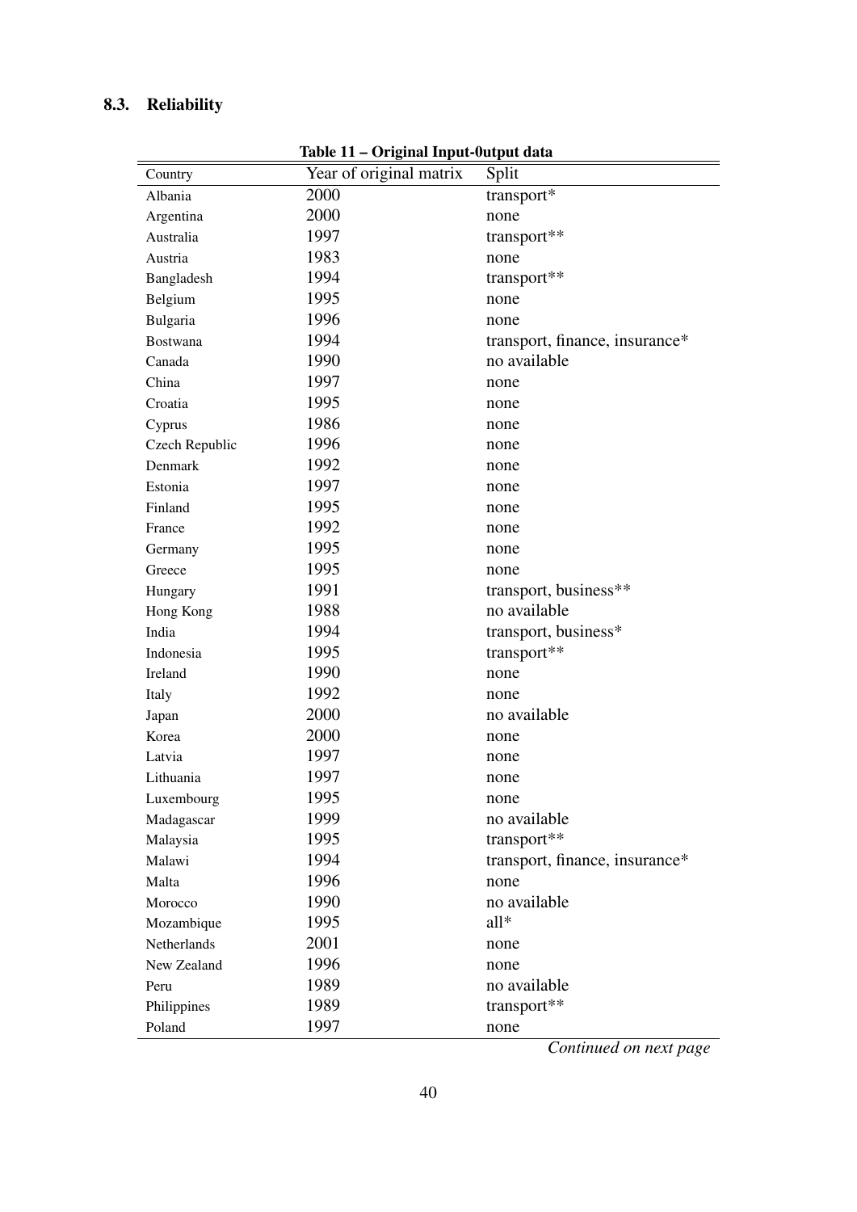## 8.3. Reliability

**Table 11 – Original Input-0utput data**

| Country | Year of original matrix | Split |
|---|---|---|
| Albania | 2000 | transport* |
| Argentina | 2000 | none |
| Australia | 1997 | transport** |
| Austria | 1983 | none |
| Bangladesh | 1994 | transport** |
| Belgium | 1995 | none |
| Bulgaria | 1996 | none |
| Bostwana | 1994 | transport, finance, insurance* |
| Canada | 1990 | no available |
| China | 1997 | none |
| Croatia | 1995 | none |
| Cyprus | 1986 | none |
| Czech Republic | 1996 | none |
| Denmark | 1992 | none |
| Estonia | 1997 | none |
| Finland | 1995 | none |
| France | 1992 | none |
| Germany | 1995 | none |
| Greece | 1995 | none |
| Hungary | 1991 | transport, business** |
| Hong Kong | 1988 | no available |
| India | 1994 | transport, business* |
| Indonesia | 1995 | transport** |
| Ireland | 1990 | none |
| Italy | 1992 | none |
| Japan | 2000 | no available |
| Korea | 2000 | none |
| Latvia | 1997 | none |
| Lithuania | 1997 | none |
| Luxembourg | 1995 | none |
| Madagascar | 1999 | no available |
| Malaysia | 1995 | transport** |
| Malawi | 1994 | transport, finance, insurance* |
| Malta | 1996 | none |
| Morocco | 1990 | no available |
| Mozambique | 1995 | all* |
| Netherlands | 2001 | none |
| New Zealand | 1996 | none |
| Peru | 1989 | no available |
| Philippines | 1989 | transport** |
| Poland | 1997 | none |

*Continued on next page*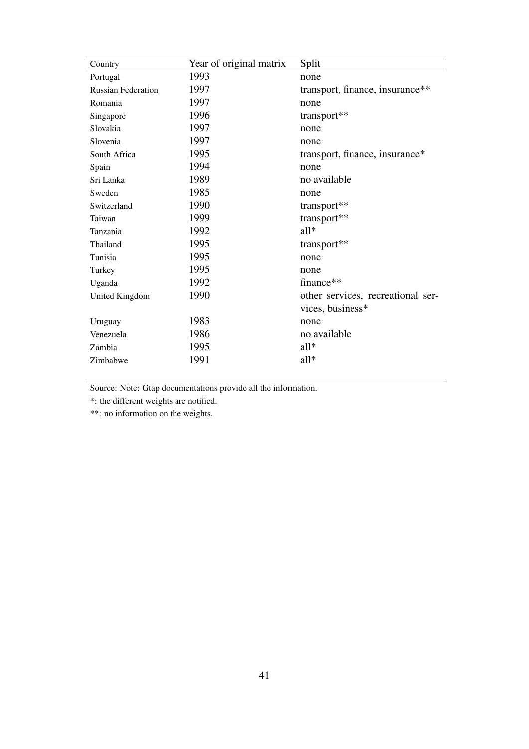| Country | Year of original matrix | Split |
| --- | --- | --- |
| Portugal | 1993 | none |
| Russian Federation | 1997 | transport, finance, insurance** |
| Romania | 1997 | none |
| Singapore | 1996 | transport** |
| Slovakia | 1997 | none |
| Slovenia | 1997 | none |
| South Africa | 1995 | transport, finance, insurance* |
| Spain | 1994 | none |
| Sri Lanka | 1989 | no available |
| Sweden | 1985 | none |
| Switzerland | 1990 | transport** |
| Taiwan | 1999 | transport** |
| Tanzania | 1992 | all* |
| Thailand | 1995 | transport** |
| Tunisia | 1995 | none |
| Turkey | 1995 | none |
| Uganda | 1992 | finance** |
| United Kingdom | 1990 | other services, recreational services, business* |
| Uruguay | 1983 | none |
| Venezuela | 1986 | no available |
| Zambia | 1995 | all* |
| Zimbabwe | 1991 | all* |

Source: Note: Gtap documentations provide all the information.

*: the different weights are notified.

**: no information on the weights.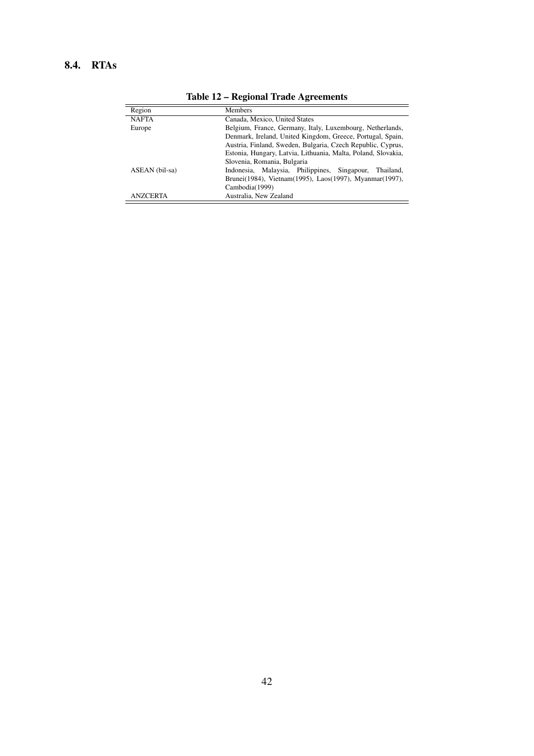## 8.4. RTAs

**Table 12 – Regional Trade Agreements**

| Region | Members |
|---|---|
| NAFTA | Canada, Mexico, United States |
| Europe | Belgium, France, Germany, Italy, Luxembourg, Netherlands, Denmark, Ireland, United Kingdom, Greece, Portugal, Spain, Austria, Finland, Sweden, Bulgaria, Czech Republic, Cyprus, Estonia, Hungary, Latvia, Lithuania, Malta, Poland, Slovakia, Slovenia, Romania, Bulgaria |
| ASEAN (bil-sa) | Indonesia, Malaysia, Philippines, Singapour, Thailand, Brunei(1984), Vietnam(1995), Laos(1997), Myanmar(1997), Cambodia(1999) |
| ANZCERTA | Australia, New Zealand |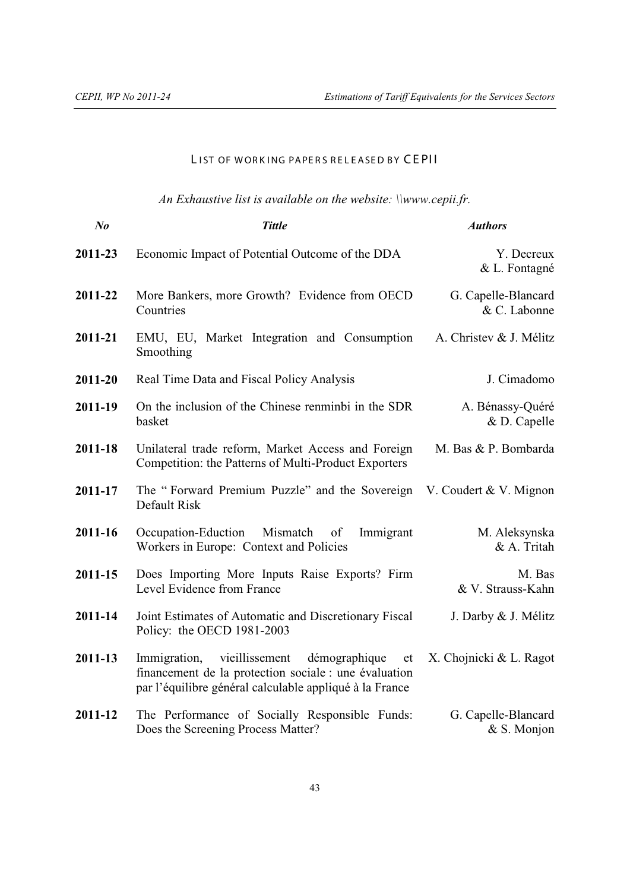## LIST OF WORKING PAPERS RELEASED BY CEPII

*An Exhaustive list is available on the website: \\www.cepii.fr.*

| *No* | *Tittle* | *Authors* |
| --- | --- | --- |
| **2011-23** | Economic Impact of Potential Outcome of the DDA | Y. Decreux & L. Fontagné |
| **2011-22** | More Bankers, more Growth? Evidence from OECD Countries | G. Capelle-Blancard & C. Labonne |
| **2011-21** | EMU, EU, Market Integration and Consumption Smoothing | A. Christev & J. Mélitz |
| **2011-20** | Real Time Data and Fiscal Policy Analysis | J. Cimadomo |
| **2011-19** | On the inclusion of the Chinese renminbi in the SDR basket | A. Bénassy-Quéré & D. Capelle |
| **2011-18** | Unilateral trade reform, Market Access and Foreign Competition: the Patterns of Multi-Product Exporters | M. Bas & P. Bombarda |
| **2011-17** | The " Forward Premium Puzzle" and the Sovereign Default Risk | V. Coudert & V. Mignon |
| **2011-16** | Occupation-Eduction Mismatch of Immigrant Workers in Europe: Context and Policies | M. Aleksynska & A. Tritah |
| **2011-15** | Does Importing More Inputs Raise Exports? Firm Level Evidence from France | M. Bas & V. Strauss-Kahn |
| **2011-14** | Joint Estimates of Automatic and Discretionary Fiscal Policy: the OECD 1981-2003 | J. Darby & J. Mélitz |
| **2011-13** | Immigration, vieillissement démographique et financement de la protection sociale : une évaluation par l'équilibre général calculable appliqué à la France | X. Chojnicki & L. Ragot |
| **2011-12** | The Performance of Socially Responsible Funds: Does the Screening Process Matter? | G. Capelle-Blancard & S. Monjon |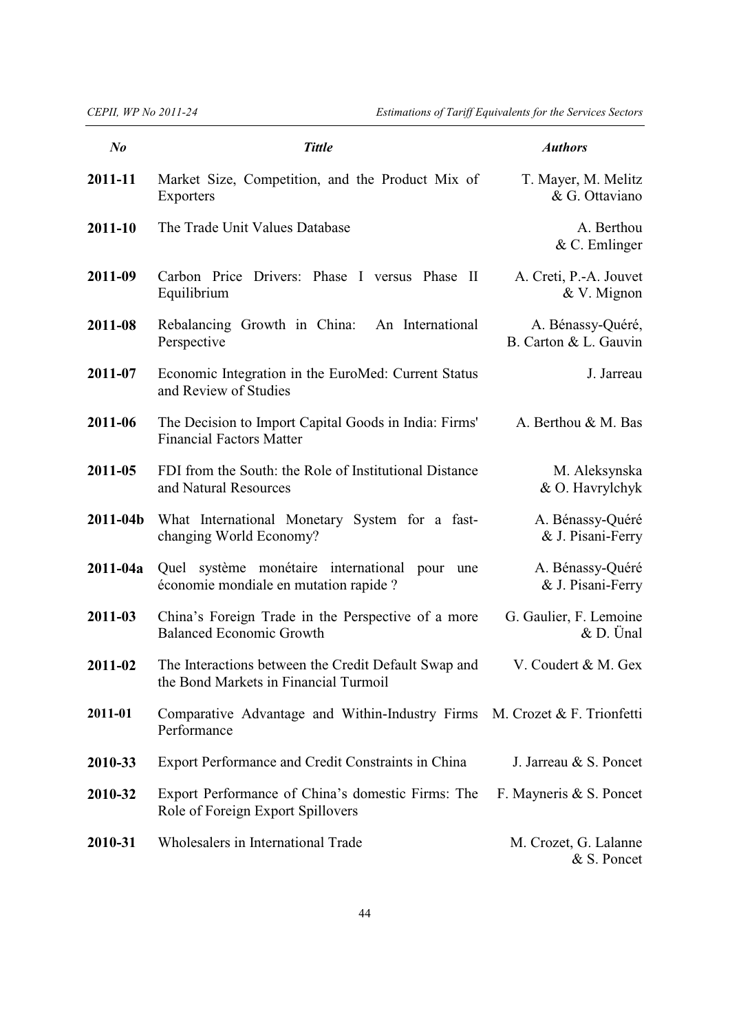| *No* | *Tittle* | *Authors* |
|---|---|---|
| **2011-11** | Market Size, Competition, and the Product Mix of Exporters | T. Mayer, M. Melitz & G. Ottaviano |
| **2011-10** | The Trade Unit Values Database | A. Berthou & C. Emlinger |
| **2011-09** | Carbon Price Drivers: Phase I versus Phase II Equilibrium | A. Creti, P.-A. Jouvet & V. Mignon |
| **2011-08** | Rebalancing Growth in China: An International Perspective | A. Bénassy-Quéré, B. Carton & L. Gauvin |
| **2011-07** | Economic Integration in the EuroMed: Current Status and Review of Studies | J. Jarreau |
| **2011-06** | The Decision to Import Capital Goods in India: Firms' Financial Factors Matter | A. Berthou & M. Bas |
| **2011-05** | FDI from the South: the Role of Institutional Distance and Natural Resources | M. Aleksynska & O. Havrylchyk |
| **2011-04b** | What International Monetary System for a fast-changing World Economy? | A. Bénassy-Quéré & J. Pisani-Ferry |
| **2011-04a** | Quel système monétaire international pour une économie mondiale en mutation rapide ? | A. Bénassy-Quéré & J. Pisani-Ferry |
| **2011-03** | China's Foreign Trade in the Perspective of a more Balanced Economic Growth | G. Gaulier, F. Lemoine & D. Ünal |
| **2011-02** | The Interactions between the Credit Default Swap and the Bond Markets in Financial Turmoil | V. Coudert & M. Gex |
| **2011-01** | Comparative Advantage and Within-Industry Firms Performance | M. Crozet & F. Trionfetti |
| **2010-33** | Export Performance and Credit Constraints in China | J. Jarreau & S. Poncet |
| **2010-32** | Export Performance of China's domestic Firms: The Role of Foreign Export Spillovers | F. Mayneris & S. Poncet |
| **2010-31** | Wholesalers in International Trade | M. Crozet, G. Lalanne & S. Poncet |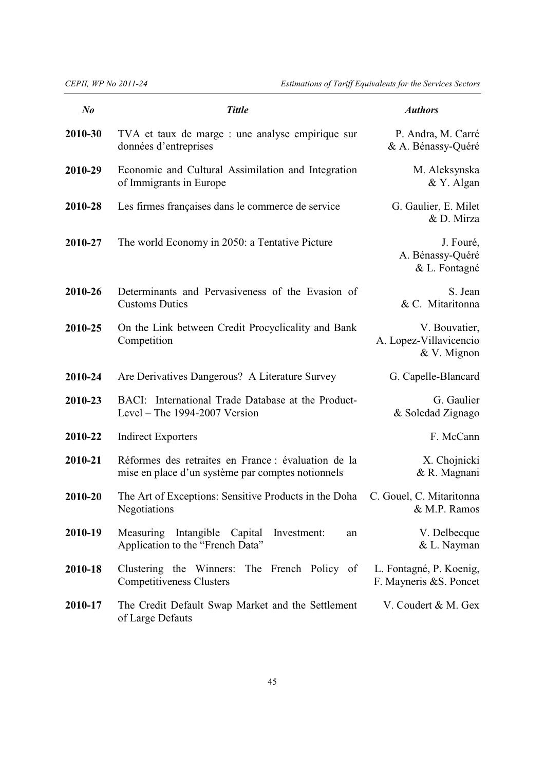| No | Tittle | Authors |
|---|---|---|
| 2010-30 | TVA et taux de marge : une analyse empirique sur données d'entreprises | P. Andra, M. Carré & A. Bénassy-Quéré |
| 2010-29 | Economic and Cultural Assimilation and Integration of Immigrants in Europe | M. Aleksynska & Y. Algan |
| 2010-28 | Les firmes françaises dans le commerce de service | G. Gaulier, E. Milet & D. Mirza |
| 2010-27 | The world Economy in 2050: a Tentative Picture | J. Fouré, A. Bénassy-Quéré & L. Fontagné |
| 2010-26 | Determinants and Pervasiveness of the Evasion of Customs Duties | S. Jean & C. Mitaritonna |
| 2010-25 | On the Link between Credit Procyclicality and Bank Competition | V. Bouvatier, A. Lopez-Villavicencio & V. Mignon |
| 2010-24 | Are Derivatives Dangerous? A Literature Survey | G. Capelle-Blancard |
| 2010-23 | BACI: International Trade Database at the Product-Level – The 1994-2007 Version | G. Gaulier & Soledad Zignago |
| 2010-22 | Indirect Exporters | F. McCann |
| 2010-21 | Réformes des retraites en France : évaluation de la mise en place d'un système par comptes notionnels | X. Chojnicki & R. Magnani |
| 2010-20 | The Art of Exceptions: Sensitive Products in the Doha Negotiations | C. Gouel, C. Mitaritonna & M.P. Ramos |
| 2010-19 | Measuring Intangible Capital Investment: an Application to the "French Data" | V. Delbecque & L. Nayman |
| 2010-18 | Clustering the Winners: The French Policy of Competitiveness Clusters | L. Fontagné, P. Koenig, F. Mayneris &S. Poncet |
| 2010-17 | The Credit Default Swap Market and the Settlement of Large Defauts | V. Coudert & M. Gex |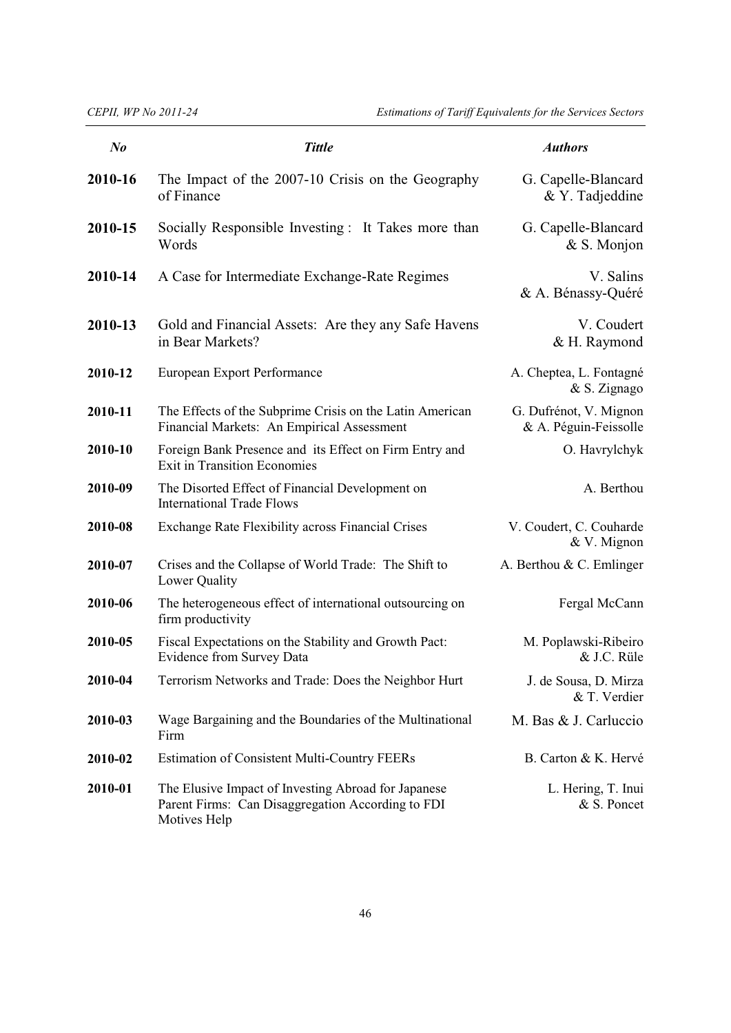| *No* | *Tittle* | *Authors* |
|---|---|---|
| **2010-16** | The Impact of the 2007-10 Crisis on the Geography of Finance | G. Capelle-Blancard & Y. Tadjeddine |
| **2010-15** | Socially Responsible Investing : It Takes more than Words | G. Capelle-Blancard & S. Monjon |
| **2010-14** | A Case for Intermediate Exchange-Rate Regimes | V. Salins & A. Bénassy-Quéré |
| **2010-13** | Gold and Financial Assets: Are they any Safe Havens in Bear Markets? | V. Coudert & H. Raymond |
| **2010-12** | European Export Performance | A. Cheptea, L. Fontagné & S. Zignago |
| **2010-11** | The Effects of the Subprime Crisis on the Latin American Financial Markets: An Empirical Assessment | G. Dufrénot, V. Mignon & A. Péguin-Feissolle |
| **2010-10** | Foreign Bank Presence and its Effect on Firm Entry and Exit in Transition Economies | O. Havrylchyk |
| **2010-09** | The Disorted Effect of Financial Development on International Trade Flows | A. Berthou |
| **2010-08** | Exchange Rate Flexibility across Financial Crises | V. Coudert, C. Couharde & V. Mignon |
| **2010-07** | Crises and the Collapse of World Trade: The Shift to Lower Quality | A. Berthou & C. Emlinger |
| **2010-06** | The heterogeneous effect of international outsourcing on firm productivity | Fergal McCann |
| **2010-05** | Fiscal Expectations on the Stability and Growth Pact: Evidence from Survey Data | M. Poplawski-Ribeiro & J.C. Rüle |
| **2010-04** | Terrorism Networks and Trade: Does the Neighbor Hurt | J. de Sousa, D. Mirza & T. Verdier |
| **2010-03** | Wage Bargaining and the Boundaries of the Multinational Firm | M. Bas & J. Carluccio |
| **2010-02** | Estimation of Consistent Multi-Country FEERs | B. Carton & K. Hervé |
| **2010-01** | The Elusive Impact of Investing Abroad for Japanese Parent Firms: Can Disaggregation According to FDI Motives Help | L. Hering, T. Inui & S. Poncet |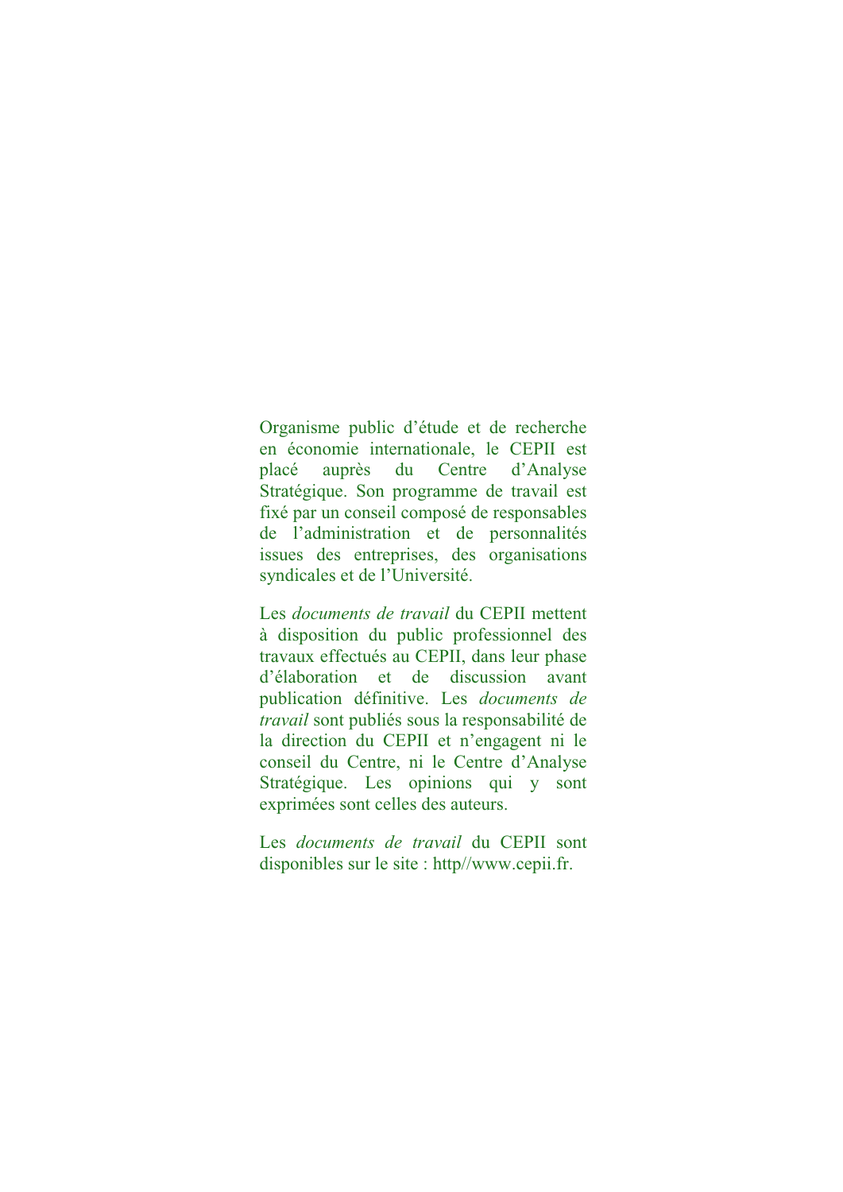Organisme public d'étude et de recherche en économie internationale, le CEPII est placé auprès du Centre d'Analyse Stratégique. Son programme de travail est fixé par un conseil composé de responsables de l'administration et de personnalités issues des entreprises, des organisations syndicales et de l'Université.

Les *documents de travail* du CEPII mettent à disposition du public professionnel des travaux effectués au CEPII, dans leur phase d'élaboration et de discussion avant publication définitive. Les *documents de travail* sont publiés sous la responsabilité de la direction du CEPII et n'engagent ni le conseil du Centre, ni le Centre d'Analyse Stratégique. Les opinions qui y sont exprimées sont celles des auteurs.

Les *documents de travail* du CEPII sont disponibles sur le site : http//www.cepii.fr.